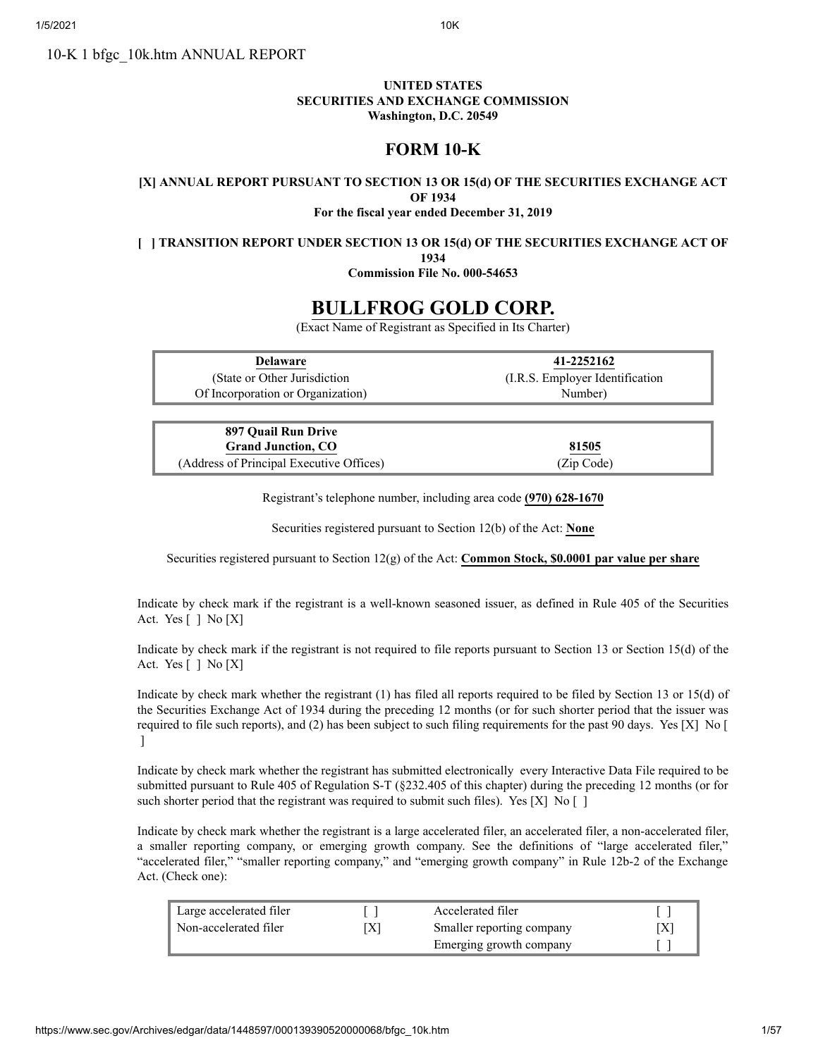10-K 1 bfgc_10k.htm ANNUAL REPORT

**UNITED STATES**
**SECURITIES AND EXCHANGE COMMISSION**
**Washington, D.C. 20549**

# FORM 10-K

**[X] ANNUAL REPORT PURSUANT TO SECTION 13 OR 15(d) OF THE SECURITIES EXCHANGE ACT OF 1934**
**For the fiscal year ended December 31, 2019**

**[ ] TRANSITION REPORT UNDER SECTION 13 OR 15(d) OF THE SECURITIES EXCHANGE ACT OF 1934**
**Commission File No. 000-54653**

# BULLFROG GOLD CORP.

(Exact Name of Registrant as Specified in Its Charter)

| **Delaware** | **41-2252162** |
|---|---|
| (State or Other Jurisdiction Of Incorporation or Organization) | (I.R.S. Employer Identification Number) |

| **897 Quail Run Drive Grand Junction, CO** | **81505** |
|---|---|
| (Address of Principal Executive Offices) | (Zip Code) |

Registrant's telephone number, including area code **(970) 628-1670**

Securities registered pursuant to Section 12(b) of the Act: **None**

Securities registered pursuant to Section 12(g) of the Act: **Common Stock, $0.0001 par value per share**

Indicate by check mark if the registrant is a well-known seasoned issuer, as defined in Rule 405 of the Securities Act. Yes [ ] No [X]

Indicate by check mark if the registrant is not required to file reports pursuant to Section 13 or Section 15(d) of the Act. Yes [ ] No [X]

Indicate by check mark whether the registrant (1) has filed all reports required to be filed by Section 13 or 15(d) of the Securities Exchange Act of 1934 during the preceding 12 months (or for such shorter period that the issuer was required to file such reports), and (2) has been subject to such filing requirements for the past 90 days. Yes [X] No [ ]

Indicate by check mark whether the registrant has submitted electronically every Interactive Data File required to be submitted pursuant to Rule 405 of Regulation S-T (§232.405 of this chapter) during the preceding 12 months (or for such shorter period that the registrant was required to submit such files). Yes [X] No [ ]

Indicate by check mark whether the registrant is a large accelerated filer, an accelerated filer, a non-accelerated filer, a smaller reporting company, or emerging growth company. See the definitions of "large accelerated filer," "accelerated filer," "smaller reporting company," and "emerging growth company" in Rule 12b-2 of the Exchange Act. (Check one):

| Large accelerated filer | [ ] | Accelerated filer | [ ] |
|---|---|---|---|
| Non-accelerated filer | [X] | Smaller reporting company | [X] |
| | | Emerging growth company | [ ] |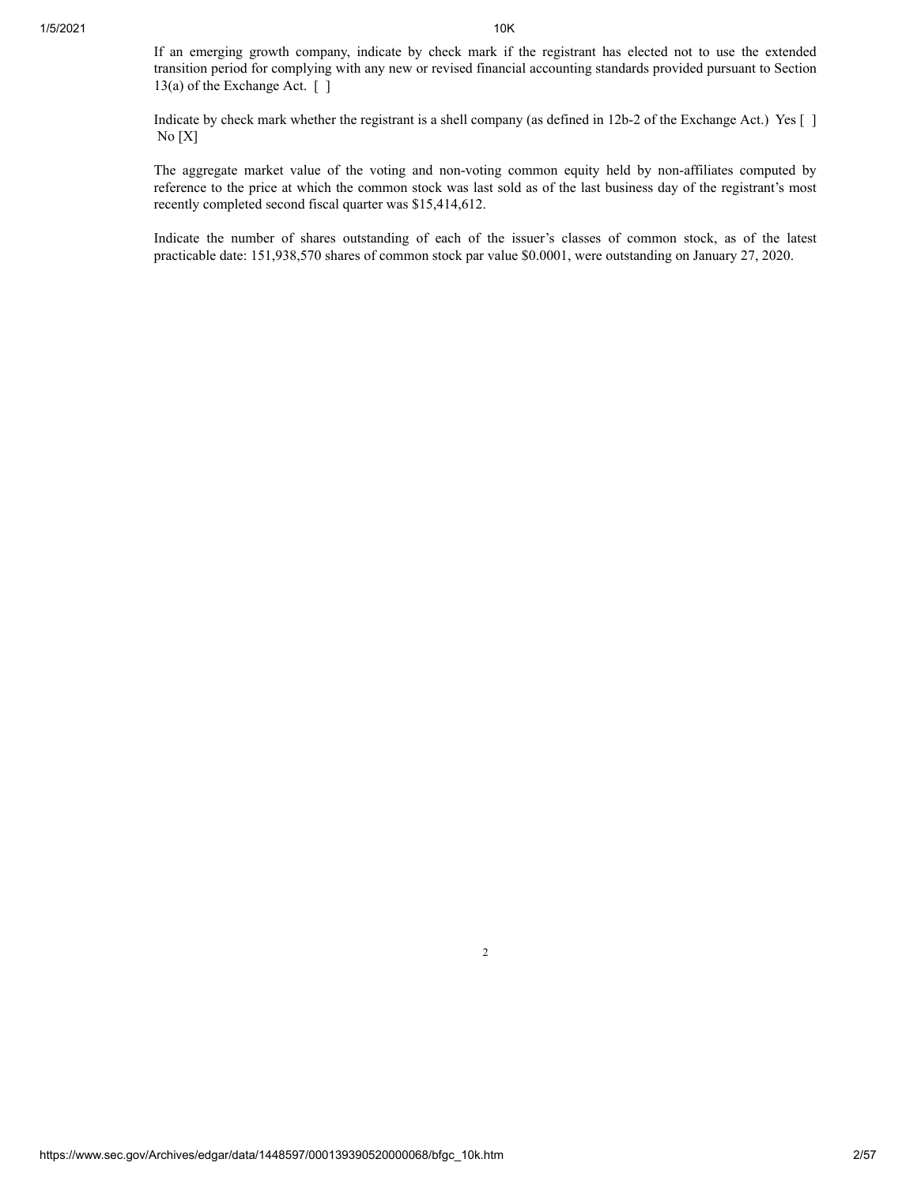If an emerging growth company, indicate by check mark if the registrant has elected not to use the extended transition period for complying with any new or revised financial accounting standards provided pursuant to Section 13(a) of the Exchange Act. [ ]

Indicate by check mark whether the registrant is a shell company (as defined in 12b-2 of the Exchange Act.) Yes [ ] No [X]

The aggregate market value of the voting and non-voting common equity held by non-affiliates computed by reference to the price at which the common stock was last sold as of the last business day of the registrant's most recently completed second fiscal quarter was $15,414,612.

Indicate the number of shares outstanding of each of the issuer's classes of common stock, as of the latest practicable date: 151,938,570 shares of common stock par value $0.0001, were outstanding on January 27, 2020.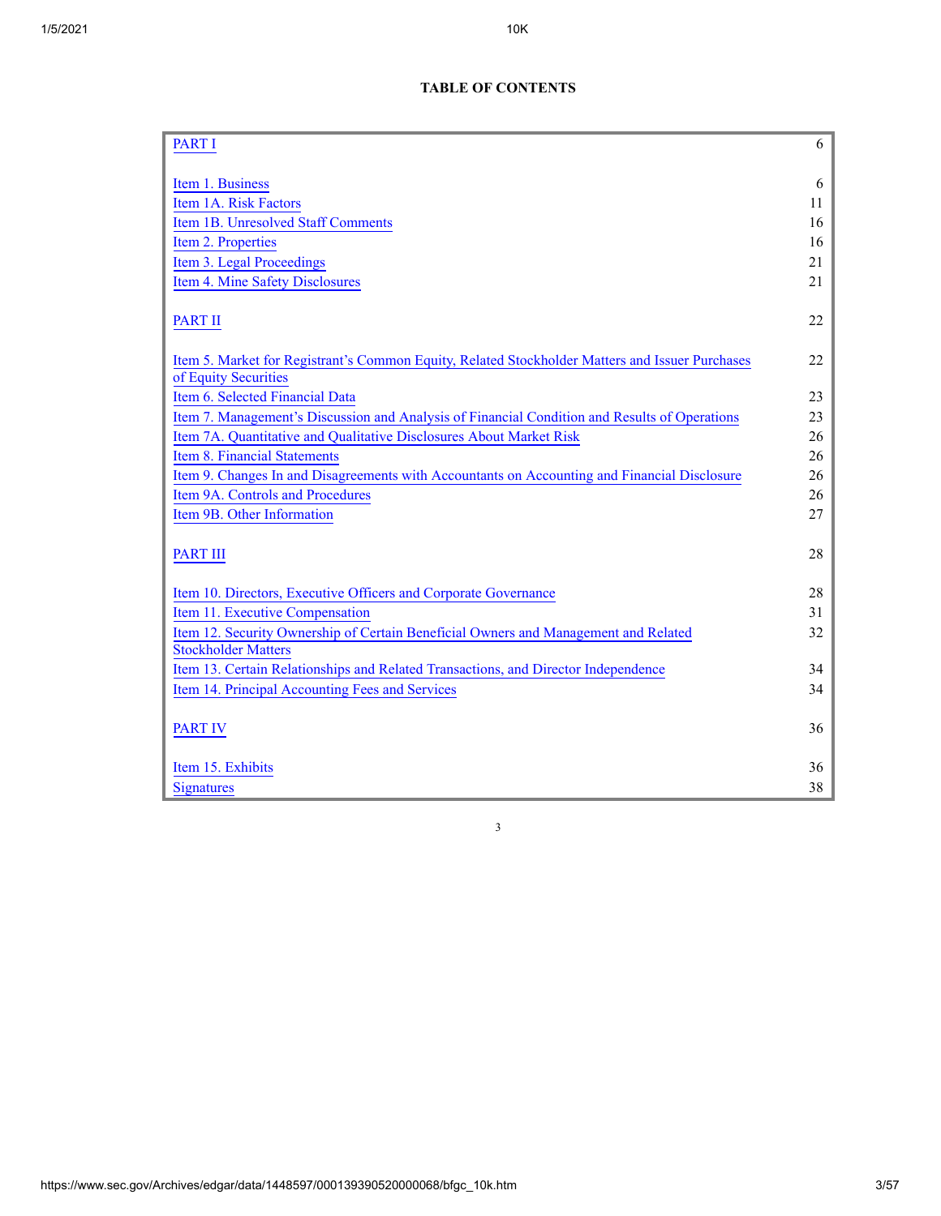**TABLE OF CONTENTS**

| | |
|---|---|
| PART I | 6 |
| | |
| Item 1. Business | 6 |
| Item 1A. Risk Factors | 11 |
| Item 1B. Unresolved Staff Comments | 16 |
| Item 2. Properties | 16 |
| Item 3. Legal Proceedings | 21 |
| Item 4. Mine Safety Disclosures | 21 |
| | |
| PART II | 22 |
| | |
| Item 5. Market for Registrant's Common Equity, Related Stockholder Matters and Issuer Purchases of Equity Securities | 22 |
| Item 6. Selected Financial Data | 23 |
| Item 7. Management's Discussion and Analysis of Financial Condition and Results of Operations | 23 |
| Item 7A. Quantitative and Qualitative Disclosures About Market Risk | 26 |
| Item 8. Financial Statements | 26 |
| Item 9. Changes In and Disagreements with Accountants on Accounting and Financial Disclosure | 26 |
| Item 9A. Controls and Procedures | 26 |
| Item 9B. Other Information | 27 |
| | |
| PART III | 28 |
| | |
| Item 10. Directors, Executive Officers and Corporate Governance | 28 |
| Item 11. Executive Compensation | 31 |
| Item 12. Security Ownership of Certain Beneficial Owners and Management and Related Stockholder Matters | 32 |
| Item 13. Certain Relationships and Related Transactions, and Director Independence | 34 |
| Item 14. Principal Accounting Fees and Services | 34 |
| | |
| PART IV | 36 |
| | |
| Item 15. Exhibits | 36 |
| Signatures | 38 |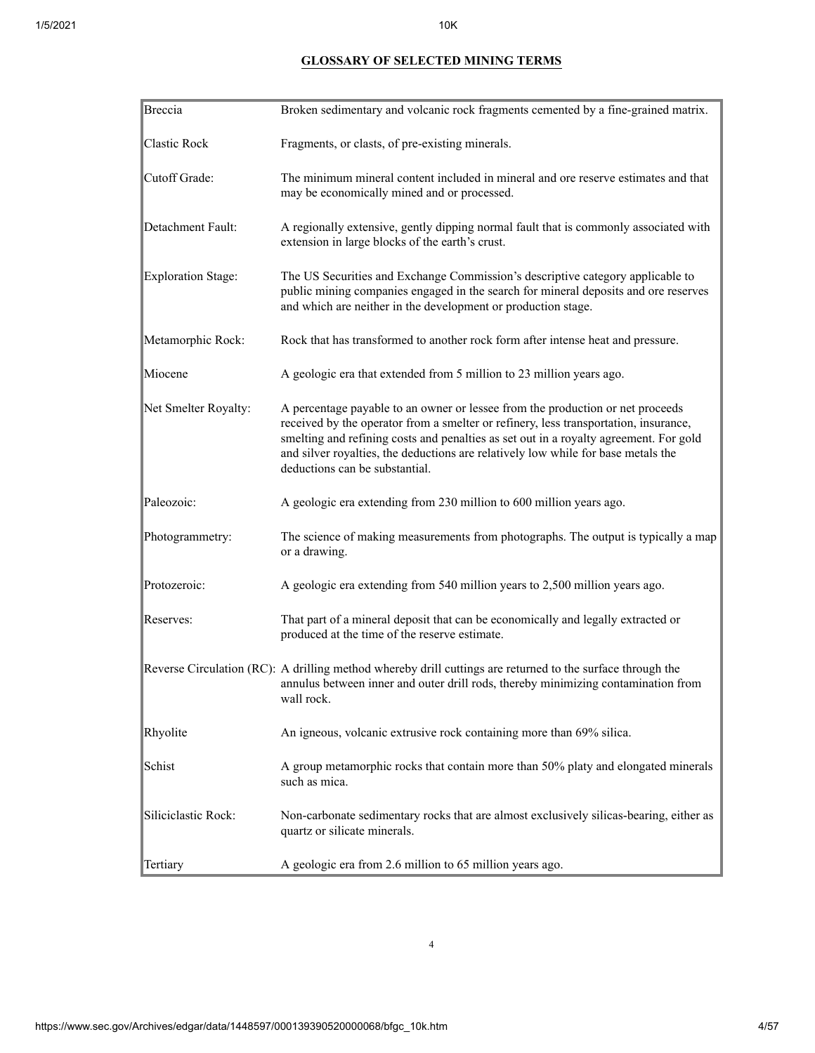## GLOSSARY OF SELECTED MINING TERMS

| | |
|---|---|
| Breccia | Broken sedimentary and volcanic rock fragments cemented by a fine-grained matrix. |
| Clastic Rock | Fragments, or clasts, of pre-existing minerals. |
| Cutoff Grade: | The minimum mineral content included in mineral and ore reserve estimates and that may be economically mined and or processed. |
| Detachment Fault: | A regionally extensive, gently dipping normal fault that is commonly associated with extension in large blocks of the earth's crust. |
| Exploration Stage: | The US Securities and Exchange Commission's descriptive category applicable to public mining companies engaged in the search for mineral deposits and ore reserves and which are neither in the development or production stage. |
| Metamorphic Rock: | Rock that has transformed to another rock form after intense heat and pressure. |
| Miocene | A geologic era that extended from 5 million to 23 million years ago. |
| Net Smelter Royalty: | A percentage payable to an owner or lessee from the production or net proceeds received by the operator from a smelter or refinery, less transportation, insurance, smelting and refining costs and penalties as set out in a royalty agreement. For gold and silver royalties, the deductions are relatively low while for base metals the deductions can be substantial. |
| Paleozoic: | A geologic era extending from 230 million to 600 million years ago. |
| Photogrammetry: | The science of making measurements from photographs. The output is typically a map or a drawing. |
| Protozeroic: | A geologic era extending from 540 million years to 2,500 million years ago. |
| Reserves: | That part of a mineral deposit that can be economically and legally extracted or produced at the time of the reserve estimate. |
| Reverse Circulation (RC): | A drilling method whereby drill cuttings are returned to the surface through the annulus between inner and outer drill rods, thereby minimizing contamination from wall rock. |
| Rhyolite | An igneous, volcanic extrusive rock containing more than 69% silica. |
| Schist | A group metamorphic rocks that contain more than 50% platy and elongated minerals such as mica. |
| Siliciclastic Rock: | Non-carbonate sedimentary rocks that are almost exclusively silicas-bearing, either as quartz or silicate minerals. |
| Tertiary | A geologic era from 2.6 million to 65 million years ago. |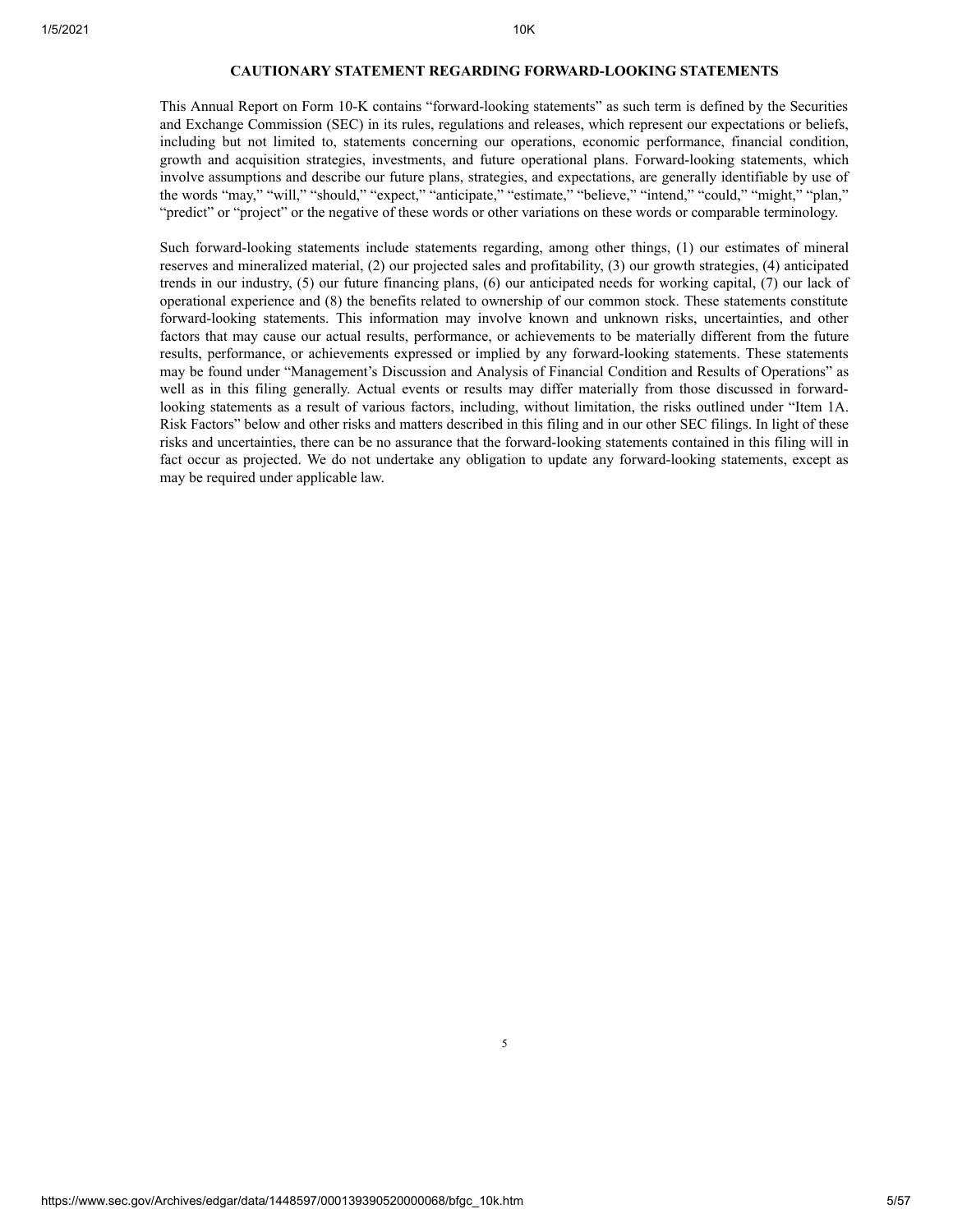## CAUTIONARY STATEMENT REGARDING FORWARD-LOOKING STATEMENTS

This Annual Report on Form 10-K contains "forward-looking statements" as such term is defined by the Securities and Exchange Commission (SEC) in its rules, regulations and releases, which represent our expectations or beliefs, including but not limited to, statements concerning our operations, economic performance, financial condition, growth and acquisition strategies, investments, and future operational plans. Forward-looking statements, which involve assumptions and describe our future plans, strategies, and expectations, are generally identifiable by use of the words "may," "will," "should," "expect," "anticipate," "estimate," "believe," "intend," "could," "might," "plan," "predict" or "project" or the negative of these words or other variations on these words or comparable terminology.

Such forward-looking statements include statements regarding, among other things, (1) our estimates of mineral reserves and mineralized material, (2) our projected sales and profitability, (3) our growth strategies, (4) anticipated trends in our industry, (5) our future financing plans, (6) our anticipated needs for working capital, (7) our lack of operational experience and (8) the benefits related to ownership of our common stock. These statements constitute forward-looking statements. This information may involve known and unknown risks, uncertainties, and other factors that may cause our actual results, performance, or achievements to be materially different from the future results, performance, or achievements expressed or implied by any forward-looking statements. These statements may be found under "Management's Discussion and Analysis of Financial Condition and Results of Operations" as well as in this filing generally. Actual events or results may differ materially from those discussed in forward-looking statements as a result of various factors, including, without limitation, the risks outlined under "Item 1A. Risk Factors" below and other risks and matters described in this filing and in our other SEC filings. In light of these risks and uncertainties, there can be no assurance that the forward-looking statements contained in this filing will in fact occur as projected. We do not undertake any obligation to update any forward-looking statements, except as may be required under applicable law.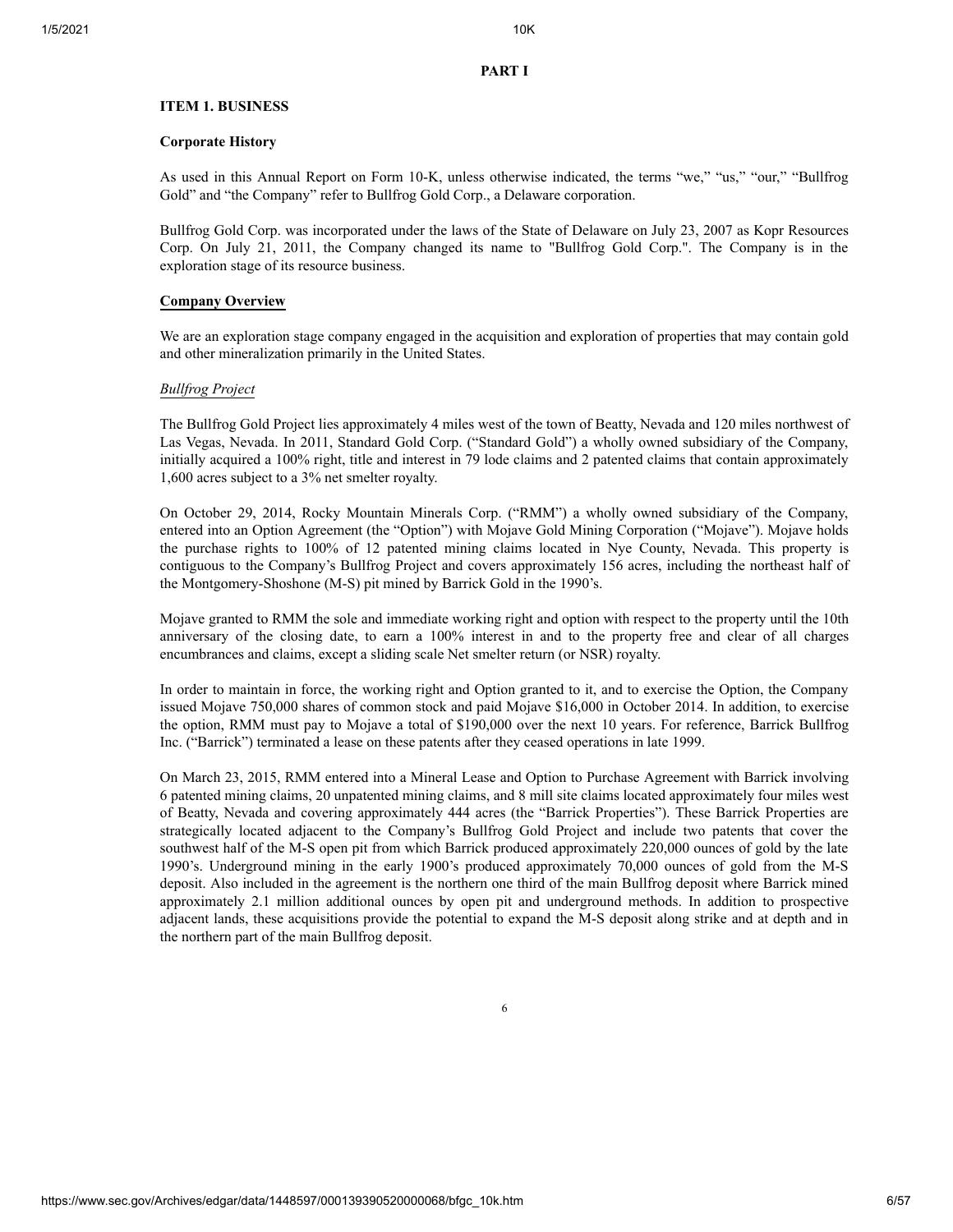# PART I

## ITEM 1. BUSINESS

### Corporate History

As used in this Annual Report on Form 10-K, unless otherwise indicated, the terms "we," "us," "our," "Bullfrog Gold" and "the Company" refer to Bullfrog Gold Corp., a Delaware corporation.

Bullfrog Gold Corp. was incorporated under the laws of the State of Delaware on July 23, 2007 as Kopr Resources Corp. On July 21, 2011, the Company changed its name to "Bullfrog Gold Corp.". The Company is in the exploration stage of its resource business.

### Company Overview

We are an exploration stage company engaged in the acquisition and exploration of properties that may contain gold and other mineralization primarily in the United States.

*Bullfrog Project*

The Bullfrog Gold Project lies approximately 4 miles west of the town of Beatty, Nevada and 120 miles northwest of Las Vegas, Nevada. In 2011, Standard Gold Corp. ("Standard Gold") a wholly owned subsidiary of the Company, initially acquired a 100% right, title and interest in 79 lode claims and 2 patented claims that contain approximately 1,600 acres subject to a 3% net smelter royalty.

On October 29, 2014, Rocky Mountain Minerals Corp. ("RMM") a wholly owned subsidiary of the Company, entered into an Option Agreement (the "Option") with Mojave Gold Mining Corporation ("Mojave"). Mojave holds the purchase rights to 100% of 12 patented mining claims located in Nye County, Nevada. This property is contiguous to the Company's Bullfrog Project and covers approximately 156 acres, including the northeast half of the Montgomery-Shoshone (M-S) pit mined by Barrick Gold in the 1990's.

Mojave granted to RMM the sole and immediate working right and option with respect to the property until the 10th anniversary of the closing date, to earn a 100% interest in and to the property free and clear of all charges encumbrances and claims, except a sliding scale Net smelter return (or NSR) royalty.

In order to maintain in force, the working right and Option granted to it, and to exercise the Option, the Company issued Mojave 750,000 shares of common stock and paid Mojave $16,000 in October 2014. In addition, to exercise the option, RMM must pay to Mojave a total of $190,000 over the next 10 years. For reference, Barrick Bullfrog Inc. ("Barrick") terminated a lease on these patents after they ceased operations in late 1999.

On March 23, 2015, RMM entered into a Mineral Lease and Option to Purchase Agreement with Barrick involving 6 patented mining claims, 20 unpatented mining claims, and 8 mill site claims located approximately four miles west of Beatty, Nevada and covering approximately 444 acres (the "Barrick Properties"). These Barrick Properties are strategically located adjacent to the Company's Bullfrog Gold Project and include two patents that cover the southwest half of the M-S open pit from which Barrick produced approximately 220,000 ounces of gold by the late 1990's. Underground mining in the early 1900's produced approximately 70,000 ounces of gold from the M-S deposit. Also included in the agreement is the northern one third of the main Bullfrog deposit where Barrick mined approximately 2.1 million additional ounces by open pit and underground methods. In addition to prospective adjacent lands, these acquisitions provide the potential to expand the M-S deposit along strike and at depth and in the northern part of the main Bullfrog deposit.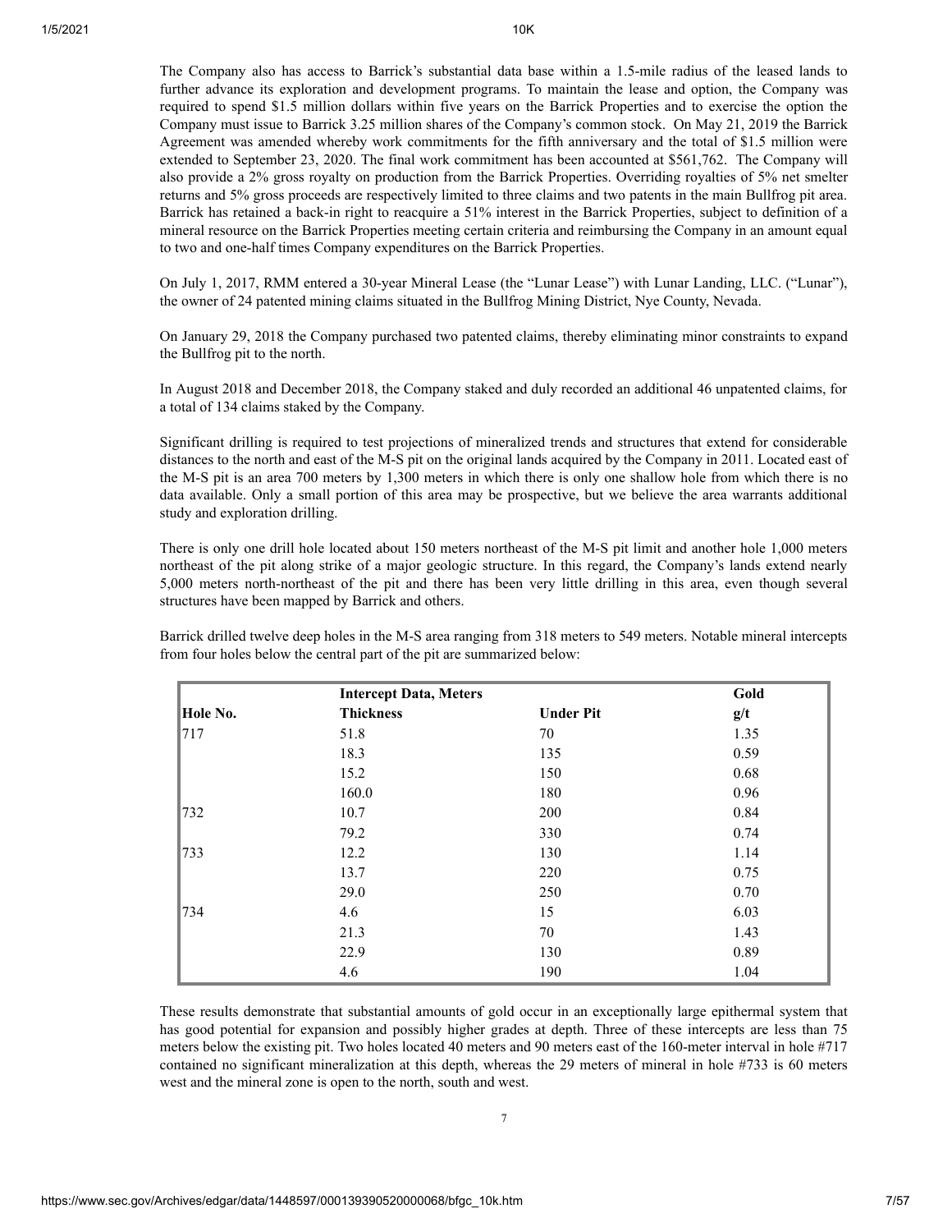The Company also has access to Barrick's substantial data base within a 1.5-mile radius of the leased lands to further advance its exploration and development programs. To maintain the lease and option, the Company was required to spend $1.5 million dollars within five years on the Barrick Properties and to exercise the option the Company must issue to Barrick 3.25 million shares of the Company's common stock. On May 21, 2019 the Barrick Agreement was amended whereby work commitments for the fifth anniversary and the total of $1.5 million were extended to September 23, 2020. The final work commitment has been accounted at $561,762. The Company will also provide a 2% gross royalty on production from the Barrick Properties. Overriding royalties of 5% net smelter returns and 5% gross proceeds are respectively limited to three claims and two patents in the main Bullfrog pit area. Barrick has retained a back-in right to reacquire a 51% interest in the Barrick Properties, subject to definition of a mineral resource on the Barrick Properties meeting certain criteria and reimbursing the Company in an amount equal to two and one-half times Company expenditures on the Barrick Properties.

On July 1, 2017, RMM entered a 30-year Mineral Lease (the "Lunar Lease") with Lunar Landing, LLC. ("Lunar"), the owner of 24 patented mining claims situated in the Bullfrog Mining District, Nye County, Nevada.

On January 29, 2018 the Company purchased two patented claims, thereby eliminating minor constraints to expand the Bullfrog pit to the north.

In August 2018 and December 2018, the Company staked and duly recorded an additional 46 unpatented claims, for a total of 134 claims staked by the Company.

Significant drilling is required to test projections of mineralized trends and structures that extend for considerable distances to the north and east of the M-S pit on the original lands acquired by the Company in 2011. Located east of the M-S pit is an area 700 meters by 1,300 meters in which there is only one shallow hole from which there is no data available. Only a small portion of this area may be prospective, but we believe the area warrants additional study and exploration drilling.

There is only one drill hole located about 150 meters northeast of the M-S pit limit and another hole 1,000 meters northeast of the pit along strike of a major geologic structure. In this regard, the Company's lands extend nearly 5,000 meters north-northeast of the pit and there has been very little drilling in this area, even though several structures have been mapped by Barrick and others.

Barrick drilled twelve deep holes in the M-S area ranging from 318 meters to 549 meters. Notable mineral intercepts from four holes below the central part of the pit are summarized below:

| | **Intercept Data, Meters** | | **Gold** |
|---|---|---|---|
| **Hole No.** | **Thickness** | **Under Pit** | **g/t** |
| 717 | 51.8 | 70 | 1.35 |
| | 18.3 | 135 | 0.59 |
| | 15.2 | 150 | 0.68 |
| | 160.0 | 180 | 0.96 |
| 732 | 10.7 | 200 | 0.84 |
| | 79.2 | 330 | 0.74 |
| 733 | 12.2 | 130 | 1.14 |
| | 13.7 | 220 | 0.75 |
| | 29.0 | 250 | 0.70 |
| 734 | 4.6 | 15 | 6.03 |
| | 21.3 | 70 | 1.43 |
| | 22.9 | 130 | 0.89 |
| | 4.6 | 190 | 1.04 |

These results demonstrate that substantial amounts of gold occur in an exceptionally large epithermal system that has good potential for expansion and possibly higher grades at depth. Three of these intercepts are less than 75 meters below the existing pit. Two holes located 40 meters and 90 meters east of the 160-meter interval in hole #717 contained no significant mineralization at this depth, whereas the 29 meters of mineral in hole #733 is 60 meters west and the mineral zone is open to the north, south and west.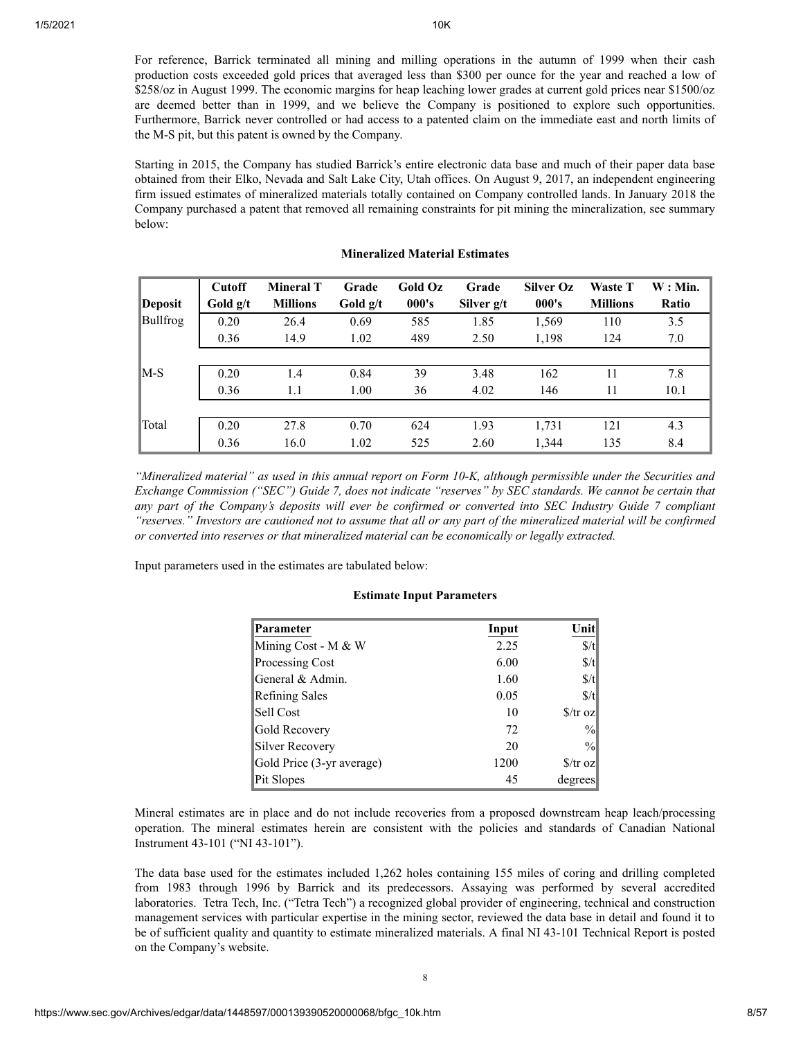For reference, Barrick terminated all mining and milling operations in the autumn of 1999 when their cash production costs exceeded gold prices that averaged less than $300 per ounce for the year and reached a low of $258/oz in August 1999. The economic margins for heap leaching lower grades at current gold prices near $1500/oz are deemed better than in 1999, and we believe the Company is positioned to explore such opportunities. Furthermore, Barrick never controlled or had access to a patented claim on the immediate east and north limits of the M-S pit, but this patent is owned by the Company.

Starting in 2015, the Company has studied Barrick's entire electronic data base and much of their paper data base obtained from their Elko, Nevada and Salt Lake City, Utah offices. On August 9, 2017, an independent engineering firm issued estimates of mineralized materials totally contained on Company controlled lands. In January 2018 the Company purchased a patent that removed all remaining constraints for pit mining the mineralization, see summary below:

**Mineralized Material Estimates**

| Deposit | Cutoff Gold g/t | Mineral T Millions | Grade Gold g/t | Gold Oz 000's | Grade Silver g/t | Silver Oz 000's | Waste T Millions | W : Min. Ratio |
|---|---|---|---|---|---|---|---|---|
| Bullfrog | 0.20 | 26.4 | 0.69 | 585 | 1.85 | 1,569 | 110 | 3.5 |
| | 0.36 | 14.9 | 1.02 | 489 | 2.50 | 1,198 | 124 | 7.0 |
| M-S | 0.20 | 1.4 | 0.84 | 39 | 3.48 | 162 | 11 | 7.8 |
| | 0.36 | 1.1 | 1.00 | 36 | 4.02 | 146 | 11 | 10.1 |
| Total | 0.20 | 27.8 | 0.70 | 624 | 1.93 | 1,731 | 121 | 4.3 |
| | 0.36 | 16.0 | 1.02 | 525 | 2.60 | 1,344 | 135 | 8.4 |

*"Mineralized material" as used in this annual report on Form 10-K, although permissible under the Securities and Exchange Commission ("SEC") Guide 7, does not indicate "reserves" by SEC standards. We cannot be certain that any part of the Company's deposits will ever be confirmed or converted into SEC Industry Guide 7 compliant "reserves." Investors are cautioned not to assume that all or any part of the mineralized material will be confirmed or converted into reserves or that mineralized material can be economically or legally extracted.*

Input parameters used in the estimates are tabulated below:

**Estimate Input Parameters**

| Parameter | Input | Unit |
|---|---|---|
| Mining Cost - M & W | 2.25 | $/t |
| Processing Cost | 6.00 | $/t |
| General & Admin. | 1.60 | $/t |
| Refining Sales | 0.05 | $/t |
| Sell Cost | 10 | $/tr oz |
| Gold Recovery | 72 | % |
| Silver Recovery | 20 | % |
| Gold Price (3-yr average) | 1200 | $/tr oz |
| Pit Slopes | 45 | degrees |

Mineral estimates are in place and do not include recoveries from a proposed downstream heap leach/processing operation. The mineral estimates herein are consistent with the policies and standards of Canadian National Instrument 43-101 ("NI 43-101").

The data base used for the estimates included 1,262 holes containing 155 miles of coring and drilling completed from 1983 through 1996 by Barrick and its predecessors. Assaying was performed by several accredited laboratories. Tetra Tech, Inc. ("Tetra Tech") a recognized global provider of engineering, technical and construction management services with particular expertise in the mining sector, reviewed the data base in detail and found it to be of sufficient quality and quantity to estimate mineralized materials. A final NI 43-101 Technical Report is posted on the Company's website.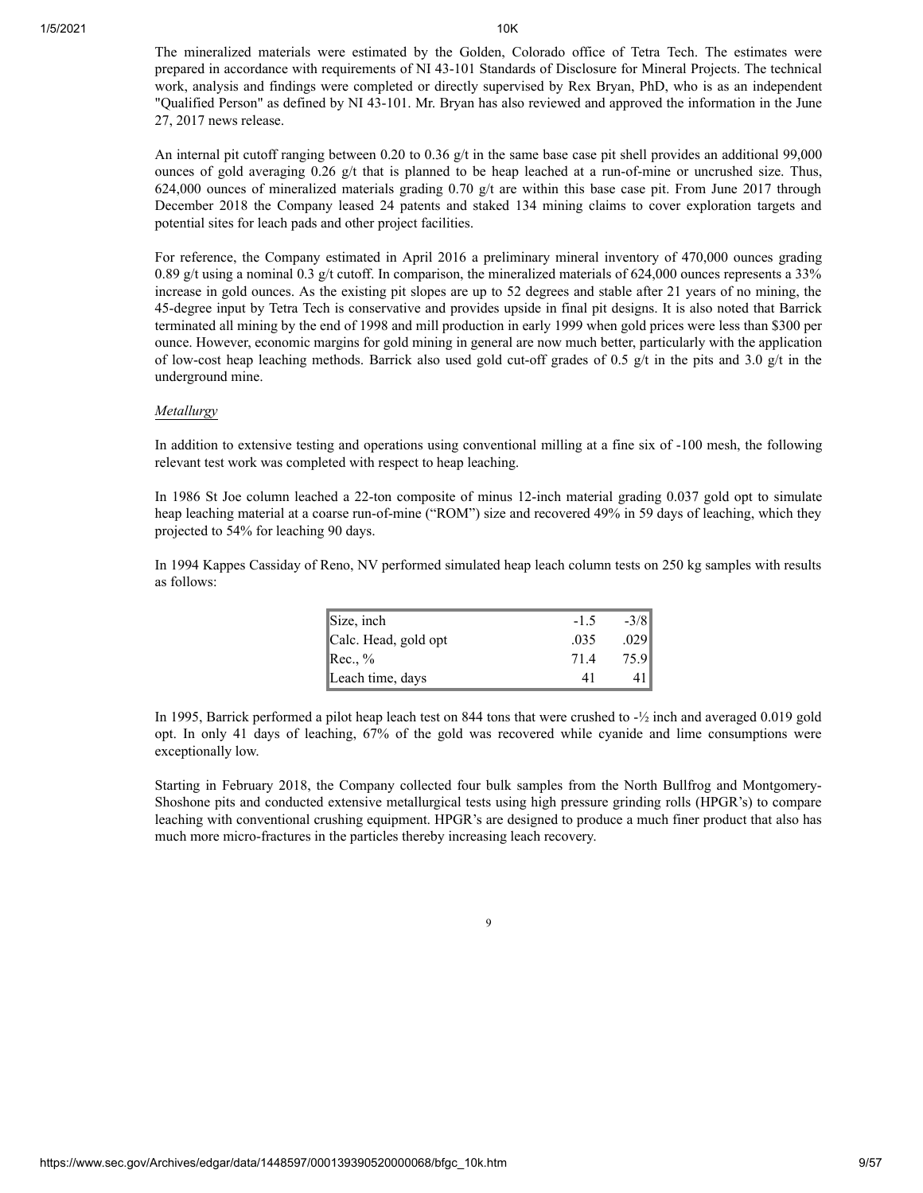The mineralized materials were estimated by the Golden, Colorado office of Tetra Tech. The estimates were prepared in accordance with requirements of NI 43-101 Standards of Disclosure for Mineral Projects. The technical work, analysis and findings were completed or directly supervised by Rex Bryan, PhD, who is as an independent "Qualified Person" as defined by NI 43-101. Mr. Bryan has also reviewed and approved the information in the June 27, 2017 news release.

An internal pit cutoff ranging between 0.20 to 0.36 g/t in the same base case pit shell provides an additional 99,000 ounces of gold averaging 0.26 g/t that is planned to be heap leached at a run-of-mine or uncrushed size. Thus, 624,000 ounces of mineralized materials grading 0.70 g/t are within this base case pit. From June 2017 through December 2018 the Company leased 24 patents and staked 134 mining claims to cover exploration targets and potential sites for leach pads and other project facilities.

For reference, the Company estimated in April 2016 a preliminary mineral inventory of 470,000 ounces grading 0.89 g/t using a nominal 0.3 g/t cutoff. In comparison, the mineralized materials of 624,000 ounces represents a 33% increase in gold ounces. As the existing pit slopes are up to 52 degrees and stable after 21 years of no mining, the 45-degree input by Tetra Tech is conservative and provides upside in final pit designs. It is also noted that Barrick terminated all mining by the end of 1998 and mill production in early 1999 when gold prices were less than $300 per ounce. However, economic margins for gold mining in general are now much better, particularly with the application of low-cost heap leaching methods. Barrick also used gold cut-off grades of 0.5 g/t in the pits and 3.0 g/t in the underground mine.

*Metallurgy*

In addition to extensive testing and operations using conventional milling at a fine six of -100 mesh, the following relevant test work was completed with respect to heap leaching.

In 1986 St Joe column leached a 22-ton composite of minus 12-inch material grading 0.037 gold opt to simulate heap leaching material at a coarse run-of-mine ("ROM") size and recovered 49% in 59 days of leaching, which they projected to 54% for leaching 90 days.

In 1994 Kappes Cassiday of Reno, NV performed simulated heap leach column tests on 250 kg samples with results as follows:

| Size, inch | -1.5 | -3/8 |
|---|---|---|
| Calc. Head, gold opt | .035 | .029 |
| Rec., % | 71.4 | 75.9 |
| Leach time, days | 41 | 41 |

In 1995, Barrick performed a pilot heap leach test on 844 tons that were crushed to -½ inch and averaged 0.019 gold opt. In only 41 days of leaching, 67% of the gold was recovered while cyanide and lime consumptions were exceptionally low.

Starting in February 2018, the Company collected four bulk samples from the North Bullfrog and Montgomery-Shoshone pits and conducted extensive metallurgical tests using high pressure grinding rolls (HPGR's) to compare leaching with conventional crushing equipment. HPGR's are designed to produce a much finer product that also has much more micro-fractures in the particles thereby increasing leach recovery.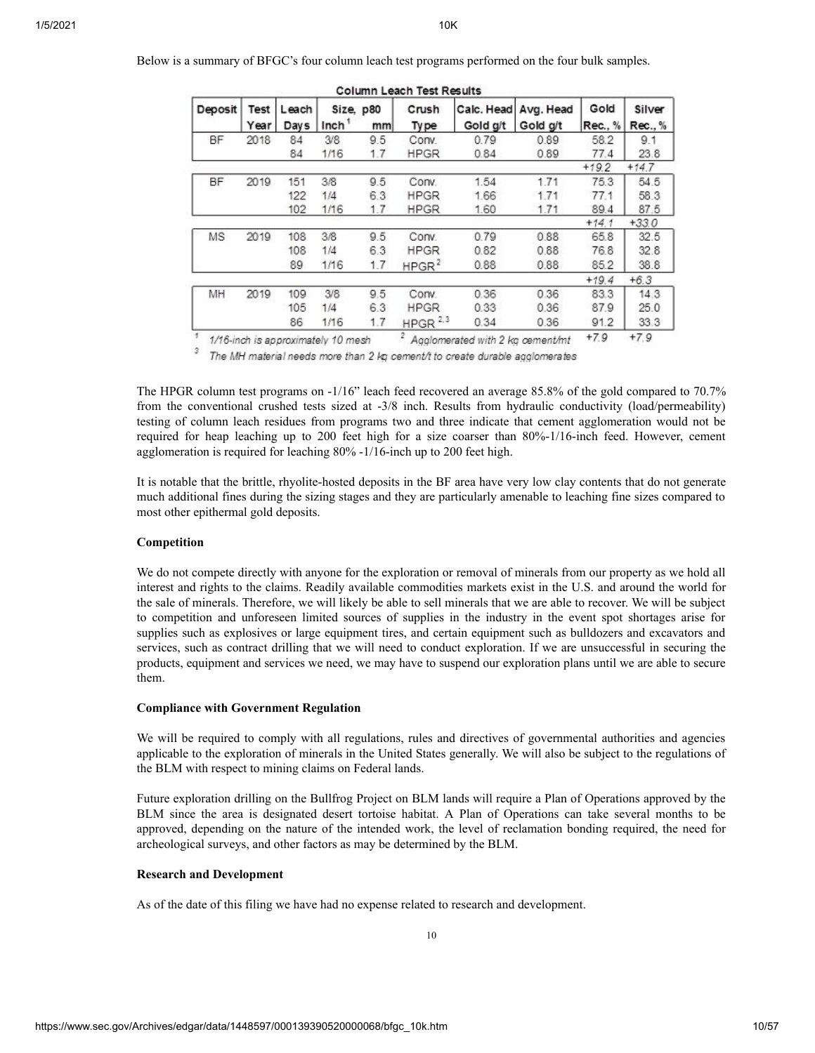Below is a summary of BFGC's four column leach test programs performed on the four bulk samples.

**Column Leach Test Results**

| Deposit | Test Year | Leach Days | Size, p80 Inch[1] | mm | Crush Type | Calc. Head Gold g/t | Avg. Head Gold g/t | Gold Rec., % | Silver Rec., % |
|---|---|---|---|---|---|---|---|---|---|
| BF | 2018 | 84 | 3/8 | 9.5 | Conv. | 0.79 | 0.89 | 58.2 | 9.1 |
| | | 84 | 1/16 | 1.7 | HPGR | 0.84 | 0.89 | 77.4 | 23.8 |
| | | | | | | | | +19.2 | +14.7 |
| BF | 2019 | 151 | 3/8 | 9.5 | Conv. | 1.54 | 1.71 | 75.3 | 54.5 |
| | | 122 | 1/4 | 6.3 | HPGR | 1.66 | 1.71 | 77.1 | 58.3 |
| | | 102 | 1/16 | 1.7 | HPGR | 1.60 | 1.71 | 89.4 | 87.5 |
| | | | | | | | | +14.1 | +33.0 |
| MS | 2019 | 108 | 3/8 | 9.5 | Conv. | 0.79 | 0.88 | 65.8 | 32.5 |
| | | 108 | 1/4 | 6.3 | HPGR | 0.82 | 0.88 | 76.8 | 32.8 |
| | | 89 | 1/16 | 1.7 | HPGR[2] | 0.88 | 0.88 | 85.2 | 38.8 |
| | | | | | | | | +19.4 | +6.3 |
| MH | 2019 | 109 | 3/8 | 9.5 | Conv. | 0.36 | 0.36 | 83.3 | 14.3 |
| | | 105 | 1/4 | 6.3 | HPGR | 0.33 | 0.36 | 87.9 | 25.0 |
| | | 86 | 1/16 | 1.7 | HPGR[2,3] | 0.34 | 0.36 | 91.2 | 33.3 |
| | | | | | | | | +7.9 | +7.9 |

[1] 1/16-inch is approximately 10 mesh [2] Agglomerated with 2 kg cement/mt

[3] The MH material needs more than 2 kg cement/t to create durable agglomerates

The HPGR column test programs on -1/16" leach feed recovered an average 85.8% of the gold compared to 70.7% from the conventional crushed tests sized at -3/8 inch. Results from hydraulic conductivity (load/permeability) testing of column leach residues from programs two and three indicate that cement agglomeration would not be required for heap leaching up to 200 feet high for a size coarser than 80%-1/16-inch feed. However, cement agglomeration is required for leaching 80% -1/16-inch up to 200 feet high.

It is notable that the brittle, rhyolite-hosted deposits in the BF area have very low clay contents that do not generate much additional fines during the sizing stages and they are particularly amenable to leaching fine sizes compared to most other epithermal gold deposits.

**Competition**

We do not compete directly with anyone for the exploration or removal of minerals from our property as we hold all interest and rights to the claims. Readily available commodities markets exist in the U.S. and around the world for the sale of minerals. Therefore, we will likely be able to sell minerals that we are able to recover. We will be subject to competition and unforeseen limited sources of supplies in the industry in the event spot shortages arise for supplies such as explosives or large equipment tires, and certain equipment such as bulldozers and excavators and services, such as contract drilling that we will need to conduct exploration. If we are unsuccessful in securing the products, equipment and services we need, we may have to suspend our exploration plans until we are able to secure them.

**Compliance with Government Regulation**

We will be required to comply with all regulations, rules and directives of governmental authorities and agencies applicable to the exploration of minerals in the United States generally. We will also be subject to the regulations of the BLM with respect to mining claims on Federal lands.

Future exploration drilling on the Bullfrog Project on BLM lands will require a Plan of Operations approved by the BLM since the area is designated desert tortoise habitat. A Plan of Operations can take several months to be approved, depending on the nature of the intended work, the level of reclamation bonding required, the need for archeological surveys, and other factors as may be determined by the BLM.

**Research and Development**

As of the date of this filing we have had no expense related to research and development.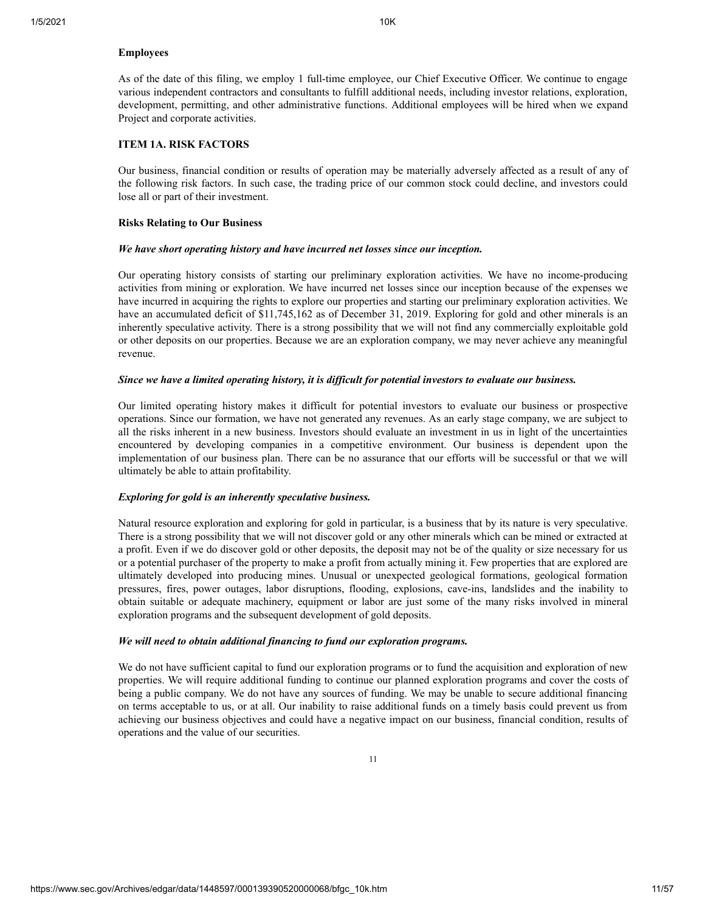**Employees**

As of the date of this filing, we employ 1 full-time employee, our Chief Executive Officer. We continue to engage various independent contractors and consultants to fulfill additional needs, including investor relations, exploration, development, permitting, and other administrative functions. Additional employees will be hired when we expand Project and corporate activities.

## ITEM 1A. RISK FACTORS

Our business, financial condition or results of operation may be materially adversely affected as a result of any of the following risk factors. In such case, the trading price of our common stock could decline, and investors could lose all or part of their investment.

### Risks Relating to Our Business

***We have short operating history and have incurred net losses since our inception.***

Our operating history consists of starting our preliminary exploration activities. We have no income-producing activities from mining or exploration. We have incurred net losses since our inception because of the expenses we have incurred in acquiring the rights to explore our properties and starting our preliminary exploration activities. We have an accumulated deficit of $11,745,162 as of December 31, 2019. Exploring for gold and other minerals is an inherently speculative activity. There is a strong possibility that we will not find any commercially exploitable gold or other deposits on our properties. Because we are an exploration company, we may never achieve any meaningful revenue.

***Since we have a limited operating history, it is difficult for potential investors to evaluate our business.***

Our limited operating history makes it difficult for potential investors to evaluate our business or prospective operations. Since our formation, we have not generated any revenues. As an early stage company, we are subject to all the risks inherent in a new business. Investors should evaluate an investment in us in light of the uncertainties encountered by developing companies in a competitive environment. Our business is dependent upon the implementation of our business plan. There can be no assurance that our efforts will be successful or that we will ultimately be able to attain profitability.

***Exploring for gold is an inherently speculative business.***

Natural resource exploration and exploring for gold in particular, is a business that by its nature is very speculative. There is a strong possibility that we will not discover gold or any other minerals which can be mined or extracted at a profit. Even if we do discover gold or other deposits, the deposit may not be of the quality or size necessary for us or a potential purchaser of the property to make a profit from actually mining it. Few properties that are explored are ultimately developed into producing mines. Unusual or unexpected geological formations, geological formation pressures, fires, power outages, labor disruptions, flooding, explosions, cave-ins, landslides and the inability to obtain suitable or adequate machinery, equipment or labor are just some of the many risks involved in mineral exploration programs and the subsequent development of gold deposits.

***We will need to obtain additional financing to fund our exploration programs.***

We do not have sufficient capital to fund our exploration programs or to fund the acquisition and exploration of new properties. We will require additional funding to continue our planned exploration programs and cover the costs of being a public company. We do not have any sources of funding. We may be unable to secure additional financing on terms acceptable to us, or at all. Our inability to raise additional funds on a timely basis could prevent us from achieving our business objectives and could have a negative impact on our business, financial condition, results of operations and the value of our securities.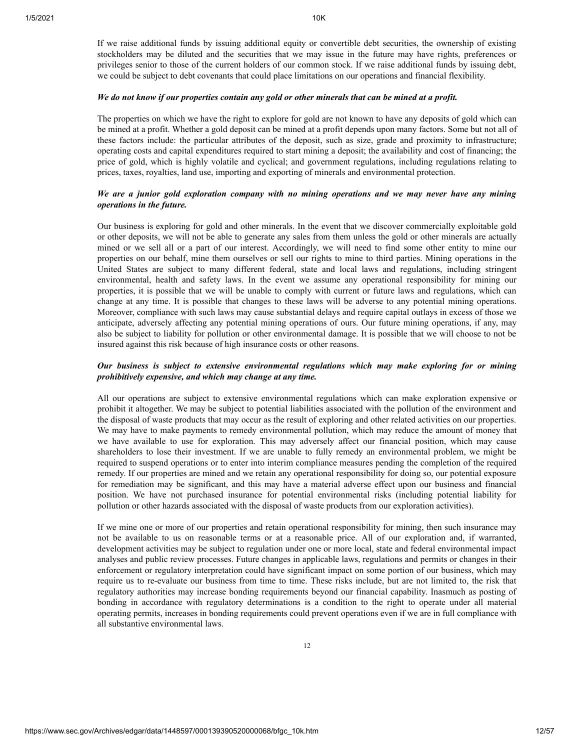If we raise additional funds by issuing additional equity or convertible debt securities, the ownership of existing stockholders may be diluted and the securities that we may issue in the future may have rights, preferences or privileges senior to those of the current holders of our common stock. If we raise additional funds by issuing debt, we could be subject to debt covenants that could place limitations on our operations and financial flexibility.

***We do not know if our properties contain any gold or other minerals that can be mined at a profit.***

The properties on which we have the right to explore for gold are not known to have any deposits of gold which can be mined at a profit. Whether a gold deposit can be mined at a profit depends upon many factors. Some but not all of these factors include: the particular attributes of the deposit, such as size, grade and proximity to infrastructure; operating costs and capital expenditures required to start mining a deposit; the availability and cost of financing; the price of gold, which is highly volatile and cyclical; and government regulations, including regulations relating to prices, taxes, royalties, land use, importing and exporting of minerals and environmental protection.

***We are a junior gold exploration company with no mining operations and we may never have any mining operations in the future.***

Our business is exploring for gold and other minerals. In the event that we discover commercially exploitable gold or other deposits, we will not be able to generate any sales from them unless the gold or other minerals are actually mined or we sell all or a part of our interest. Accordingly, we will need to find some other entity to mine our properties on our behalf, mine them ourselves or sell our rights to mine to third parties. Mining operations in the United States are subject to many different federal, state and local laws and regulations, including stringent environmental, health and safety laws. In the event we assume any operational responsibility for mining our properties, it is possible that we will be unable to comply with current or future laws and regulations, which can change at any time. It is possible that changes to these laws will be adverse to any potential mining operations. Moreover, compliance with such laws may cause substantial delays and require capital outlays in excess of those we anticipate, adversely affecting any potential mining operations of ours. Our future mining operations, if any, may also be subject to liability for pollution or other environmental damage. It is possible that we will choose to not be insured against this risk because of high insurance costs or other reasons.

***Our business is subject to extensive environmental regulations which may make exploring for or mining prohibitively expensive, and which may change at any time.***

All our operations are subject to extensive environmental regulations which can make exploration expensive or prohibit it altogether. We may be subject to potential liabilities associated with the pollution of the environment and the disposal of waste products that may occur as the result of exploring and other related activities on our properties. We may have to make payments to remedy environmental pollution, which may reduce the amount of money that we have available to use for exploration. This may adversely affect our financial position, which may cause shareholders to lose their investment. If we are unable to fully remedy an environmental problem, we might be required to suspend operations or to enter into interim compliance measures pending the completion of the required remedy. If our properties are mined and we retain any operational responsibility for doing so, our potential exposure for remediation may be significant, and this may have a material adverse effect upon our business and financial position. We have not purchased insurance for potential environmental risks (including potential liability for pollution or other hazards associated with the disposal of waste products from our exploration activities).

If we mine one or more of our properties and retain operational responsibility for mining, then such insurance may not be available to us on reasonable terms or at a reasonable price. All of our exploration and, if warranted, development activities may be subject to regulation under one or more local, state and federal environmental impact analyses and public review processes. Future changes in applicable laws, regulations and permits or changes in their enforcement or regulatory interpretation could have significant impact on some portion of our business, which may require us to re-evaluate our business from time to time. These risks include, but are not limited to, the risk that regulatory authorities may increase bonding requirements beyond our financial capability. Inasmuch as posting of bonding in accordance with regulatory determinations is a condition to the right to operate under all material operating permits, increases in bonding requirements could prevent operations even if we are in full compliance with all substantive environmental laws.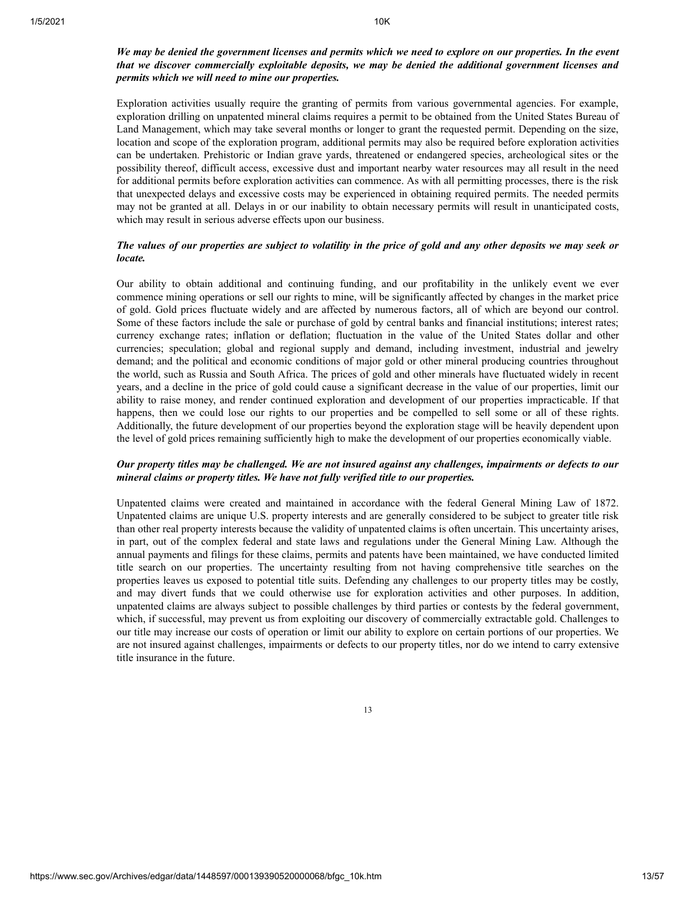***We may be denied the government licenses and permits which we need to explore on our properties. In the event that we discover commercially exploitable deposits, we may be denied the additional government licenses and permits which we will need to mine our properties.***

Exploration activities usually require the granting of permits from various governmental agencies. For example, exploration drilling on unpatented mineral claims requires a permit to be obtained from the United States Bureau of Land Management, which may take several months or longer to grant the requested permit. Depending on the size, location and scope of the exploration program, additional permits may also be required before exploration activities can be undertaken. Prehistoric or Indian grave yards, threatened or endangered species, archeological sites or the possibility thereof, difficult access, excessive dust and important nearby water resources may all result in the need for additional permits before exploration activities can commence. As with all permitting processes, there is the risk that unexpected delays and excessive costs may be experienced in obtaining required permits. The needed permits may not be granted at all. Delays in or our inability to obtain necessary permits will result in unanticipated costs, which may result in serious adverse effects upon our business.

***The values of our properties are subject to volatility in the price of gold and any other deposits we may seek or locate.***

Our ability to obtain additional and continuing funding, and our profitability in the unlikely event we ever commence mining operations or sell our rights to mine, will be significantly affected by changes in the market price of gold. Gold prices fluctuate widely and are affected by numerous factors, all of which are beyond our control. Some of these factors include the sale or purchase of gold by central banks and financial institutions; interest rates; currency exchange rates; inflation or deflation; fluctuation in the value of the United States dollar and other currencies; speculation; global and regional supply and demand, including investment, industrial and jewelry demand; and the political and economic conditions of major gold or other mineral producing countries throughout the world, such as Russia and South Africa. The prices of gold and other minerals have fluctuated widely in recent years, and a decline in the price of gold could cause a significant decrease in the value of our properties, limit our ability to raise money, and render continued exploration and development of our properties impracticable. If that happens, then we could lose our rights to our properties and be compelled to sell some or all of these rights. Additionally, the future development of our properties beyond the exploration stage will be heavily dependent upon the level of gold prices remaining sufficiently high to make the development of our properties economically viable.

***Our property titles may be challenged. We are not insured against any challenges, impairments or defects to our mineral claims or property titles. We have not fully verified title to our properties.***

Unpatented claims were created and maintained in accordance with the federal General Mining Law of 1872. Unpatented claims are unique U.S. property interests and are generally considered to be subject to greater title risk than other real property interests because the validity of unpatented claims is often uncertain. This uncertainty arises, in part, out of the complex federal and state laws and regulations under the General Mining Law. Although the annual payments and filings for these claims, permits and patents have been maintained, we have conducted limited title search on our properties. The uncertainty resulting from not having comprehensive title searches on the properties leaves us exposed to potential title suits. Defending any challenges to our property titles may be costly, and may divert funds that we could otherwise use for exploration activities and other purposes. In addition, unpatented claims are always subject to possible challenges by third parties or contests by the federal government, which, if successful, may prevent us from exploiting our discovery of commercially extractable gold. Challenges to our title may increase our costs of operation or limit our ability to explore on certain portions of our properties. We are not insured against challenges, impairments or defects to our property titles, nor do we intend to carry extensive title insurance in the future.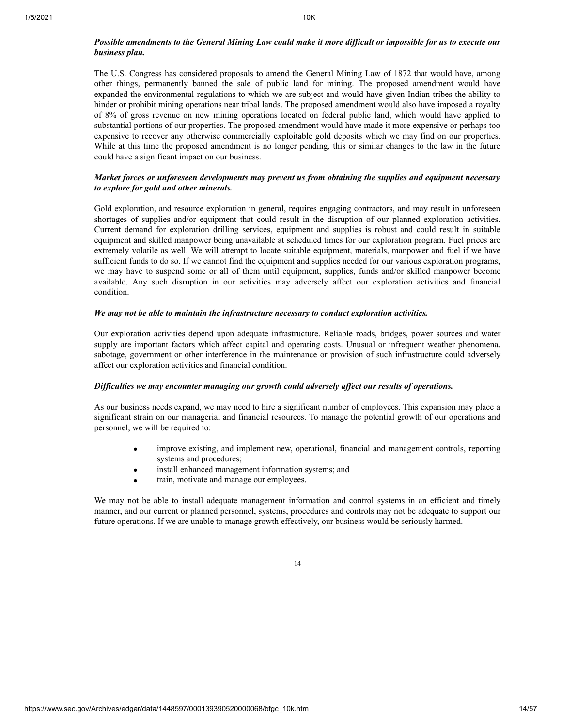***Possible amendments to the General Mining Law could make it more difficult or impossible for us to execute our business plan.***

The U.S. Congress has considered proposals to amend the General Mining Law of 1872 that would have, among other things, permanently banned the sale of public land for mining. The proposed amendment would have expanded the environmental regulations to which we are subject and would have given Indian tribes the ability to hinder or prohibit mining operations near tribal lands. The proposed amendment would also have imposed a royalty of 8% of gross revenue on new mining operations located on federal public land, which would have applied to substantial portions of our properties. The proposed amendment would have made it more expensive or perhaps too expensive to recover any otherwise commercially exploitable gold deposits which we may find on our properties. While at this time the proposed amendment is no longer pending, this or similar changes to the law in the future could have a significant impact on our business.

***Market forces or unforeseen developments may prevent us from obtaining the supplies and equipment necessary to explore for gold and other minerals.***

Gold exploration, and resource exploration in general, requires engaging contractors, and may result in unforeseen shortages of supplies and/or equipment that could result in the disruption of our planned exploration activities. Current demand for exploration drilling services, equipment and supplies is robust and could result in suitable equipment and skilled manpower being unavailable at scheduled times for our exploration program. Fuel prices are extremely volatile as well. We will attempt to locate suitable equipment, materials, manpower and fuel if we have sufficient funds to do so. If we cannot find the equipment and supplies needed for our various exploration programs, we may have to suspend some or all of them until equipment, supplies, funds and/or skilled manpower become available. Any such disruption in our activities may adversely affect our exploration activities and financial condition.

***We may not be able to maintain the infrastructure necessary to conduct exploration activities.***

Our exploration activities depend upon adequate infrastructure. Reliable roads, bridges, power sources and water supply are important factors which affect capital and operating costs. Unusual or infrequent weather phenomena, sabotage, government or other interference in the maintenance or provision of such infrastructure could adversely affect our exploration activities and financial condition.

***Difficulties we may encounter managing our growth could adversely affect our results of operations.***

As our business needs expand, we may need to hire a significant number of employees. This expansion may place a significant strain on our managerial and financial resources. To manage the potential growth of our operations and personnel, we will be required to:

- improve existing, and implement new, operational, financial and management controls, reporting systems and procedures;
- install enhanced management information systems; and
- train, motivate and manage our employees.

We may not be able to install adequate management information and control systems in an efficient and timely manner, and our current or planned personnel, systems, procedures and controls may not be adequate to support our future operations. If we are unable to manage growth effectively, our business would be seriously harmed.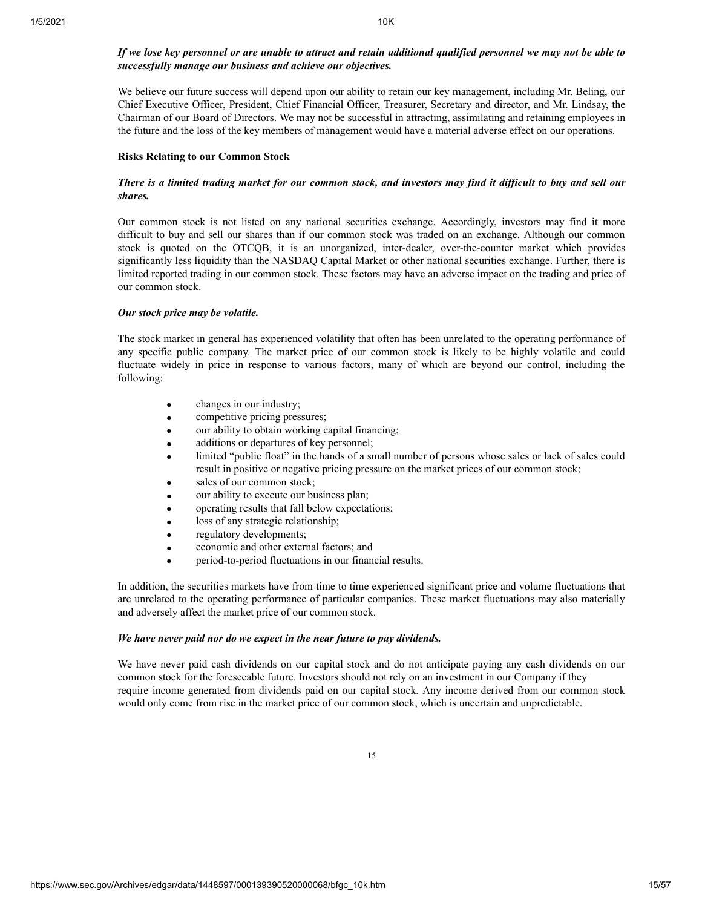***If we lose key personnel or are unable to attract and retain additional qualified personnel we may not be able to successfully manage our business and achieve our objectives.***

We believe our future success will depend upon our ability to retain our key management, including Mr. Beling, our Chief Executive Officer, President, Chief Financial Officer, Treasurer, Secretary and director, and Mr. Lindsay, the Chairman of our Board of Directors. We may not be successful in attracting, assimilating and retaining employees in the future and the loss of the key members of management would have a material adverse effect on our operations.

**Risks Relating to our Common Stock**

***There is a limited trading market for our common stock, and investors may find it difficult to buy and sell our shares.***

Our common stock is not listed on any national securities exchange. Accordingly, investors may find it more difficult to buy and sell our shares than if our common stock was traded on an exchange. Although our common stock is quoted on the OTCQB, it is an unorganized, inter-dealer, over-the-counter market which provides significantly less liquidity than the NASDAQ Capital Market or other national securities exchange. Further, there is limited reported trading in our common stock. These factors may have an adverse impact on the trading and price of our common stock.

***Our stock price may be volatile.***

The stock market in general has experienced volatility that often has been unrelated to the operating performance of any specific public company. The market price of our common stock is likely to be highly volatile and could fluctuate widely in price in response to various factors, many of which are beyond our control, including the following:

- changes in our industry;
- competitive pricing pressures;
- our ability to obtain working capital financing;
- additions or departures of key personnel;
- limited "public float" in the hands of a small number of persons whose sales or lack of sales could result in positive or negative pricing pressure on the market prices of our common stock;
- sales of our common stock;
- our ability to execute our business plan;
- operating results that fall below expectations;
- loss of any strategic relationship;
- regulatory developments;
- economic and other external factors; and
- period-to-period fluctuations in our financial results.

In addition, the securities markets have from time to time experienced significant price and volume fluctuations that are unrelated to the operating performance of particular companies. These market fluctuations may also materially and adversely affect the market price of our common stock.

***We have never paid nor do we expect in the near future to pay dividends.***

We have never paid cash dividends on our capital stock and do not anticipate paying any cash dividends on our common stock for the foreseeable future. Investors should not rely on an investment in our Company if they require income generated from dividends paid on our capital stock. Any income derived from our common stock would only come from rise in the market price of our common stock, which is uncertain and unpredictable.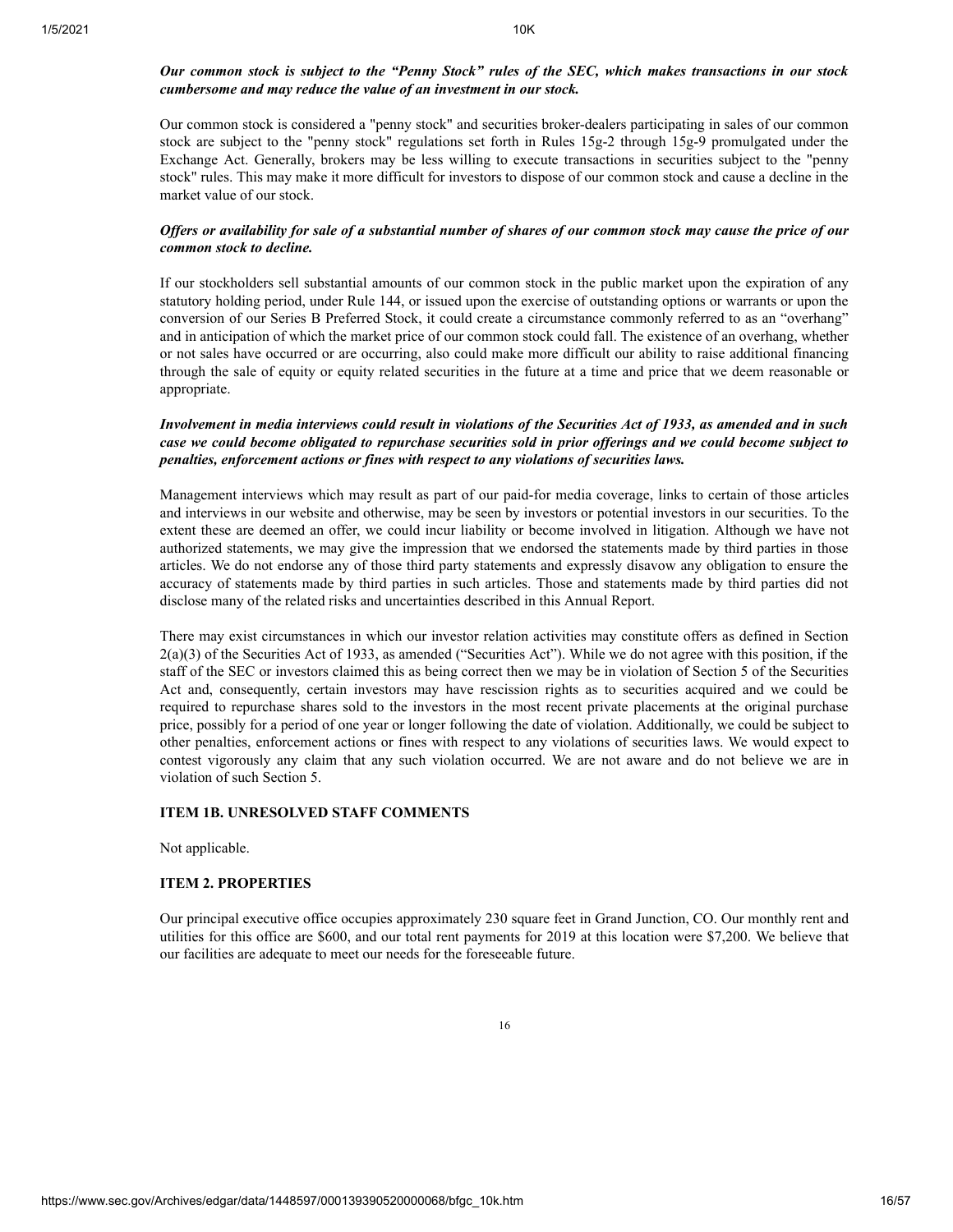***Our common stock is subject to the "Penny Stock" rules of the SEC, which makes transactions in our stock cumbersome and may reduce the value of an investment in our stock.***

Our common stock is considered a "penny stock" and securities broker-dealers participating in sales of our common stock are subject to the "penny stock" regulations set forth in Rules 15g-2 through 15g-9 promulgated under the Exchange Act. Generally, brokers may be less willing to execute transactions in securities subject to the "penny stock" rules. This may make it more difficult for investors to dispose of our common stock and cause a decline in the market value of our stock.

***Offers or availability for sale of a substantial number of shares of our common stock may cause the price of our common stock to decline.***

If our stockholders sell substantial amounts of our common stock in the public market upon the expiration of any statutory holding period, under Rule 144, or issued upon the exercise of outstanding options or warrants or upon the conversion of our Series B Preferred Stock, it could create a circumstance commonly referred to as an "overhang" and in anticipation of which the market price of our common stock could fall. The existence of an overhang, whether or not sales have occurred or are occurring, also could make more difficult our ability to raise additional financing through the sale of equity or equity related securities in the future at a time and price that we deem reasonable or appropriate.

***Involvement in media interviews could result in violations of the Securities Act of 1933, as amended and in such case we could become obligated to repurchase securities sold in prior offerings and we could become subject to penalties, enforcement actions or fines with respect to any violations of securities laws.***

Management interviews which may result as part of our paid-for media coverage, links to certain of those articles and interviews in our website and otherwise, may be seen by investors or potential investors in our securities. To the extent these are deemed an offer, we could incur liability or become involved in litigation. Although we have not authorized statements, we may give the impression that we endorsed the statements made by third parties in those articles. We do not endorse any of those third party statements and expressly disavow any obligation to ensure the accuracy of statements made by third parties in such articles. Those and statements made by third parties did not disclose many of the related risks and uncertainties described in this Annual Report.

There may exist circumstances in which our investor relation activities may constitute offers as defined in Section 2(a)(3) of the Securities Act of 1933, as amended ("Securities Act"). While we do not agree with this position, if the staff of the SEC or investors claimed this as being correct then we may be in violation of Section 5 of the Securities Act and, consequently, certain investors may have rescission rights as to securities acquired and we could be required to repurchase shares sold to the investors in the most recent private placements at the original purchase price, possibly for a period of one year or longer following the date of violation. Additionally, we could be subject to other penalties, enforcement actions or fines with respect to any violations of securities laws. We would expect to contest vigorously any claim that any such violation occurred. We are not aware and do not believe we are in violation of such Section 5.

## ITEM 1B. UNRESOLVED STAFF COMMENTS

Not applicable.

## ITEM 2. PROPERTIES

Our principal executive office occupies approximately 230 square feet in Grand Junction, CO. Our monthly rent and utilities for this office are $600, and our total rent payments for 2019 at this location were $7,200. We believe that our facilities are adequate to meet our needs for the foreseeable future.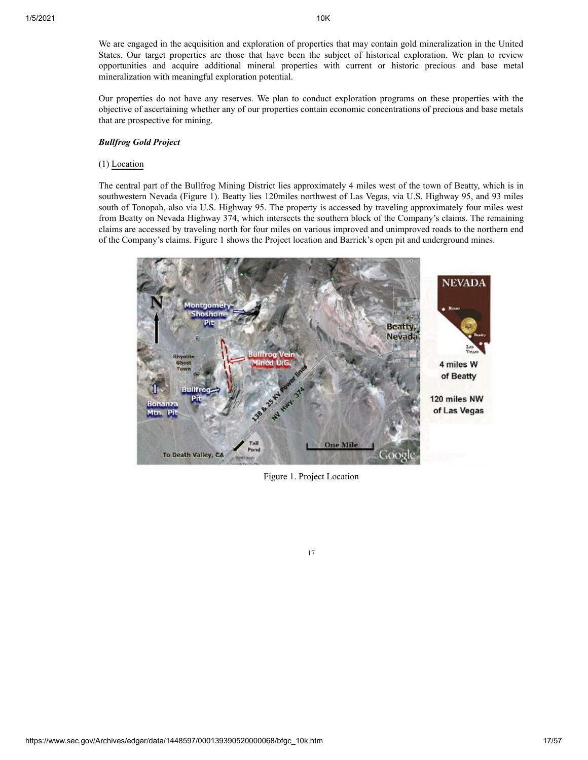We are engaged in the acquisition and exploration of properties that may contain gold mineralization in the United States. Our target properties are those that have been the subject of historical exploration. We plan to review opportunities and acquire additional mineral properties with current or historic precious and base metal mineralization with meaningful exploration potential.

Our properties do not have any reserves. We plan to conduct exploration programs on these properties with the objective of ascertaining whether any of our properties contain economic concentrations of precious and base metals that are prospective for mining.

***Bullfrog Gold Project***

(1) Location

The central part of the Bullfrog Mining District lies approximately 4 miles west of the town of Beatty, which is in southwestern Nevada (Figure 1). Beatty lies 120miles northwest of Las Vegas, via U.S. Highway 95, and 93 miles south of Tonopah, also via U.S. Highway 95. The property is accessed by traveling approximately four miles west from Beatty on Nevada Highway 374, which intersects the southern block of the Company's claims. The remaining claims are accessed by traveling north for four miles on various improved and unimproved roads to the northern end of the Company's claims. Figure 1 shows the Project location and Barrick's open pit and underground mines.

Figure 1. Project Location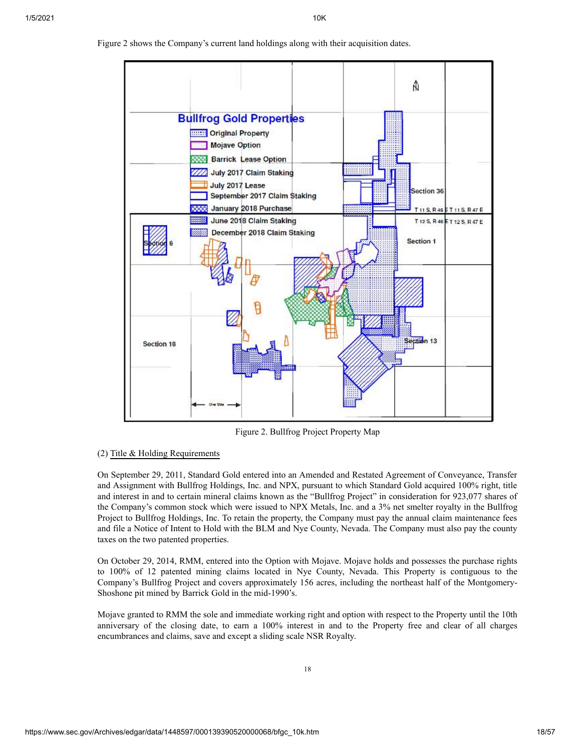Figure 2 shows the Company's current land holdings along with their acquisition dates.

Figure 2. Bullfrog Project Property Map

(2) Title & Holding Requirements

On September 29, 2011, Standard Gold entered into an Amended and Restated Agreement of Conveyance, Transfer and Assignment with Bullfrog Holdings, Inc. and NPX, pursuant to which Standard Gold acquired 100% right, title and interest in and to certain mineral claims known as the "Bullfrog Project" in consideration for 923,077 shares of the Company's common stock which were issued to NPX Metals, Inc. and a 3% net smelter royalty in the Bullfrog Project to Bullfrog Holdings, Inc. To retain the property, the Company must pay the annual claim maintenance fees and file a Notice of Intent to Hold with the BLM and Nye County, Nevada. The Company must also pay the county taxes on the two patented properties.

On October 29, 2014, RMM, entered into the Option with Mojave. Mojave holds and possesses the purchase rights to 100% of 12 patented mining claims located in Nye County, Nevada. This Property is contiguous to the Company's Bullfrog Project and covers approximately 156 acres, including the northeast half of the Montgomery-Shoshone pit mined by Barrick Gold in the mid-1990's.

Mojave granted to RMM the sole and immediate working right and option with respect to the Property until the 10th anniversary of the closing date, to earn a 100% interest in and to the Property free and clear of all charges encumbrances and claims, save and except a sliding scale NSR Royalty.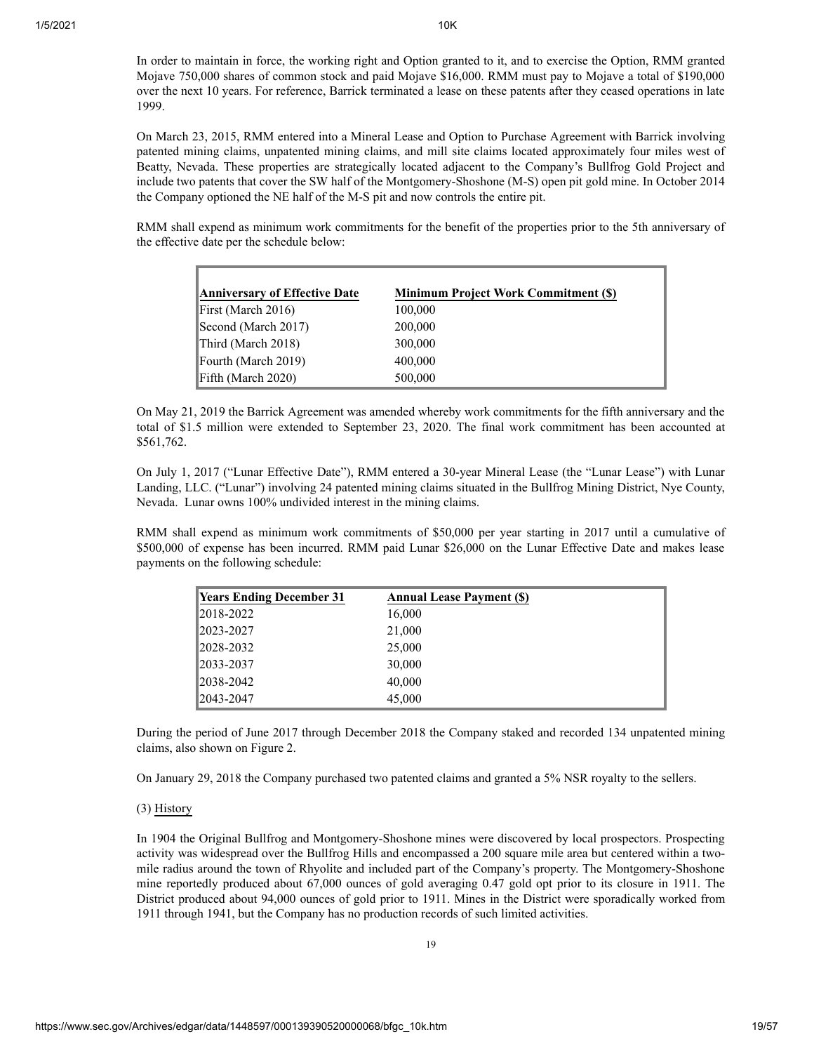In order to maintain in force, the working right and Option granted to it, and to exercise the Option, RMM granted Mojave 750,000 shares of common stock and paid Mojave $16,000. RMM must pay to Mojave a total of $190,000 over the next 10 years. For reference, Barrick terminated a lease on these patents after they ceased operations in late 1999.

On March 23, 2015, RMM entered into a Mineral Lease and Option to Purchase Agreement with Barrick involving patented mining claims, unpatented mining claims, and mill site claims located approximately four miles west of Beatty, Nevada. These properties are strategically located adjacent to the Company's Bullfrog Gold Project and include two patents that cover the SW half of the Montgomery-Shoshone (M-S) open pit gold mine. In October 2014 the Company optioned the NE half of the M-S pit and now controls the entire pit.

RMM shall expend as minimum work commitments for the benefit of the properties prior to the 5th anniversary of the effective date per the schedule below:

| Anniversary of Effective Date | Minimum Project Work Commitment ($) |
|---|---|
| First (March 2016) | 100,000 |
| Second (March 2017) | 200,000 |
| Third (March 2018) | 300,000 |
| Fourth (March 2019) | 400,000 |
| Fifth (March 2020) | 500,000 |

On May 21, 2019 the Barrick Agreement was amended whereby work commitments for the fifth anniversary and the total of $1.5 million were extended to September 23, 2020. The final work commitment has been accounted at $561,762.

On July 1, 2017 ("Lunar Effective Date"), RMM entered a 30-year Mineral Lease (the "Lunar Lease") with Lunar Landing, LLC. ("Lunar") involving 24 patented mining claims situated in the Bullfrog Mining District, Nye County, Nevada. Lunar owns 100% undivided interest in the mining claims.

RMM shall expend as minimum work commitments of $50,000 per year starting in 2017 until a cumulative of $500,000 of expense has been incurred. RMM paid Lunar $26,000 on the Lunar Effective Date and makes lease payments on the following schedule:

| Years Ending December 31 | Annual Lease Payment ($) |
|---|---|
| 2018-2022 | 16,000 |
| 2023-2027 | 21,000 |
| 2028-2032 | 25,000 |
| 2033-2037 | 30,000 |
| 2038-2042 | 40,000 |
| 2043-2047 | 45,000 |

During the period of June 2017 through December 2018 the Company staked and recorded 134 unpatented mining claims, also shown on Figure 2.

On January 29, 2018 the Company purchased two patented claims and granted a 5% NSR royalty to the sellers.

(3) History

In 1904 the Original Bullfrog and Montgomery-Shoshone mines were discovered by local prospectors. Prospecting activity was widespread over the Bullfrog Hills and encompassed a 200 square mile area but centered within a two-mile radius around the town of Rhyolite and included part of the Company's property. The Montgomery-Shoshone mine reportedly produced about 67,000 ounces of gold averaging 0.47 gold opt prior to its closure in 1911. The District produced about 94,000 ounces of gold prior to 1911. Mines in the District were sporadically worked from 1911 through 1941, but the Company has no production records of such limited activities.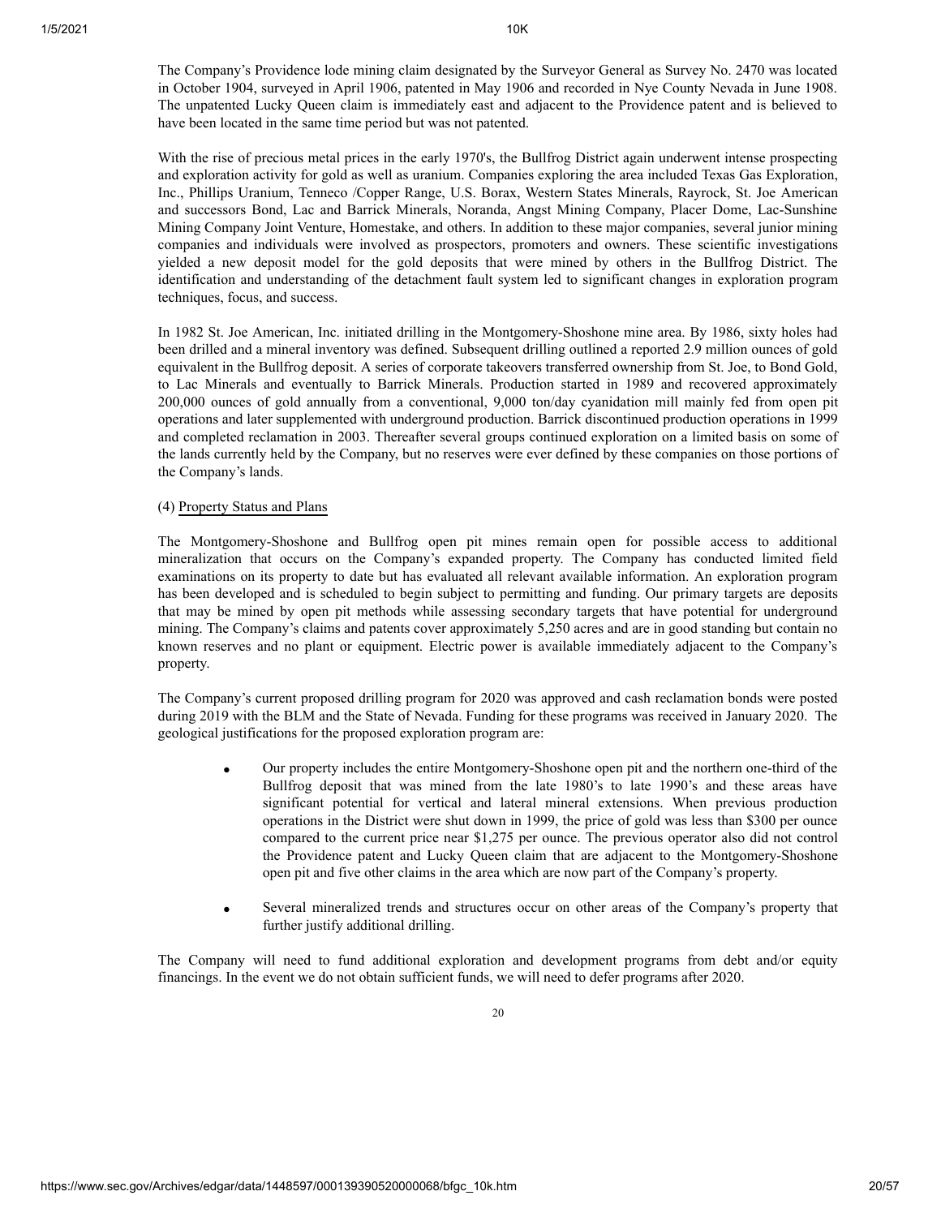The Company's Providence lode mining claim designated by the Surveyor General as Survey No. 2470 was located in October 1904, surveyed in April 1906, patented in May 1906 and recorded in Nye County Nevada in June 1908. The unpatented Lucky Queen claim is immediately east and adjacent to the Providence patent and is believed to have been located in the same time period but was not patented.

With the rise of precious metal prices in the early 1970's, the Bullfrog District again underwent intense prospecting and exploration activity for gold as well as uranium. Companies exploring the area included Texas Gas Exploration, Inc., Phillips Uranium, Tenneco /Copper Range, U.S. Borax, Western States Minerals, Rayrock, St. Joe American and successors Bond, Lac and Barrick Minerals, Noranda, Angst Mining Company, Placer Dome, Lac-Sunshine Mining Company Joint Venture, Homestake, and others. In addition to these major companies, several junior mining companies and individuals were involved as prospectors, promoters and owners. These scientific investigations yielded a new deposit model for the gold deposits that were mined by others in the Bullfrog District. The identification and understanding of the detachment fault system led to significant changes in exploration program techniques, focus, and success.

In 1982 St. Joe American, Inc. initiated drilling in the Montgomery-Shoshone mine area. By 1986, sixty holes had been drilled and a mineral inventory was defined. Subsequent drilling outlined a reported 2.9 million ounces of gold equivalent in the Bullfrog deposit. A series of corporate takeovers transferred ownership from St. Joe, to Bond Gold, to Lac Minerals and eventually to Barrick Minerals. Production started in 1989 and recovered approximately 200,000 ounces of gold annually from a conventional, 9,000 ton/day cyanidation mill mainly fed from open pit operations and later supplemented with underground production. Barrick discontinued production operations in 1999 and completed reclamation in 2003. Thereafter several groups continued exploration on a limited basis on some of the lands currently held by the Company, but no reserves were ever defined by these companies on those portions of the Company's lands.

(4) Property Status and Plans

The Montgomery-Shoshone and Bullfrog open pit mines remain open for possible access to additional mineralization that occurs on the Company's expanded property. The Company has conducted limited field examinations on its property to date but has evaluated all relevant available information. An exploration program has been developed and is scheduled to begin subject to permitting and funding. Our primary targets are deposits that may be mined by open pit methods while assessing secondary targets that have potential for underground mining. The Company's claims and patents cover approximately 5,250 acres and are in good standing but contain no known reserves and no plant or equipment. Electric power is available immediately adjacent to the Company's property.

The Company's current proposed drilling program for 2020 was approved and cash reclamation bonds were posted during 2019 with the BLM and the State of Nevada. Funding for these programs was received in January 2020. The geological justifications for the proposed exploration program are:

- Our property includes the entire Montgomery-Shoshone open pit and the northern one-third of the Bullfrog deposit that was mined from the late 1980's to late 1990's and these areas have significant potential for vertical and lateral mineral extensions. When previous production operations in the District were shut down in 1999, the price of gold was less than $300 per ounce compared to the current price near $1,275 per ounce. The previous operator also did not control the Providence patent and Lucky Queen claim that are adjacent to the Montgomery-Shoshone open pit and five other claims in the area which are now part of the Company's property.
- Several mineralized trends and structures occur on other areas of the Company's property that further justify additional drilling.

The Company will need to fund additional exploration and development programs from debt and/or equity financings. In the event we do not obtain sufficient funds, we will need to defer programs after 2020.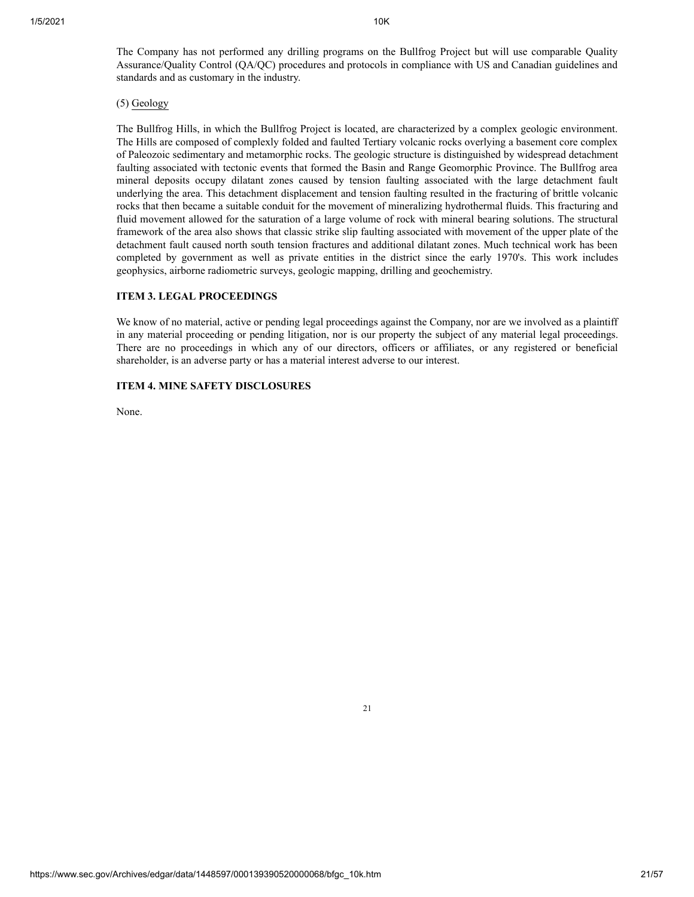The Company has not performed any drilling programs on the Bullfrog Project but will use comparable Quality Assurance/Quality Control (QA/QC) procedures and protocols in compliance with US and Canadian guidelines and standards and as customary in the industry.

(5) Geology

The Bullfrog Hills, in which the Bullfrog Project is located, are characterized by a complex geologic environment. The Hills are composed of complexly folded and faulted Tertiary volcanic rocks overlying a basement core complex of Paleozoic sedimentary and metamorphic rocks. The geologic structure is distinguished by widespread detachment faulting associated with tectonic events that formed the Basin and Range Geomorphic Province. The Bullfrog area mineral deposits occupy dilatant zones caused by tension faulting associated with the large detachment fault underlying the area. This detachment displacement and tension faulting resulted in the fracturing of brittle volcanic rocks that then became a suitable conduit for the movement of mineralizing hydrothermal fluids. This fracturing and fluid movement allowed for the saturation of a large volume of rock with mineral bearing solutions. The structural framework of the area also shows that classic strike slip faulting associated with movement of the upper plate of the detachment fault caused north south tension fractures and additional dilatant zones. Much technical work has been completed by government as well as private entities in the district since the early 1970's. This work includes geophysics, airborne radiometric surveys, geologic mapping, drilling and geochemistry.

## ITEM 3. LEGAL PROCEEDINGS

We know of no material, active or pending legal proceedings against the Company, nor are we involved as a plaintiff in any material proceeding or pending litigation, nor is our property the subject of any material legal proceedings. There are no proceedings in which any of our directors, officers or affiliates, or any registered or beneficial shareholder, is an adverse party or has a material interest adverse to our interest.

## ITEM 4. MINE SAFETY DISCLOSURES

None.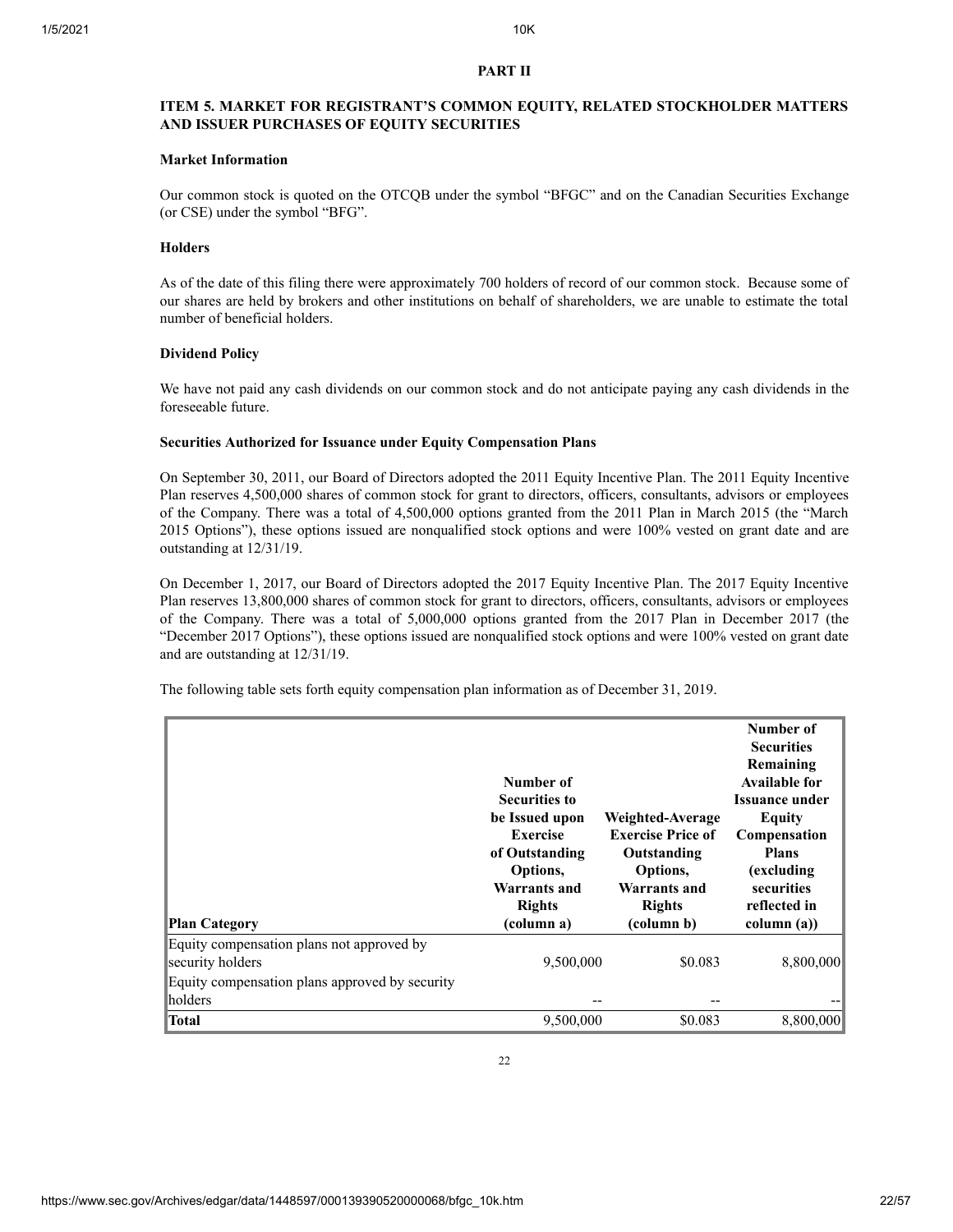## PART II

### ITEM 5. MARKET FOR REGISTRANT'S COMMON EQUITY, RELATED STOCKHOLDER MATTERS AND ISSUER PURCHASES OF EQUITY SECURITIES

**Market Information**

Our common stock is quoted on the OTCQB under the symbol "BFGC" and on the Canadian Securities Exchange (or CSE) under the symbol "BFG".

**Holders**

As of the date of this filing there were approximately 700 holders of record of our common stock. Because some of our shares are held by brokers and other institutions on behalf of shareholders, we are unable to estimate the total number of beneficial holders.

**Dividend Policy**

We have not paid any cash dividends on our common stock and do not anticipate paying any cash dividends in the foreseeable future.

**Securities Authorized for Issuance under Equity Compensation Plans**

On September 30, 2011, our Board of Directors adopted the 2011 Equity Incentive Plan. The 2011 Equity Incentive Plan reserves 4,500,000 shares of common stock for grant to directors, officers, consultants, advisors or employees of the Company. There was a total of 4,500,000 options granted from the 2011 Plan in March 2015 (the "March 2015 Options"), these options issued are nonqualified stock options and were 100% vested on grant date and are outstanding at 12/31/19.

On December 1, 2017, our Board of Directors adopted the 2017 Equity Incentive Plan. The 2017 Equity Incentive Plan reserves 13,800,000 shares of common stock for grant to directors, officers, consultants, advisors or employees of the Company. There was a total of 5,000,000 options granted from the 2017 Plan in December 2017 (the "December 2017 Options"), these options issued are nonqualified stock options and were 100% vested on grant date and are outstanding at 12/31/19.

The following table sets forth equity compensation plan information as of December 31, 2019.

| Plan Category | Number of Securities to be Issued upon Exercise of Outstanding Options, Warrants and Rights (column a) | Weighted-Average Exercise Price of Outstanding Options, Warrants and Rights (column b) | Number of Securities Remaining Available for Issuance under Equity Compensation Plans (excluding securities reflected in column (a)) |
|---|---|---|---|
| Equity compensation plans not approved by security holders | 9,500,000 | $0.083 | 8,800,000 |
| Equity compensation plans approved by security holders | -- | -- | -- |
| **Total** | 9,500,000 | $0.083 | 8,800,000 |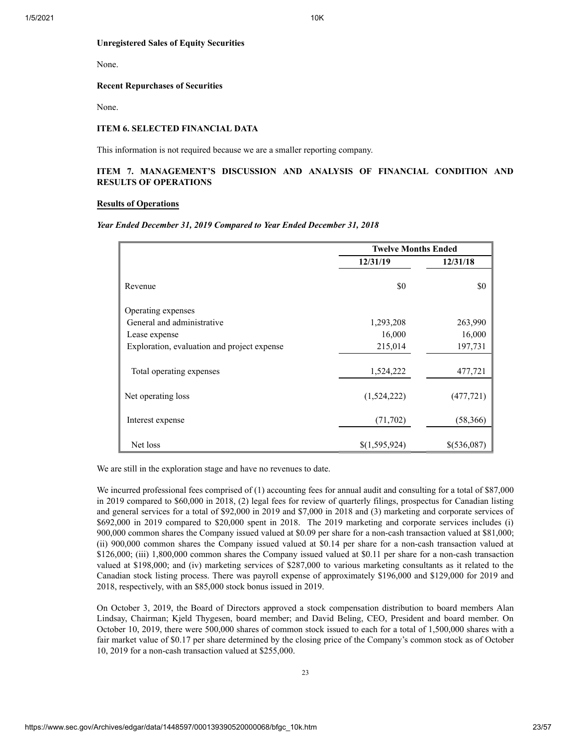### Unregistered Sales of Equity Securities

None.

### Recent Repurchases of Securities

None.

### ITEM 6. SELECTED FINANCIAL DATA

This information is not required because we are a smaller reporting company.

### ITEM 7. MANAGEMENT'S DISCUSSION AND ANALYSIS OF FINANCIAL CONDITION AND RESULTS OF OPERATIONS

**Results of Operations**

*Year Ended December 31, 2019 Compared to Year Ended December 31, 2018*

| | Twelve Months Ended | |
|---|---|---|
| | 12/31/19 | 12/31/18 |
| Revenue | $0 | $0 |
| Operating expenses | | |
| General and administrative | 1,293,208 | 263,990 |
| Lease expense | 16,000 | 16,000 |
| Exploration, evaluation and project expense | 215,014 | 197,731 |
| Total operating expenses | 1,524,222 | 477,721 |
| Net operating loss | (1,524,222) | (477,721) |
| Interest expense | (71,702) | (58,366) |
| Net loss | $(1,595,924) | $(536,087) |

We are still in the exploration stage and have no revenues to date.

We incurred professional fees comprised of (1) accounting fees for annual audit and consulting for a total of $87,000 in 2019 compared to $60,000 in 2018, (2) legal fees for review of quarterly filings, prospectus for Canadian listing and general services for a total of $92,000 in 2019 and $7,000 in 2018 and (3) marketing and corporate services of $692,000 in 2019 compared to $20,000 spent in 2018. The 2019 marketing and corporate services includes (i) 900,000 common shares the Company issued valued at $0.09 per share for a non-cash transaction valued at $81,000; (ii) 900,000 common shares the Company issued valued at $0.14 per share for a non-cash transaction valued at $126,000; (iii) 1,800,000 common shares the Company issued valued at $0.11 per share for a non-cash transaction valued at $198,000; and (iv) marketing services of $287,000 to various marketing consultants as it related to the Canadian stock listing process. There was payroll expense of approximately $196,000 and $129,000 for 2019 and 2018, respectively, with an $85,000 stock bonus issued in 2019.

On October 3, 2019, the Board of Directors approved a stock compensation distribution to board members Alan Lindsay, Chairman; Kjeld Thygesen, board member; and David Beling, CEO, President and board member. On October 10, 2019, there were 500,000 shares of common stock issued to each for a total of 1,500,000 shares with a fair market value of $0.17 per share determined by the closing price of the Company's common stock as of October 10, 2019 for a non-cash transaction valued at $255,000.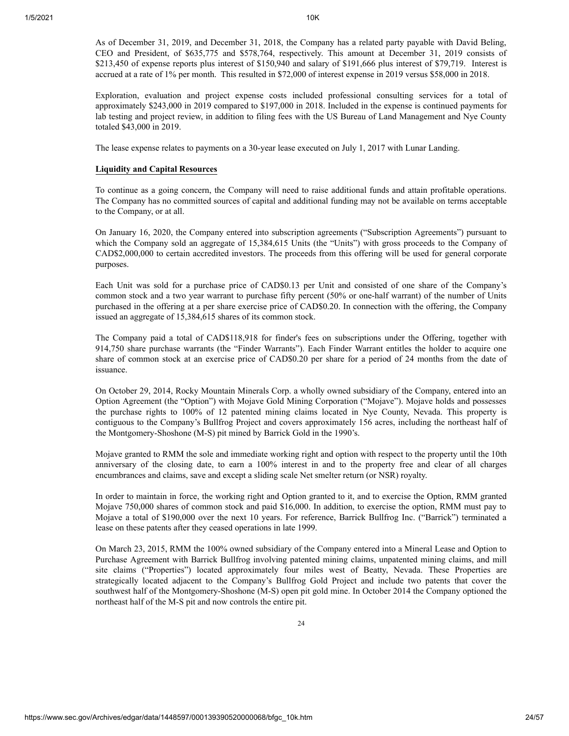As of December 31, 2019, and December 31, 2018, the Company has a related party payable with David Beling, CEO and President, of $635,775 and $578,764, respectively. This amount at December 31, 2019 consists of $213,450 of expense reports plus interest of $150,940 and salary of $191,666 plus interest of $79,719. Interest is accrued at a rate of 1% per month. This resulted in $72,000 of interest expense in 2019 versus $58,000 in 2018.

Exploration, evaluation and project expense costs included professional consulting services for a total of approximately $243,000 in 2019 compared to $197,000 in 2018. Included in the expense is continued payments for lab testing and project review, in addition to filing fees with the US Bureau of Land Management and Nye County totaled $43,000 in 2019.

The lease expense relates to payments on a 30-year lease executed on July 1, 2017 with Lunar Landing.

**Liquidity and Capital Resources**

To continue as a going concern, the Company will need to raise additional funds and attain profitable operations. The Company has no committed sources of capital and additional funding may not be available on terms acceptable to the Company, or at all.

On January 16, 2020, the Company entered into subscription agreements ("Subscription Agreements") pursuant to which the Company sold an aggregate of 15,384,615 Units (the "Units") with gross proceeds to the Company of CAD$2,000,000 to certain accredited investors. The proceeds from this offering will be used for general corporate purposes.

Each Unit was sold for a purchase price of CAD$0.13 per Unit and consisted of one share of the Company's common stock and a two year warrant to purchase fifty percent (50% or one-half warrant) of the number of Units purchased in the offering at a per share exercise price of CAD$0.20. In connection with the offering, the Company issued an aggregate of 15,384,615 shares of its common stock.

The Company paid a total of CAD$118,918 for finder's fees on subscriptions under the Offering, together with 914,750 share purchase warrants (the "Finder Warrants"). Each Finder Warrant entitles the holder to acquire one share of common stock at an exercise price of CAD$0.20 per share for a period of 24 months from the date of issuance.

On October 29, 2014, Rocky Mountain Minerals Corp. a wholly owned subsidiary of the Company, entered into an Option Agreement (the "Option") with Mojave Gold Mining Corporation ("Mojave"). Mojave holds and possesses the purchase rights to 100% of 12 patented mining claims located in Nye County, Nevada. This property is contiguous to the Company's Bullfrog Project and covers approximately 156 acres, including the northeast half of the Montgomery-Shoshone (M-S) pit mined by Barrick Gold in the 1990's.

Mojave granted to RMM the sole and immediate working right and option with respect to the property until the 10th anniversary of the closing date, to earn a 100% interest in and to the property free and clear of all charges encumbrances and claims, save and except a sliding scale Net smelter return (or NSR) royalty.

In order to maintain in force, the working right and Option granted to it, and to exercise the Option, RMM granted Mojave 750,000 shares of common stock and paid $16,000. In addition, to exercise the option, RMM must pay to Mojave a total of $190,000 over the next 10 years. For reference, Barrick Bullfrog Inc. ("Barrick") terminated a lease on these patents after they ceased operations in late 1999.

On March 23, 2015, RMM the 100% owned subsidiary of the Company entered into a Mineral Lease and Option to Purchase Agreement with Barrick Bullfrog involving patented mining claims, unpatented mining claims, and mill site claims ("Properties") located approximately four miles west of Beatty, Nevada. These Properties are strategically located adjacent to the Company's Bullfrog Gold Project and include two patents that cover the southwest half of the Montgomery-Shoshone (M-S) open pit gold mine. In October 2014 the Company optioned the northeast half of the M-S pit and now controls the entire pit.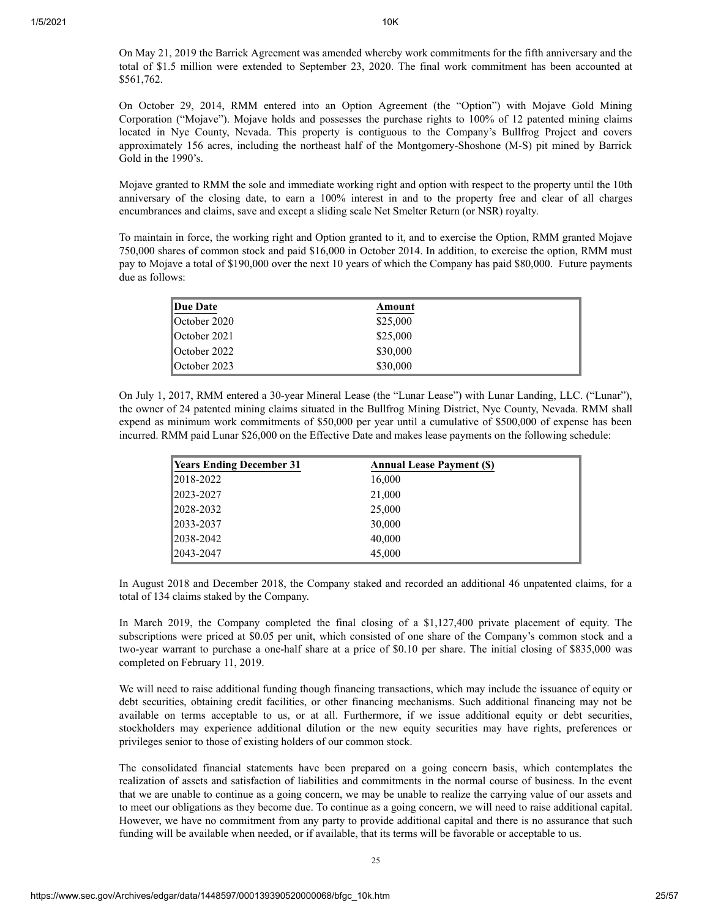On May 21, 2019 the Barrick Agreement was amended whereby work commitments for the fifth anniversary and the total of $1.5 million were extended to September 23, 2020. The final work commitment has been accounted at $561,762.

On October 29, 2014, RMM entered into an Option Agreement (the "Option") with Mojave Gold Mining Corporation ("Mojave"). Mojave holds and possesses the purchase rights to 100% of 12 patented mining claims located in Nye County, Nevada. This property is contiguous to the Company's Bullfrog Project and covers approximately 156 acres, including the northeast half of the Montgomery-Shoshone (M-S) pit mined by Barrick Gold in the 1990's.

Mojave granted to RMM the sole and immediate working right and option with respect to the property until the 10th anniversary of the closing date, to earn a 100% interest in and to the property free and clear of all charges encumbrances and claims, save and except a sliding scale Net Smelter Return (or NSR) royalty.

To maintain in force, the working right and Option granted to it, and to exercise the Option, RMM granted Mojave 750,000 shares of common stock and paid $16,000 in October 2014. In addition, to exercise the option, RMM must pay to Mojave a total of $190,000 over the next 10 years of which the Company has paid $80,000. Future payments due as follows:

| Due Date | Amount |
| --- | --- |
| October 2020 | $25,000 |
| October 2021 | $25,000 |
| October 2022 | $30,000 |
| October 2023 | $30,000 |

On July 1, 2017, RMM entered a 30-year Mineral Lease (the "Lunar Lease") with Lunar Landing, LLC. ("Lunar"), the owner of 24 patented mining claims situated in the Bullfrog Mining District, Nye County, Nevada. RMM shall expend as minimum work commitments of $50,000 per year until a cumulative of $500,000 of expense has been incurred. RMM paid Lunar $26,000 on the Effective Date and makes lease payments on the following schedule:

| Years Ending December 31 | Annual Lease Payment ($) |
| --- | --- |
| 2018-2022 | 16,000 |
| 2023-2027 | 21,000 |
| 2028-2032 | 25,000 |
| 2033-2037 | 30,000 |
| 2038-2042 | 40,000 |
| 2043-2047 | 45,000 |

In August 2018 and December 2018, the Company staked and recorded an additional 46 unpatented claims, for a total of 134 claims staked by the Company.

In March 2019, the Company completed the final closing of a $1,127,400 private placement of equity. The subscriptions were priced at $0.05 per unit, which consisted of one share of the Company's common stock and a two-year warrant to purchase a one-half share at a price of $0.10 per share. The initial closing of $835,000 was completed on February 11, 2019.

We will need to raise additional funding though financing transactions, which may include the issuance of equity or debt securities, obtaining credit facilities, or other financing mechanisms. Such additional financing may not be available on terms acceptable to us, or at all. Furthermore, if we issue additional equity or debt securities, stockholders may experience additional dilution or the new equity securities may have rights, preferences or privileges senior to those of existing holders of our common stock.

The consolidated financial statements have been prepared on a going concern basis, which contemplates the realization of assets and satisfaction of liabilities and commitments in the normal course of business. In the event that we are unable to continue as a going concern, we may be unable to realize the carrying value of our assets and to meet our obligations as they become due. To continue as a going concern, we will need to raise additional capital. However, we have no commitment from any party to provide additional capital and there is no assurance that such funding will be available when needed, or if available, that its terms will be favorable or acceptable to us.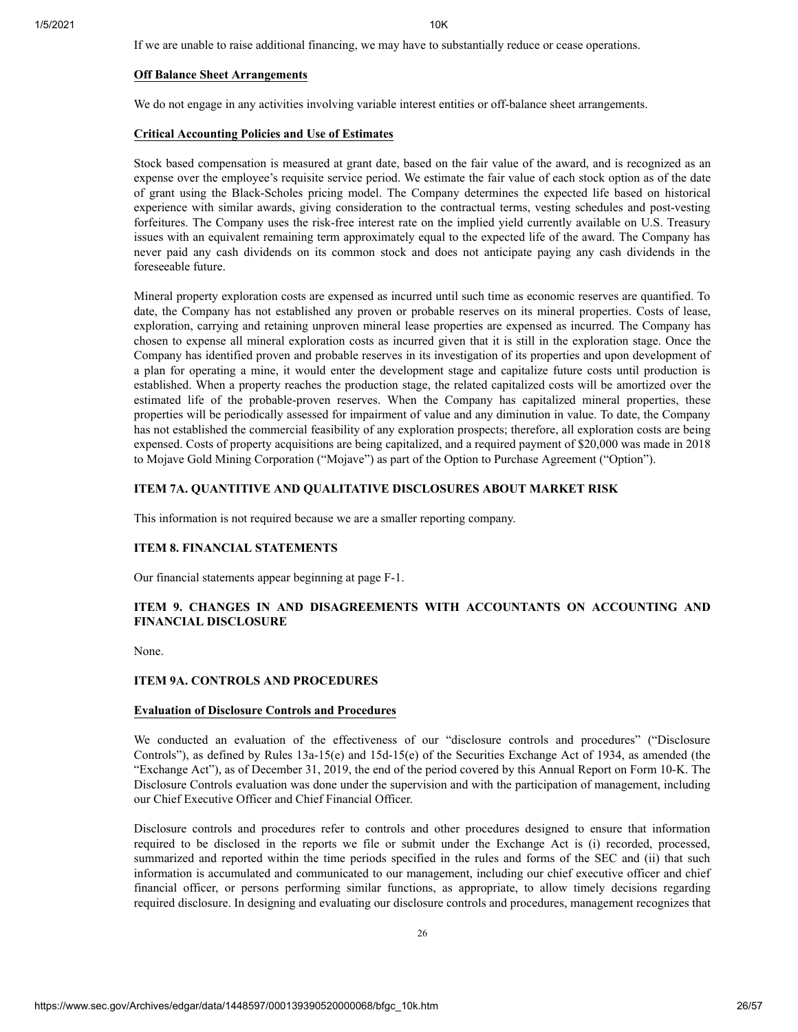If we are unable to raise additional financing, we may have to substantially reduce or cease operations.

**Off Balance Sheet Arrangements**

We do not engage in any activities involving variable interest entities or off-balance sheet arrangements.

**Critical Accounting Policies and Use of Estimates**

Stock based compensation is measured at grant date, based on the fair value of the award, and is recognized as an expense over the employee's requisite service period. We estimate the fair value of each stock option as of the date of grant using the Black-Scholes pricing model. The Company determines the expected life based on historical experience with similar awards, giving consideration to the contractual terms, vesting schedules and post-vesting forfeitures. The Company uses the risk-free interest rate on the implied yield currently available on U.S. Treasury issues with an equivalent remaining term approximately equal to the expected life of the award. The Company has never paid any cash dividends on its common stock and does not anticipate paying any cash dividends in the foreseeable future.

Mineral property exploration costs are expensed as incurred until such time as economic reserves are quantified. To date, the Company has not established any proven or probable reserves on its mineral properties. Costs of lease, exploration, carrying and retaining unproven mineral lease properties are expensed as incurred. The Company has chosen to expense all mineral exploration costs as incurred given that it is still in the exploration stage. Once the Company has identified proven and probable reserves in its investigation of its properties and upon development of a plan for operating a mine, it would enter the development stage and capitalize future costs until production is established. When a property reaches the production stage, the related capitalized costs will be amortized over the estimated life of the probable-proven reserves. When the Company has capitalized mineral properties, these properties will be periodically assessed for impairment of value and any diminution in value. To date, the Company has not established the commercial feasibility of any exploration prospects; therefore, all exploration costs are being expensed. Costs of property acquisitions are being capitalized, and a required payment of $20,000 was made in 2018 to Mojave Gold Mining Corporation ("Mojave") as part of the Option to Purchase Agreement ("Option").

## ITEM 7A. QUANTITIVE AND QUALITATIVE DISCLOSURES ABOUT MARKET RISK

This information is not required because we are a smaller reporting company.

## ITEM 8. FINANCIAL STATEMENTS

Our financial statements appear beginning at page F-1.

## ITEM 9. CHANGES IN AND DISAGREEMENTS WITH ACCOUNTANTS ON ACCOUNTING AND FINANCIAL DISCLOSURE

None.

## ITEM 9A. CONTROLS AND PROCEDURES

**Evaluation of Disclosure Controls and Procedures**

We conducted an evaluation of the effectiveness of our "disclosure controls and procedures" ("Disclosure Controls"), as defined by Rules 13a-15(e) and 15d-15(e) of the Securities Exchange Act of 1934, as amended (the "Exchange Act"), as of December 31, 2019, the end of the period covered by this Annual Report on Form 10-K. The Disclosure Controls evaluation was done under the supervision and with the participation of management, including our Chief Executive Officer and Chief Financial Officer.

Disclosure controls and procedures refer to controls and other procedures designed to ensure that information required to be disclosed in the reports we file or submit under the Exchange Act is (i) recorded, processed, summarized and reported within the time periods specified in the rules and forms of the SEC and (ii) that such information is accumulated and communicated to our management, including our chief executive officer and chief financial officer, or persons performing similar functions, as appropriate, to allow timely decisions regarding required disclosure. In designing and evaluating our disclosure controls and procedures, management recognizes that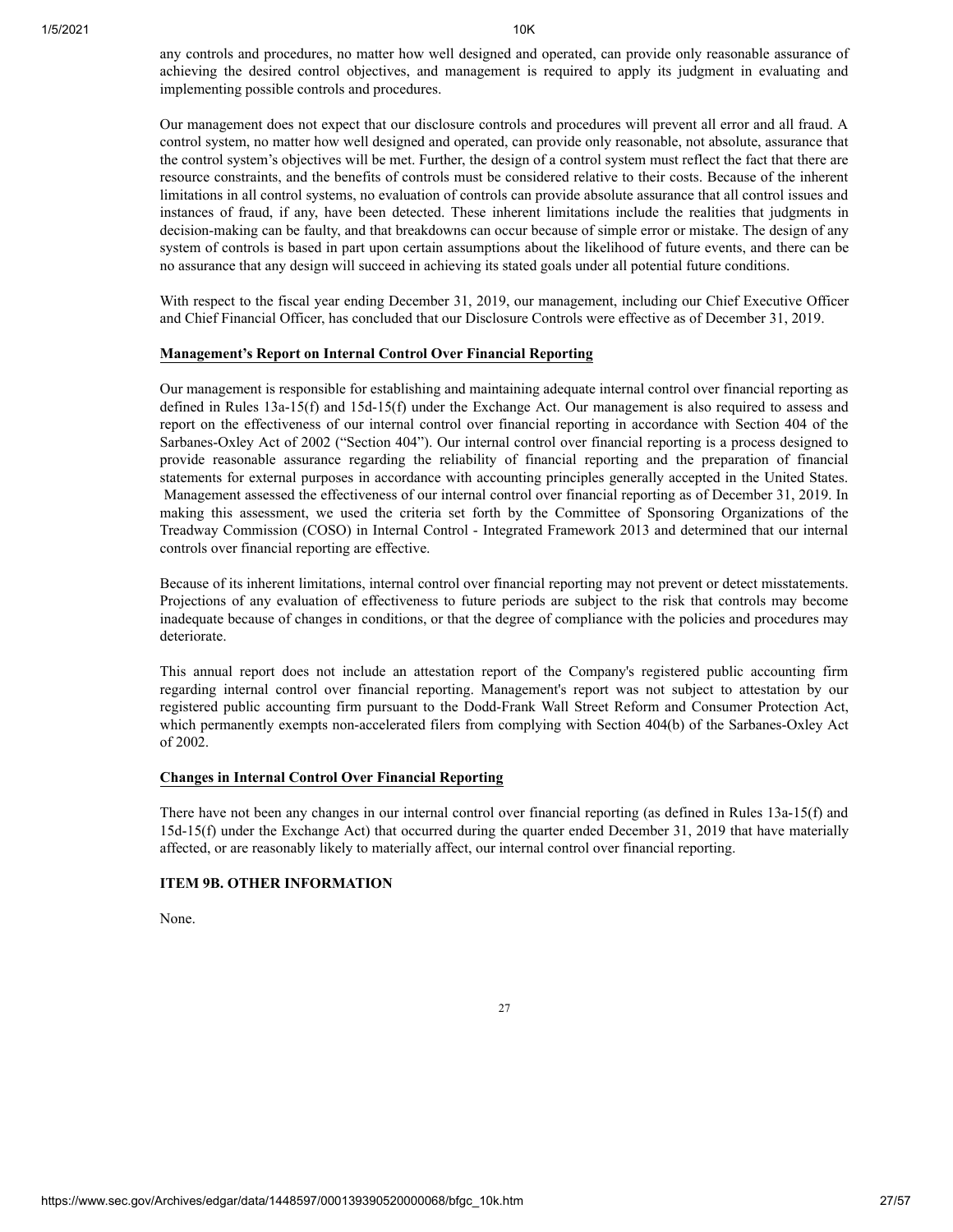any controls and procedures, no matter how well designed and operated, can provide only reasonable assurance of achieving the desired control objectives, and management is required to apply its judgment in evaluating and implementing possible controls and procedures.

Our management does not expect that our disclosure controls and procedures will prevent all error and all fraud. A control system, no matter how well designed and operated, can provide only reasonable, not absolute, assurance that the control system's objectives will be met. Further, the design of a control system must reflect the fact that there are resource constraints, and the benefits of controls must be considered relative to their costs. Because of the inherent limitations in all control systems, no evaluation of controls can provide absolute assurance that all control issues and instances of fraud, if any, have been detected. These inherent limitations include the realities that judgments in decision-making can be faulty, and that breakdowns can occur because of simple error or mistake. The design of any system of controls is based in part upon certain assumptions about the likelihood of future events, and there can be no assurance that any design will succeed in achieving its stated goals under all potential future conditions.

With respect to the fiscal year ending December 31, 2019, our management, including our Chief Executive Officer and Chief Financial Officer, has concluded that our Disclosure Controls were effective as of December 31, 2019.

**Management's Report on Internal Control Over Financial Reporting**

Our management is responsible for establishing and maintaining adequate internal control over financial reporting as defined in Rules 13a-15(f) and 15d-15(f) under the Exchange Act. Our management is also required to assess and report on the effectiveness of our internal control over financial reporting in accordance with Section 404 of the Sarbanes-Oxley Act of 2002 ("Section 404"). Our internal control over financial reporting is a process designed to provide reasonable assurance regarding the reliability of financial reporting and the preparation of financial statements for external purposes in accordance with accounting principles generally accepted in the United States. Management assessed the effectiveness of our internal control over financial reporting as of December 31, 2019. In making this assessment, we used the criteria set forth by the Committee of Sponsoring Organizations of the Treadway Commission (COSO) in Internal Control - Integrated Framework 2013 and determined that our internal controls over financial reporting are effective.

Because of its inherent limitations, internal control over financial reporting may not prevent or detect misstatements. Projections of any evaluation of effectiveness to future periods are subject to the risk that controls may become inadequate because of changes in conditions, or that the degree of compliance with the policies and procedures may deteriorate.

This annual report does not include an attestation report of the Company's registered public accounting firm regarding internal control over financial reporting. Management's report was not subject to attestation by our registered public accounting firm pursuant to the Dodd-Frank Wall Street Reform and Consumer Protection Act, which permanently exempts non-accelerated filers from complying with Section 404(b) of the Sarbanes-Oxley Act of 2002.

**Changes in Internal Control Over Financial Reporting**

There have not been any changes in our internal control over financial reporting (as defined in Rules 13a-15(f) and 15d-15(f) under the Exchange Act) that occurred during the quarter ended December 31, 2019 that have materially affected, or are reasonably likely to materially affect, our internal control over financial reporting.

## ITEM 9B. OTHER INFORMATION

None.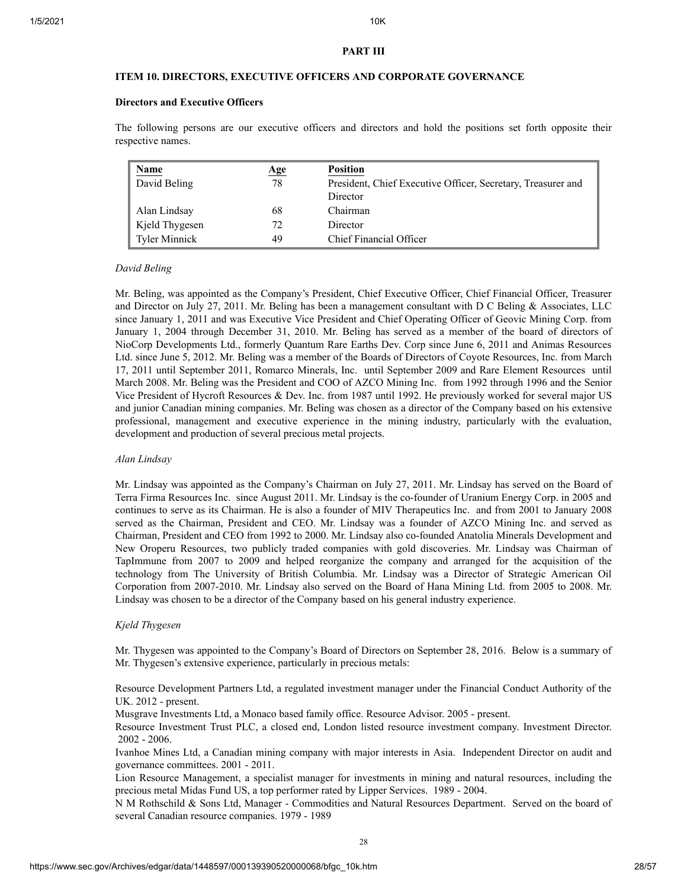## PART III

### ITEM 10. DIRECTORS, EXECUTIVE OFFICERS AND CORPORATE GOVERNANCE

**Directors and Executive Officers**

The following persons are our executive officers and directors and hold the positions set forth opposite their respective names.

| Name | Age | Position |
|---|---|---|
| David Beling | 78 | President, Chief Executive Officer, Secretary, Treasurer and Director |
| Alan Lindsay | 68 | Chairman |
| Kjeld Thygesen | 72 | Director |
| Tyler Minnick | 49 | Chief Financial Officer |

*David Beling*

Mr. Beling, was appointed as the Company's President, Chief Executive Officer, Chief Financial Officer, Treasurer and Director on July 27, 2011. Mr. Beling has been a management consultant with D C Beling & Associates, LLC since January 1, 2011 and was Executive Vice President and Chief Operating Officer of Geovic Mining Corp. from January 1, 2004 through December 31, 2010. Mr. Beling has served as a member of the board of directors of NioCorp Developments Ltd., formerly Quantum Rare Earths Dev. Corp since June 6, 2011 and Animas Resources Ltd. since June 5, 2012. Mr. Beling was a member of the Boards of Directors of Coyote Resources, Inc. from March 17, 2011 until September 2011, Romarco Minerals, Inc. until September 2009 and Rare Element Resources until March 2008. Mr. Beling was the President and COO of AZCO Mining Inc. from 1992 through 1996 and the Senior Vice President of Hycroft Resources & Dev. Inc. from 1987 until 1992. He previously worked for several major US and junior Canadian mining companies. Mr. Beling was chosen as a director of the Company based on his extensive professional, management and executive experience in the mining industry, particularly with the evaluation, development and production of several precious metal projects.

*Alan Lindsay*

Mr. Lindsay was appointed as the Company's Chairman on July 27, 2011. Mr. Lindsay has served on the Board of Terra Firma Resources Inc. since August 2011. Mr. Lindsay is the co-founder of Uranium Energy Corp. in 2005 and continues to serve as its Chairman. He is also a founder of MIV Therapeutics Inc. and from 2001 to January 2008 served as the Chairman, President and CEO. Mr. Lindsay was a founder of AZCO Mining Inc. and served as Chairman, President and CEO from 1992 to 2000. Mr. Lindsay also co-founded Anatolia Minerals Development and New Oroperu Resources, two publicly traded companies with gold discoveries. Mr. Lindsay was Chairman of TapImmune from 2007 to 2009 and helped reorganize the company and arranged for the acquisition of the technology from The University of British Columbia. Mr. Lindsay was a Director of Strategic American Oil Corporation from 2007-2010. Mr. Lindsay also served on the Board of Hana Mining Ltd. from 2005 to 2008. Mr. Lindsay was chosen to be a director of the Company based on his general industry experience.

*Kjeld Thygesen*

Mr. Thygesen was appointed to the Company's Board of Directors on September 28, 2016. Below is a summary of Mr. Thygesen's extensive experience, particularly in precious metals:

Resource Development Partners Ltd, a regulated investment manager under the Financial Conduct Authority of the UK. 2012 - present.

Musgrave Investments Ltd, a Monaco based family office. Resource Advisor. 2005 - present.

Resource Investment Trust PLC, a closed end, London listed resource investment company. Investment Director. 2002 - 2006.

Ivanhoe Mines Ltd, a Canadian mining company with major interests in Asia. Independent Director on audit and governance committees. 2001 - 2011.

Lion Resource Management, a specialist manager for investments in mining and natural resources, including the precious metal Midas Fund US, a top performer rated by Lipper Services. 1989 - 2004.

N M Rothschild & Sons Ltd, Manager - Commodities and Natural Resources Department. Served on the board of several Canadian resource companies. 1979 - 1989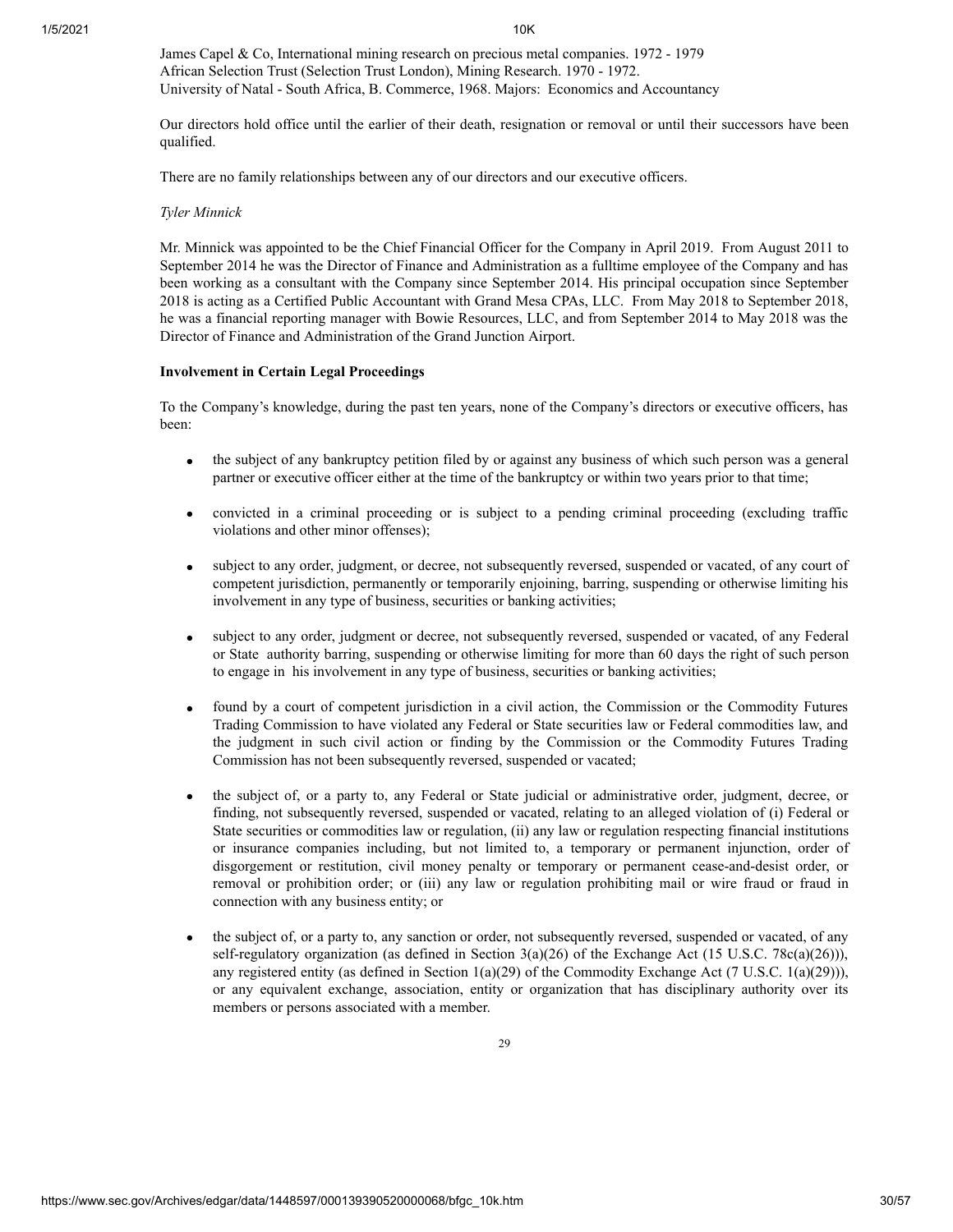James Capel & Co, International mining research on precious metal companies. 1972 - 1979
African Selection Trust (Selection Trust London), Mining Research. 1970 - 1972.
University of Natal - South Africa, B. Commerce, 1968. Majors: Economics and Accountancy

Our directors hold office until the earlier of their death, resignation or removal or until their successors have been qualified.

There are no family relationships between any of our directors and our executive officers.

*Tyler Minnick*

Mr. Minnick was appointed to be the Chief Financial Officer for the Company in April 2019. From August 2011 to September 2014 he was the Director of Finance and Administration as a fulltime employee of the Company and has been working as a consultant with the Company since September 2014. His principal occupation since September 2018 is acting as a Certified Public Accountant with Grand Mesa CPAs, LLC. From May 2018 to September 2018, he was a financial reporting manager with Bowie Resources, LLC, and from September 2014 to May 2018 was the Director of Finance and Administration of the Grand Junction Airport.

**Involvement in Certain Legal Proceedings**

To the Company's knowledge, during the past ten years, none of the Company's directors or executive officers, has been:

- the subject of any bankruptcy petition filed by or against any business of which such person was a general partner or executive officer either at the time of the bankruptcy or within two years prior to that time;
- convicted in a criminal proceeding or is subject to a pending criminal proceeding (excluding traffic violations and other minor offenses);
- subject to any order, judgment, or decree, not subsequently reversed, suspended or vacated, of any court of competent jurisdiction, permanently or temporarily enjoining, barring, suspending or otherwise limiting his involvement in any type of business, securities or banking activities;
- subject to any order, judgment or decree, not subsequently reversed, suspended or vacated, of any Federal or State authority barring, suspending or otherwise limiting for more than 60 days the right of such person to engage in his involvement in any type of business, securities or banking activities;
- found by a court of competent jurisdiction in a civil action, the Commission or the Commodity Futures Trading Commission to have violated any Federal or State securities law or Federal commodities law, and the judgment in such civil action or finding by the Commission or the Commodity Futures Trading Commission has not been subsequently reversed, suspended or vacated;
- the subject of, or a party to, any Federal or State judicial or administrative order, judgment, decree, or finding, not subsequently reversed, suspended or vacated, relating to an alleged violation of (i) Federal or State securities or commodities law or regulation, (ii) any law or regulation respecting financial institutions or insurance companies including, but not limited to, a temporary or permanent injunction, order of disgorgement or restitution, civil money penalty or temporary or permanent cease-and-desist order, or removal or prohibition order; or (iii) any law or regulation prohibiting mail or wire fraud or fraud in connection with any business entity; or
- the subject of, or a party to, any sanction or order, not subsequently reversed, suspended or vacated, of any self-regulatory organization (as defined in Section 3(a)(26) of the Exchange Act (15 U.S.C. 78c(a)(26))), any registered entity (as defined in Section 1(a)(29) of the Commodity Exchange Act (7 U.S.C. 1(a)(29))), or any equivalent exchange, association, entity or organization that has disciplinary authority over its members or persons associated with a member.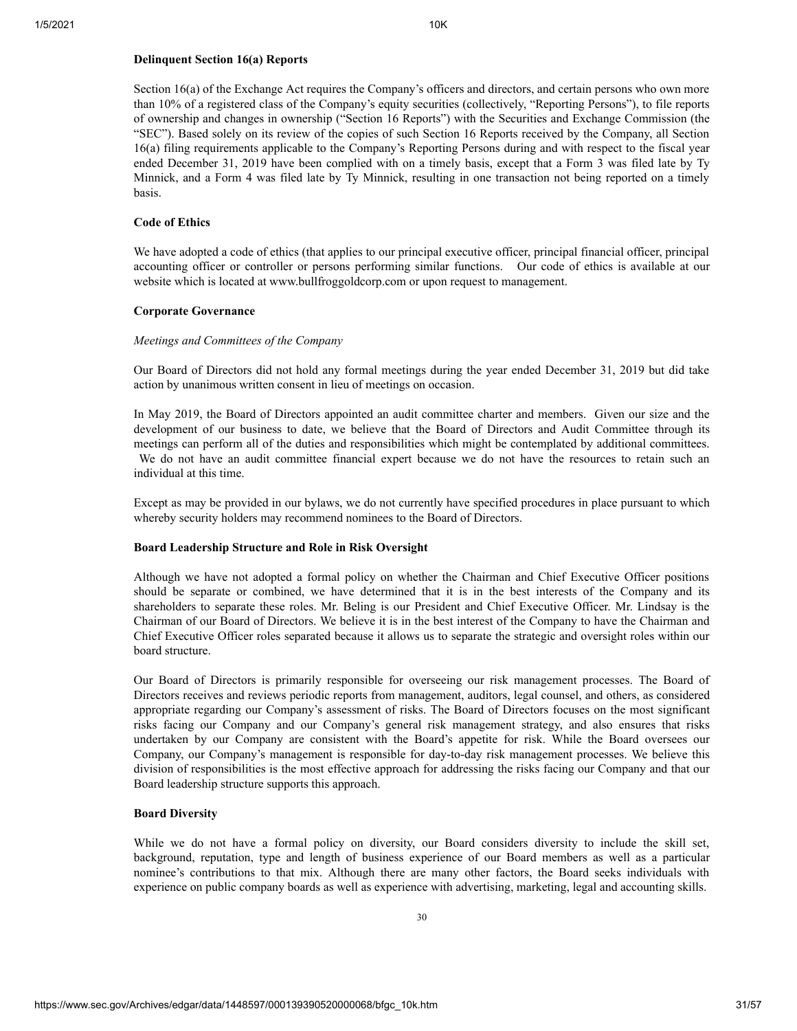**Delinquent Section 16(a) Reports**

Section 16(a) of the Exchange Act requires the Company's officers and directors, and certain persons who own more than 10% of a registered class of the Company's equity securities (collectively, "Reporting Persons"), to file reports of ownership and changes in ownership ("Section 16 Reports") with the Securities and Exchange Commission (the "SEC"). Based solely on its review of the copies of such Section 16 Reports received by the Company, all Section 16(a) filing requirements applicable to the Company's Reporting Persons during and with respect to the fiscal year ended December 31, 2019 have been complied with on a timely basis, except that a Form 3 was filed late by Ty Minnick, and a Form 4 was filed late by Ty Minnick, resulting in one transaction not being reported on a timely basis.

**Code of Ethics**

We have adopted a code of ethics (that applies to our principal executive officer, principal financial officer, principal accounting officer or controller or persons performing similar functions. Our code of ethics is available at our website which is located at www.bullfroggoldcorp.com or upon request to management.

**Corporate Governance**

*Meetings and Committees of the Company*

Our Board of Directors did not hold any formal meetings during the year ended December 31, 2019 but did take action by unanimous written consent in lieu of meetings on occasion.

In May 2019, the Board of Directors appointed an audit committee charter and members. Given our size and the development of our business to date, we believe that the Board of Directors and Audit Committee through its meetings can perform all of the duties and responsibilities which might be contemplated by additional committees. We do not have an audit committee financial expert because we do not have the resources to retain such an individual at this time.

Except as may be provided in our bylaws, we do not currently have specified procedures in place pursuant to which whereby security holders may recommend nominees to the Board of Directors.

**Board Leadership Structure and Role in Risk Oversight**

Although we have not adopted a formal policy on whether the Chairman and Chief Executive Officer positions should be separate or combined, we have determined that it is in the best interests of the Company and its shareholders to separate these roles. Mr. Beling is our President and Chief Executive Officer. Mr. Lindsay is the Chairman of our Board of Directors. We believe it is in the best interest of the Company to have the Chairman and Chief Executive Officer roles separated because it allows us to separate the strategic and oversight roles within our board structure.

Our Board of Directors is primarily responsible for overseeing our risk management processes. The Board of Directors receives and reviews periodic reports from management, auditors, legal counsel, and others, as considered appropriate regarding our Company's assessment of risks. The Board of Directors focuses on the most significant risks facing our Company and our Company's general risk management strategy, and also ensures that risks undertaken by our Company are consistent with the Board's appetite for risk. While the Board oversees our Company, our Company's management is responsible for day-to-day risk management processes. We believe this division of responsibilities is the most effective approach for addressing the risks facing our Company and that our Board leadership structure supports this approach.

**Board Diversity**

While we do not have a formal policy on diversity, our Board considers diversity to include the skill set, background, reputation, type and length of business experience of our Board members as well as a particular nominee's contributions to that mix. Although there are many other factors, the Board seeks individuals with experience on public company boards as well as experience with advertising, marketing, legal and accounting skills.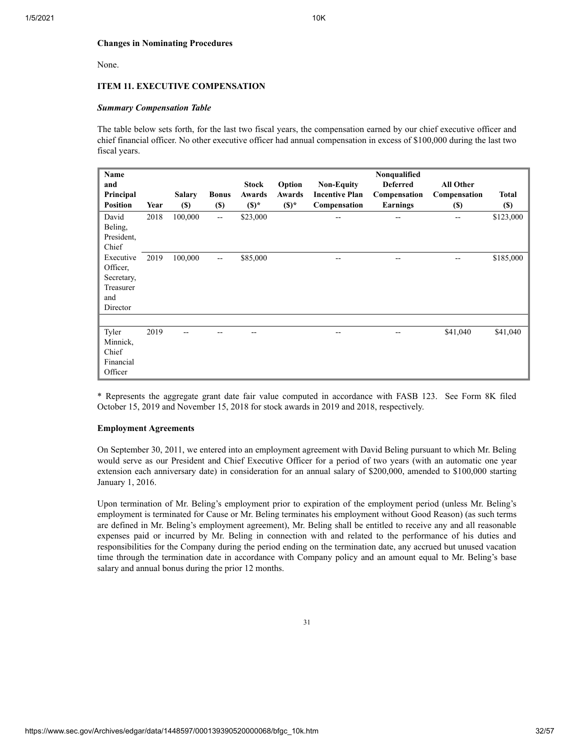**Changes in Nominating Procedures**

None.

**ITEM 11. EXECUTIVE COMPENSATION**

***Summary Compensation Table***

The table below sets forth, for the last two fiscal years, the compensation earned by our chief executive officer and chief financial officer. No other executive officer had annual compensation in excess of $100,000 during the last two fiscal years.

| Name and Principal Position | Year | Salary ($) | Bonus ($) | Stock Awards ($)* | Option Awards ($)* | Non-Equity Incentive Plan Compensation | Nonqualified Deferred Compensation Earnings | All Other Compensation ($) | Total ($) |
|---|---|---|---|---|---|---|---|---|---|
| David Beling, President, Chief | 2018 | 100,000 | -- | $23,000 | | -- | -- | -- | $123,000 |
| Executive Officer, Secretary, Treasurer and Director | 2019 | 100,000 | -- | $85,000 | | -- | -- | -- | $185,000 |
| | | | | | | | | | |
| Tyler Minnick, Chief Financial Officer | 2019 | -- | -- | -- | | -- | -- | $41,040 | $41,040 |

* Represents the aggregate grant date fair value computed in accordance with FASB 123. See Form 8K filed October 15, 2019 and November 15, 2018 for stock awards in 2019 and 2018, respectively.

**Employment Agreements**

On September 30, 2011, we entered into an employment agreement with David Beling pursuant to which Mr. Beling would serve as our President and Chief Executive Officer for a period of two years (with an automatic one year extension each anniversary date) in consideration for an annual salary of $200,000, amended to $100,000 starting January 1, 2016.

Upon termination of Mr. Beling's employment prior to expiration of the employment period (unless Mr. Beling's employment is terminated for Cause or Mr. Beling terminates his employment without Good Reason) (as such terms are defined in Mr. Beling's employment agreement), Mr. Beling shall be entitled to receive any and all reasonable expenses paid or incurred by Mr. Beling in connection with and related to the performance of his duties and responsibilities for the Company during the period ending on the termination date, any accrued but unused vacation time through the termination date in accordance with Company policy and an amount equal to Mr. Beling's base salary and annual bonus during the prior 12 months.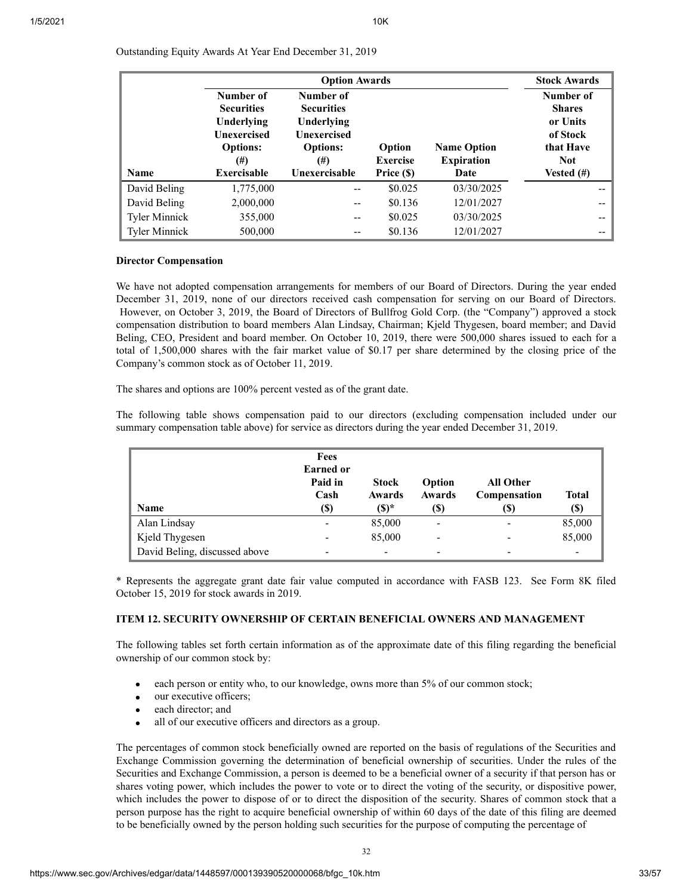Outstanding Equity Awards At Year End December 31, 2019

| | Option Awards | | | | Stock Awards |
|---|---|---|---|---|---|
| Name | Number of Securities Underlying Unexercised Options: (#) Exercisable | Number of Securities Underlying Unexercised Options: (#) Unexercisable | Option Exercise Price ($) | Name Option Expiration Date | Number of Shares or Units of Stock that Have Not Vested (#) |
| David Beling | 1,775,000 | -- | $0.025 | 03/30/2025 | -- |
| David Beling | 2,000,000 | -- | $0.136 | 12/01/2027 | -- |
| Tyler Minnick | 355,000 | -- | $0.025 | 03/30/2025 | -- |
| Tyler Minnick | 500,000 | -- | $0.136 | 12/01/2027 | -- |

**Director Compensation**

We have not adopted compensation arrangements for members of our Board of Directors. During the year ended December 31, 2019, none of our directors received cash compensation for serving on our Board of Directors. However, on October 3, 2019, the Board of Directors of Bullfrog Gold Corp. (the "Company") approved a stock compensation distribution to board members Alan Lindsay, Chairman; Kjeld Thygesen, board member; and David Beling, CEO, President and board member. On October 10, 2019, there were 500,000 shares issued to each for a total of 1,500,000 shares with the fair market value of $0.17 per share determined by the closing price of the Company's common stock as of October 11, 2019.

The shares and options are 100% percent vested as of the grant date.

The following table shows compensation paid to our directors (excluding compensation included under our summary compensation table above) for service as directors during the year ended December 31, 2019.

| Name | Fees Earned or Paid in Cash ($) | Stock Awards ($)* | Option Awards ($) | All Other Compensation ($) | Total ($) |
|---|---|---|---|---|---|
| Alan Lindsay | - | 85,000 | - | - | 85,000 |
| Kjeld Thygesen | - | 85,000 | - | - | 85,000 |
| David Beling, discussed above | - | - | - | - | - |

* Represents the aggregate grant date fair value computed in accordance with FASB 123. See Form 8K filed October 15, 2019 for stock awards in 2019.

**ITEM 12. SECURITY OWNERSHIP OF CERTAIN BENEFICIAL OWNERS AND MANAGEMENT**

The following tables set forth certain information as of the approximate date of this filing regarding the beneficial ownership of our common stock by:

- each person or entity who, to our knowledge, owns more than 5% of our common stock;
- our executive officers;
- each director; and
- all of our executive officers and directors as a group.

The percentages of common stock beneficially owned are reported on the basis of regulations of the Securities and Exchange Commission governing the determination of beneficial ownership of securities. Under the rules of the Securities and Exchange Commission, a person is deemed to be a beneficial owner of a security if that person has or shares voting power, which includes the power to vote or to direct the voting of the security, or dispositive power, which includes the power to dispose of or to direct the disposition of the security. Shares of common stock that a person purpose has the right to acquire beneficial ownership of within 60 days of the date of this filing are deemed to be beneficially owned by the person holding such securities for the purpose of computing the percentage of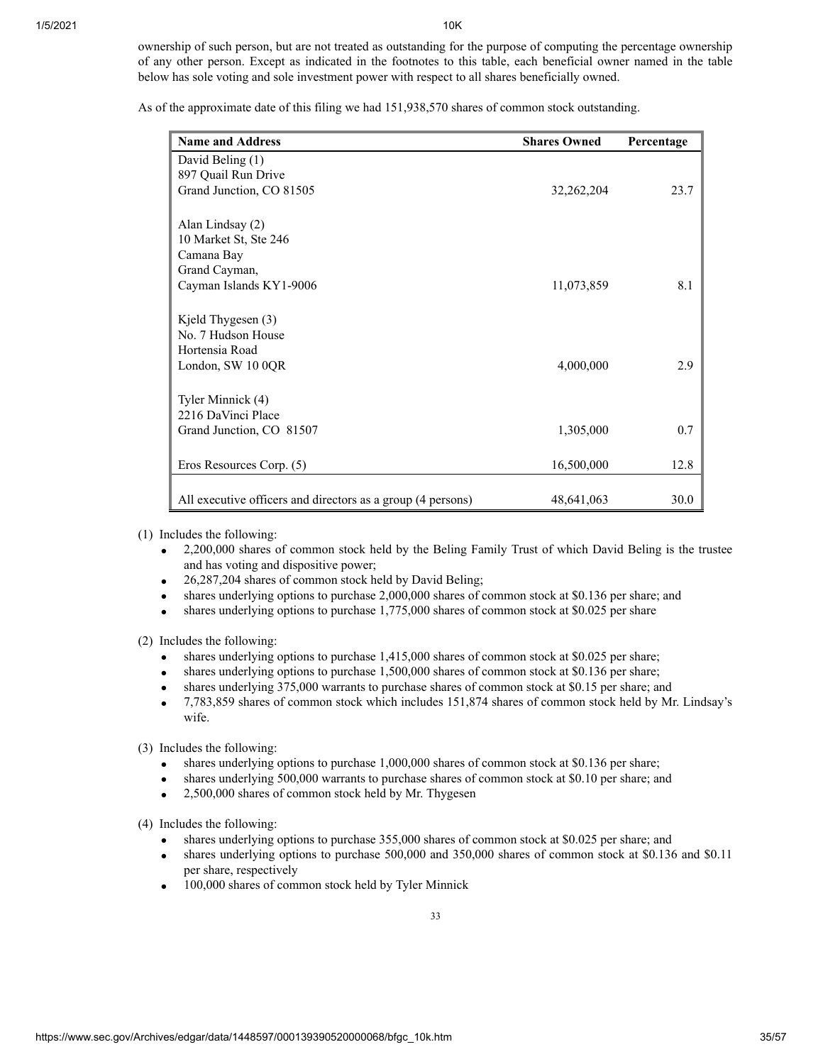ownership of such person, but are not treated as outstanding for the purpose of computing the percentage ownership of any other person. Except as indicated in the footnotes to this table, each beneficial owner named in the table below has sole voting and sole investment power with respect to all shares beneficially owned.

As of the approximate date of this filing we had 151,938,570 shares of common stock outstanding.

| Name and Address | Shares Owned | Percentage |
|---|---|---|
| David Beling (1)<br>897 Quail Run Drive<br>Grand Junction, CO 81505 | 32,262,204 | 23.7 |
| Alan Lindsay (2)<br>10 Market St, Ste 246<br>Camana Bay<br>Grand Cayman,<br>Cayman Islands KY1-9006 | 11,073,859 | 8.1 |
| Kjeld Thygesen (3)<br>No. 7 Hudson House<br>Hortensia Road<br>London, SW 10 0QR | 4,000,000 | 2.9 |
| Tyler Minnick (4)<br>2216 DaVinci Place<br>Grand Junction, CO 81507 | 1,305,000 | 0.7 |
| Eros Resources Corp. (5) | 16,500,000 | 12.8 |
| All executive officers and directors as a group (4 persons) | 48,641,063 | 30.0 |

(1) Includes the following:

- 2,200,000 shares of common stock held by the Beling Family Trust of which David Beling is the trustee and has voting and dispositive power;
- 26,287,204 shares of common stock held by David Beling;
- shares underlying options to purchase 2,000,000 shares of common stock at $0.136 per share; and
- shares underlying options to purchase 1,775,000 shares of common stock at $0.025 per share

(2) Includes the following:

- shares underlying options to purchase 1,415,000 shares of common stock at $0.025 per share;
- shares underlying options to purchase 1,500,000 shares of common stock at $0.136 per share;
- shares underlying 375,000 warrants to purchase shares of common stock at $0.15 per share; and
- 7,783,859 shares of common stock which includes 151,874 shares of common stock held by Mr. Lindsay's wife.

(3) Includes the following:

- shares underlying options to purchase 1,000,000 shares of common stock at $0.136 per share;
- shares underlying 500,000 warrants to purchase shares of common stock at $0.10 per share; and
- 2,500,000 shares of common stock held by Mr. Thygesen

(4) Includes the following:

- shares underlying options to purchase 355,000 shares of common stock at $0.025 per share; and
- shares underlying options to purchase 500,000 and 350,000 shares of common stock at $0.136 and $0.11 per share, respectively
- 100,000 shares of common stock held by Tyler Minnick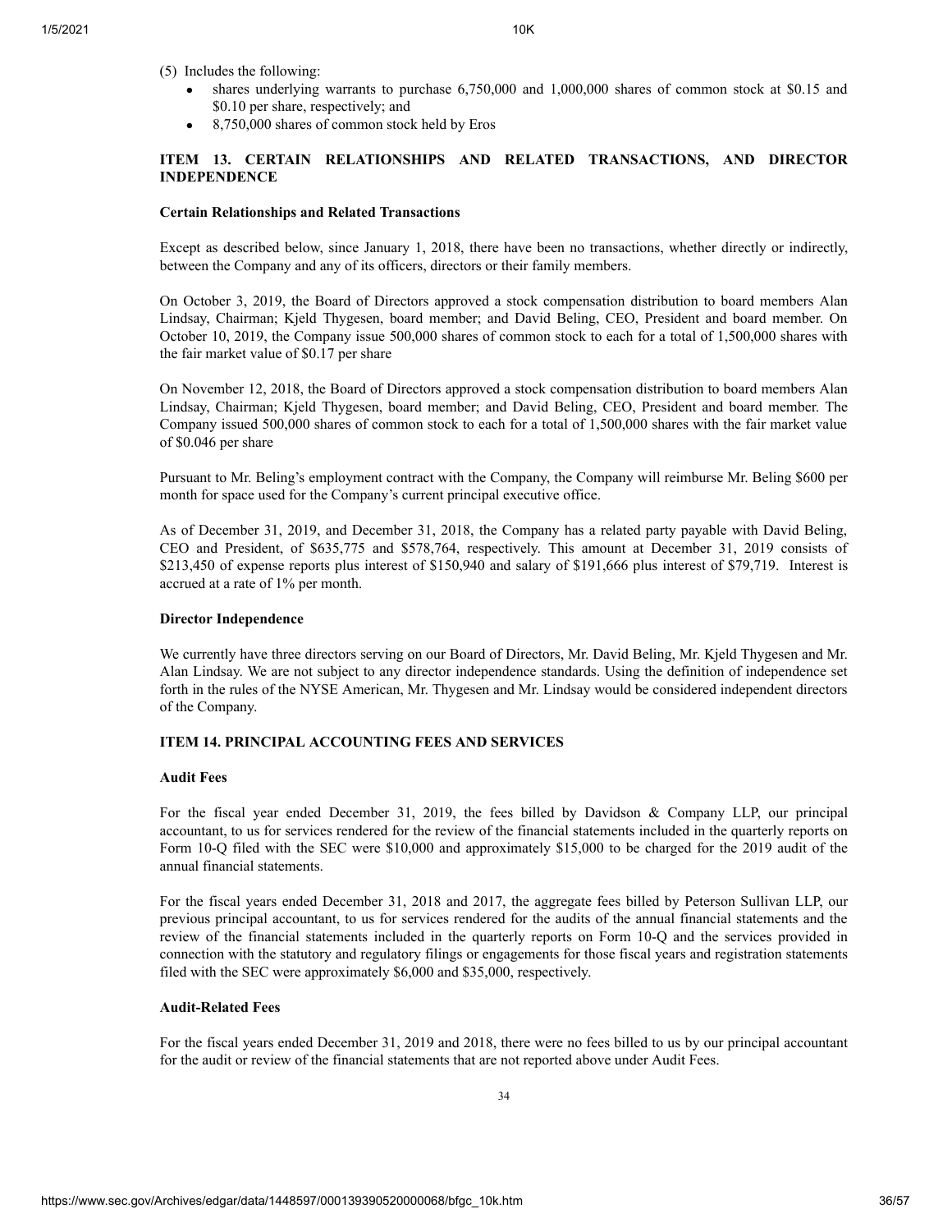(5) Includes the following:

- shares underlying warrants to purchase 6,750,000 and 1,000,000 shares of common stock at $0.15 and $0.10 per share, respectively; and
- 8,750,000 shares of common stock held by Eros

## ITEM 13. CERTAIN RELATIONSHIPS AND RELATED TRANSACTIONS, AND DIRECTOR INDEPENDENCE

### Certain Relationships and Related Transactions

Except as described below, since January 1, 2018, there have been no transactions, whether directly or indirectly, between the Company and any of its officers, directors or their family members.

On October 3, 2019, the Board of Directors approved a stock compensation distribution to board members Alan Lindsay, Chairman; Kjeld Thygesen, board member; and David Beling, CEO, President and board member. On October 10, 2019, the Company issue 500,000 shares of common stock to each for a total of 1,500,000 shares with the fair market value of $0.17 per share

On November 12, 2018, the Board of Directors approved a stock compensation distribution to board members Alan Lindsay, Chairman; Kjeld Thygesen, board member; and David Beling, CEO, President and board member. The Company issued 500,000 shares of common stock to each for a total of 1,500,000 shares with the fair market value of $0.046 per share

Pursuant to Mr. Beling's employment contract with the Company, the Company will reimburse Mr. Beling $600 per month for space used for the Company's current principal executive office.

As of December 31, 2019, and December 31, 2018, the Company has a related party payable with David Beling, CEO and President, of $635,775 and $578,764, respectively. This amount at December 31, 2019 consists of $213,450 of expense reports plus interest of $150,940 and salary of $191,666 plus interest of $79,719. Interest is accrued at a rate of 1% per month.

### Director Independence

We currently have three directors serving on our Board of Directors, Mr. David Beling, Mr. Kjeld Thygesen and Mr. Alan Lindsay. We are not subject to any director independence standards. Using the definition of independence set forth in the rules of the NYSE American, Mr. Thygesen and Mr. Lindsay would be considered independent directors of the Company.

## ITEM 14. PRINCIPAL ACCOUNTING FEES AND SERVICES

### Audit Fees

For the fiscal year ended December 31, 2019, the fees billed by Davidson & Company LLP, our principal accountant, to us for services rendered for the review of the financial statements included in the quarterly reports on Form 10-Q filed with the SEC were $10,000 and approximately $15,000 to be charged for the 2019 audit of the annual financial statements.

For the fiscal years ended December 31, 2018 and 2017, the aggregate fees billed by Peterson Sullivan LLP, our previous principal accountant, to us for services rendered for the audits of the annual financial statements and the review of the financial statements included in the quarterly reports on Form 10-Q and the services provided in connection with the statutory and regulatory filings or engagements for those fiscal years and registration statements filed with the SEC were approximately $6,000 and $35,000, respectively.

### Audit-Related Fees

For the fiscal years ended December 31, 2019 and 2018, there were no fees billed to us by our principal accountant for the audit or review of the financial statements that are not reported above under Audit Fees.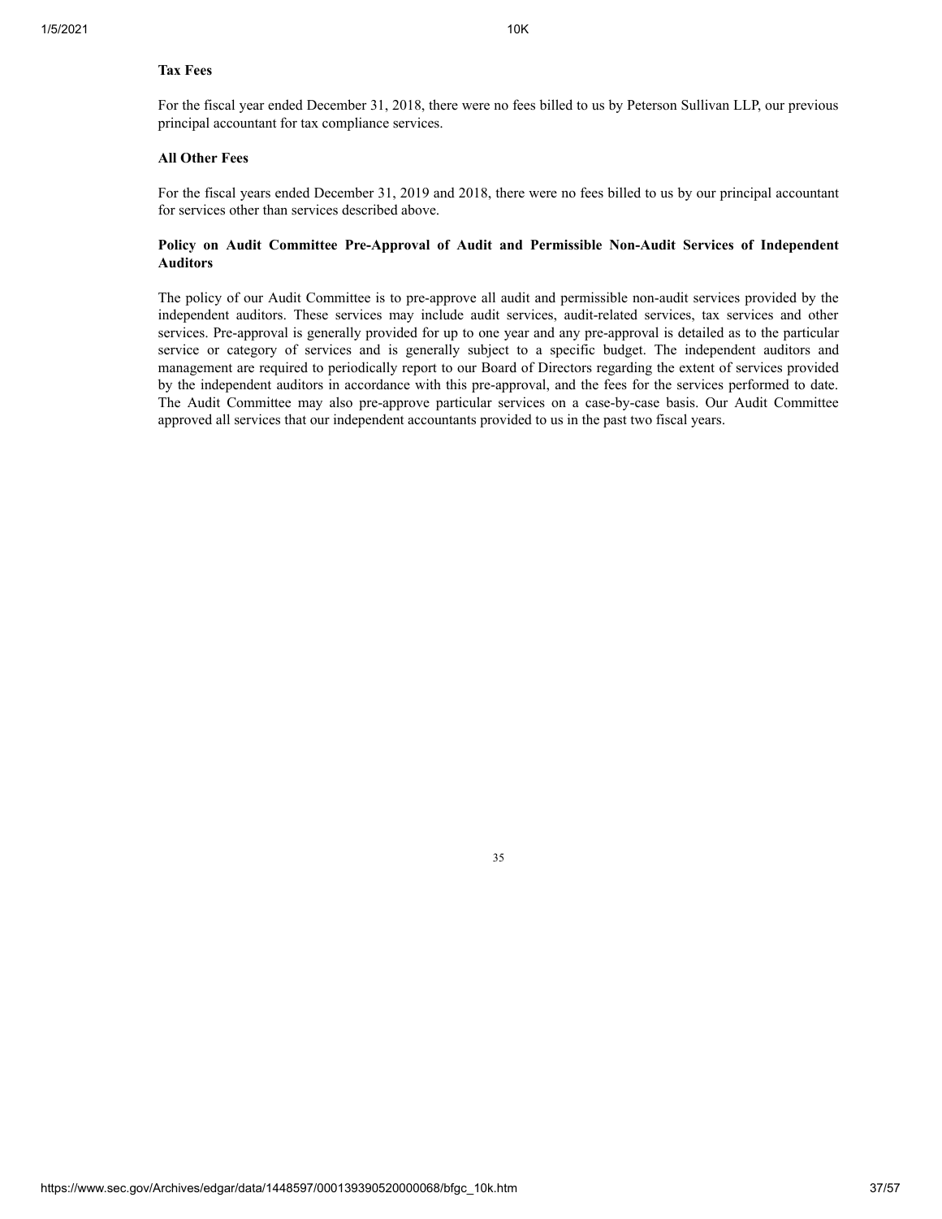**Tax Fees**

For the fiscal year ended December 31, 2018, there were no fees billed to us by Peterson Sullivan LLP, our previous principal accountant for tax compliance services.

**All Other Fees**

For the fiscal years ended December 31, 2019 and 2018, there were no fees billed to us by our principal accountant for services other than services described above.

**Policy on Audit Committee Pre-Approval of Audit and Permissible Non-Audit Services of Independent Auditors**

The policy of our Audit Committee is to pre-approve all audit and permissible non-audit services provided by the independent auditors. These services may include audit services, audit-related services, tax services and other services. Pre-approval is generally provided for up to one year and any pre-approval is detailed as to the particular service or category of services and is generally subject to a specific budget. The independent auditors and management are required to periodically report to our Board of Directors regarding the extent of services provided by the independent auditors in accordance with this pre-approval, and the fees for the services performed to date. The Audit Committee may also pre-approve particular services on a case-by-case basis. Our Audit Committee approved all services that our independent accountants provided to us in the past two fiscal years.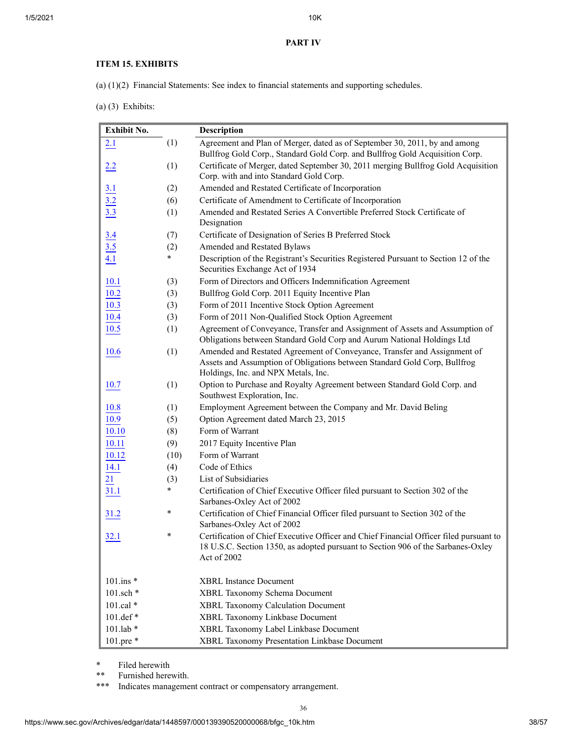## PART IV

### ITEM 15. EXHIBITS

(a) (1)(2) Financial Statements: See index to financial statements and supporting schedules.

(a) (3) Exhibits:

| Exhibit No. | | Description |
|---|---|---|
| 2.1 | (1) | Agreement and Plan of Merger, dated as of September 30, 2011, by and among Bullfrog Gold Corp., Standard Gold Corp. and Bullfrog Gold Acquisition Corp. |
| 2.2 | (1) | Certificate of Merger, dated September 30, 2011 merging Bullfrog Gold Acquisition Corp. with and into Standard Gold Corp. |
| 3.1 | (2) | Amended and Restated Certificate of Incorporation |
| 3.2 | (6) | Certificate of Amendment to Certificate of Incorporation |
| 3.3 | (1) | Amended and Restated Series A Convertible Preferred Stock Certificate of Designation |
| 3.4 | (7) | Certificate of Designation of Series B Preferred Stock |
| 3.5 | (2) | Amended and Restated Bylaws |
| 4.1 | * | Description of the Registrant's Securities Registered Pursuant to Section 12 of the Securities Exchange Act of 1934 |
| 10.1 | (3) | Form of Directors and Officers Indemnification Agreement |
| 10.2 | (3) | Bullfrog Gold Corp. 2011 Equity Incentive Plan |
| 10.3 | (3) | Form of 2011 Incentive Stock Option Agreement |
| 10.4 | (3) | Form of 2011 Non-Qualified Stock Option Agreement |
| 10.5 | (1) | Agreement of Conveyance, Transfer and Assignment of Assets and Assumption of Obligations between Standard Gold Corp and Aurum National Holdings Ltd |
| 10.6 | (1) | Amended and Restated Agreement of Conveyance, Transfer and Assignment of Assets and Assumption of Obligations between Standard Gold Corp, Bullfrog Holdings, Inc. and NPX Metals, Inc. |
| 10.7 | (1) | Option to Purchase and Royalty Agreement between Standard Gold Corp. and Southwest Exploration, Inc. |
| 10.8 | (1) | Employment Agreement between the Company and Mr. David Beling |
| 10.9 | (5) | Option Agreement dated March 23, 2015 |
| 10.10 | (8) | Form of Warrant |
| 10.11 | (9) | 2017 Equity Incentive Plan |
| 10.12 | (10) | Form of Warrant |
| 14.1 | (4) | Code of Ethics |
| 21 | (3) | List of Subsidiaries |
| 31.1 | * | Certification of Chief Executive Officer filed pursuant to Section 302 of the Sarbanes-Oxley Act of 2002 |
| 31.2 | * | Certification of Chief Financial Officer filed pursuant to Section 302 of the Sarbanes-Oxley Act of 2002 |
| 32.1 | * | Certification of Chief Executive Officer and Chief Financial Officer filed pursuant to 18 U.S.C. Section 1350, as adopted pursuant to Section 906 of the Sarbanes-Oxley Act of 2002 |
| 101.ins * | | XBRL Instance Document |
| 101.sch * | | XBRL Taxonomy Schema Document |
| 101.cal * | | XBRL Taxonomy Calculation Document |
| 101.def * | | XBRL Taxonomy Linkbase Document |
| 101.lab * | | XBRL Taxonomy Label Linkbase Document |
| 101.pre * | | XBRL Taxonomy Presentation Linkbase Document |

\* Filed herewith

\** Furnished herewith.

\*** Indicates management contract or compensatory arrangement.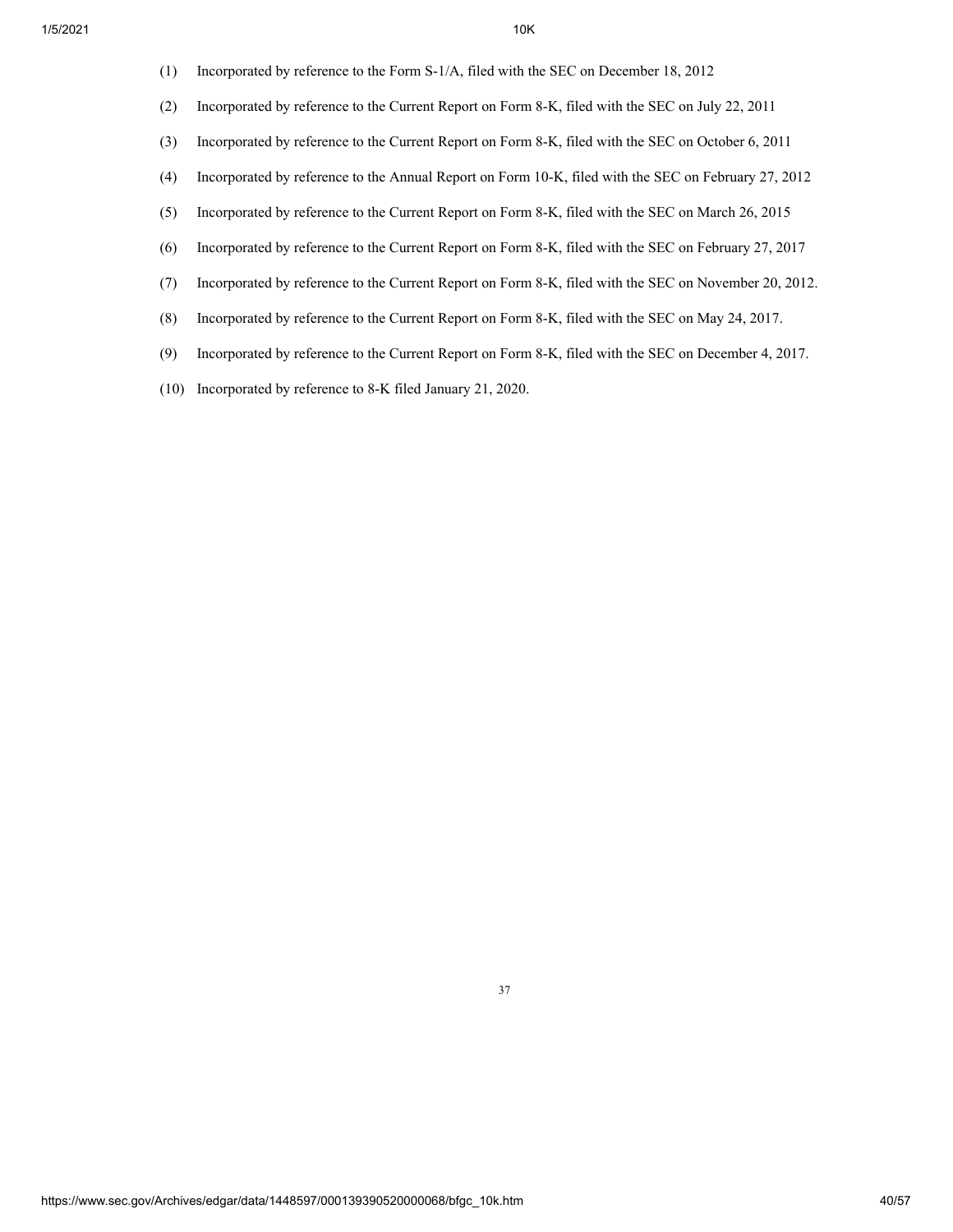(1) Incorporated by reference to the Form S-1/A, filed with the SEC on December 18, 2012

(2) Incorporated by reference to the Current Report on Form 8-K, filed with the SEC on July 22, 2011

(3) Incorporated by reference to the Current Report on Form 8-K, filed with the SEC on October 6, 2011

(4) Incorporated by reference to the Annual Report on Form 10-K, filed with the SEC on February 27, 2012

(5) Incorporated by reference to the Current Report on Form 8-K, filed with the SEC on March 26, 2015

(6) Incorporated by reference to the Current Report on Form 8-K, filed with the SEC on February 27, 2017

(7) Incorporated by reference to the Current Report on Form 8-K, filed with the SEC on November 20, 2012.

(8) Incorporated by reference to the Current Report on Form 8-K, filed with the SEC on May 24, 2017.

(9) Incorporated by reference to the Current Report on Form 8-K, filed with the SEC on December 4, 2017.

(10) Incorporated by reference to 8-K filed January 21, 2020.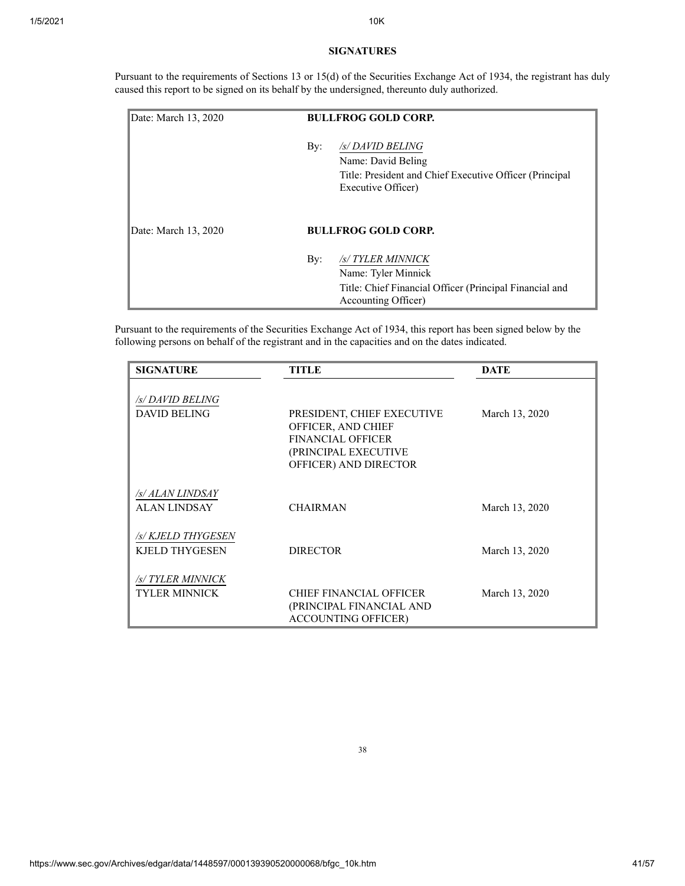## SIGNATURES

Pursuant to the requirements of Sections 13 or 15(d) of the Securities Exchange Act of 1934, the registrant has duly caused this report to be signed on its behalf by the undersigned, thereunto duly authorized.

| Date: March 13, 2020 | **BULLFROG GOLD CORP.** |
|---|---|
| | By: */s/ DAVID BELING*<br>Name: David Beling<br>Title: President and Chief Executive Officer (Principal Executive Officer) |
| Date: March 13, 2020 | **BULLFROG GOLD CORP.** |
| | By: */s/ TYLER MINNICK*<br>Name: Tyler Minnick<br>Title: Chief Financial Officer (Principal Financial and Accounting Officer) |

Pursuant to the requirements of the Securities Exchange Act of 1934, this report has been signed below by the following persons on behalf of the registrant and in the capacities and on the dates indicated.

| SIGNATURE | TITLE | DATE |
|---|---|---|
| */s/ DAVID BELING*<br>DAVID BELING | PRESIDENT, CHIEF EXECUTIVE OFFICER, AND CHIEF FINANCIAL OFFICER (PRINCIPAL EXECUTIVE OFFICER) AND DIRECTOR | March 13, 2020 |
| */s/ ALAN LINDSAY*<br>ALAN LINDSAY | CHAIRMAN | March 13, 2020 |
| */s/ KJELD THYGESEN*<br>KJELD THYGESEN | DIRECTOR | March 13, 2020 |
| */s/ TYLER MINNICK*<br>TYLER MINNICK | CHIEF FINANCIAL OFFICER (PRINCIPAL FINANCIAL AND ACCOUNTING OFFICER) | March 13, 2020 |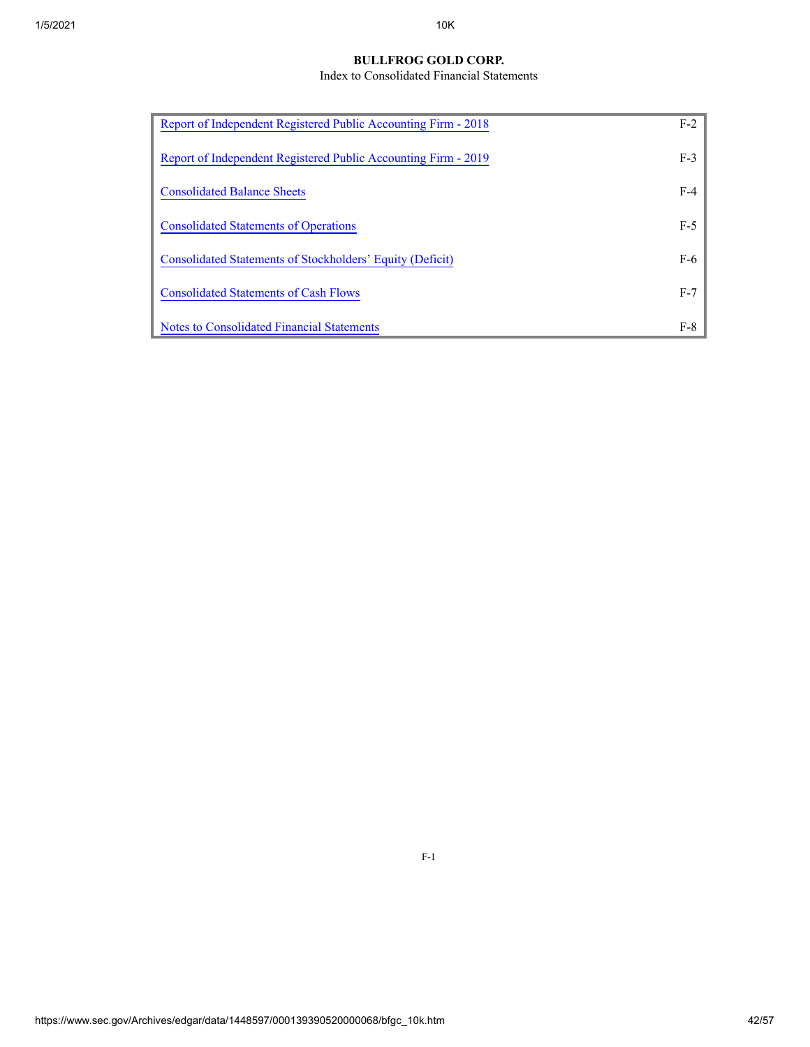**BULLFROG GOLD CORP.**

Index to Consolidated Financial Statements

| | |
|---|---|
| Report of Independent Registered Public Accounting Firm - 2018 | F-2 |
| Report of Independent Registered Public Accounting Firm - 2019 | F-3 |
| Consolidated Balance Sheets | F-4 |
| Consolidated Statements of Operations | F-5 |
| Consolidated Statements of Stockholders' Equity (Deficit) | F-6 |
| Consolidated Statements of Cash Flows | F-7 |
| Notes to Consolidated Financial Statements | F-8 |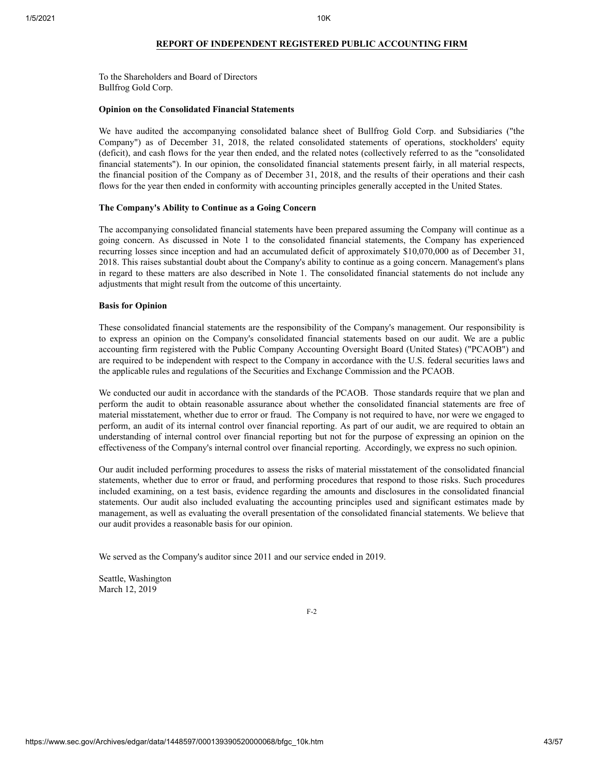## REPORT OF INDEPENDENT REGISTERED PUBLIC ACCOUNTING FIRM

To the Shareholders and Board of Directors
Bullfrog Gold Corp.

**Opinion on the Consolidated Financial Statements**

We have audited the accompanying consolidated balance sheet of Bullfrog Gold Corp. and Subsidiaries ("the Company") as of December 31, 2018, the related consolidated statements of operations, stockholders' equity (deficit), and cash flows for the year then ended, and the related notes (collectively referred to as the "consolidated financial statements"). In our opinion, the consolidated financial statements present fairly, in all material respects, the financial position of the Company as of December 31, 2018, and the results of their operations and their cash flows for the year then ended in conformity with accounting principles generally accepted in the United States.

**The Company's Ability to Continue as a Going Concern**

The accompanying consolidated financial statements have been prepared assuming the Company will continue as a going concern. As discussed in Note 1 to the consolidated financial statements, the Company has experienced recurring losses since inception and had an accumulated deficit of approximately $10,070,000 as of December 31, 2018. This raises substantial doubt about the Company's ability to continue as a going concern. Management's plans in regard to these matters are also described in Note 1. The consolidated financial statements do not include any adjustments that might result from the outcome of this uncertainty.

**Basis for Opinion**

These consolidated financial statements are the responsibility of the Company's management. Our responsibility is to express an opinion on the Company's consolidated financial statements based on our audit. We are a public accounting firm registered with the Public Company Accounting Oversight Board (United States) ("PCAOB") and are required to be independent with respect to the Company in accordance with the U.S. federal securities laws and the applicable rules and regulations of the Securities and Exchange Commission and the PCAOB.

We conducted our audit in accordance with the standards of the PCAOB. Those standards require that we plan and perform the audit to obtain reasonable assurance about whether the consolidated financial statements are free of material misstatement, whether due to error or fraud. The Company is not required to have, nor were we engaged to perform, an audit of its internal control over financial reporting. As part of our audit, we are required to obtain an understanding of internal control over financial reporting but not for the purpose of expressing an opinion on the effectiveness of the Company's internal control over financial reporting. Accordingly, we express no such opinion.

Our audit included performing procedures to assess the risks of material misstatement of the consolidated financial statements, whether due to error or fraud, and performing procedures that respond to those risks. Such procedures included examining, on a test basis, evidence regarding the amounts and disclosures in the consolidated financial statements. Our audit also included evaluating the accounting principles used and significant estimates made by management, as well as evaluating the overall presentation of the consolidated financial statements. We believe that our audit provides a reasonable basis for our opinion.

We served as the Company's auditor since 2011 and our service ended in 2019.

Seattle, Washington
March 12, 2019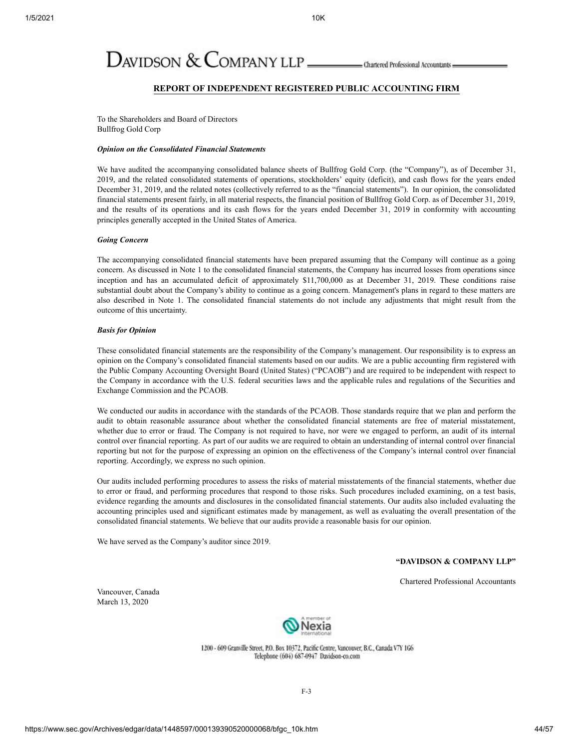DAVIDSON & COMPANY LLP — Chartered Professional Accountants

## REPORT OF INDEPENDENT REGISTERED PUBLIC ACCOUNTING FIRM

To the Shareholders and Board of Directors
Bullfrog Gold Corp

***Opinion on the Consolidated Financial Statements***

We have audited the accompanying consolidated balance sheets of Bullfrog Gold Corp. (the "Company"), as of December 31, 2019, and the related consolidated statements of operations, stockholders' equity (deficit), and cash flows for the years ended December 31, 2019, and the related notes (collectively referred to as the "financial statements"). In our opinion, the consolidated financial statements present fairly, in all material respects, the financial position of Bullfrog Gold Corp. as of December 31, 2019, and the results of its operations and its cash flows for the years ended December 31, 2019 in conformity with accounting principles generally accepted in the United States of America.

***Going Concern***

The accompanying consolidated financial statements have been prepared assuming that the Company will continue as a going concern. As discussed in Note 1 to the consolidated financial statements, the Company has incurred losses from operations since inception and has an accumulated deficit of approximately $11,700,000 as at December 31, 2019. These conditions raise substantial doubt about the Company's ability to continue as a going concern. Management's plans in regard to these matters are also described in Note 1. The consolidated financial statements do not include any adjustments that might result from the outcome of this uncertainty.

***Basis for Opinion***

These consolidated financial statements are the responsibility of the Company's management. Our responsibility is to express an opinion on the Company's consolidated financial statements based on our audits. We are a public accounting firm registered with the Public Company Accounting Oversight Board (United States) ("PCAOB") and are required to be independent with respect to the Company in accordance with the U.S. federal securities laws and the applicable rules and regulations of the Securities and Exchange Commission and the PCAOB.

We conducted our audits in accordance with the standards of the PCAOB. Those standards require that we plan and perform the audit to obtain reasonable assurance about whether the consolidated financial statements are free of material misstatement, whether due to error or fraud. The Company is not required to have, nor were we engaged to perform, an audit of its internal control over financial reporting. As part of our audits we are required to obtain an understanding of internal control over financial reporting but not for the purpose of expressing an opinion on the effectiveness of the Company's internal control over financial reporting. Accordingly, we express no such opinion.

Our audits included performing procedures to assess the risks of material misstatements of the financial statements, whether due to error or fraud, and performing procedures that respond to those risks. Such procedures included examining, on a test basis, evidence regarding the amounts and disclosures in the consolidated financial statements. Our audits also included evaluating the accounting principles used and significant estimates made by management, as well as evaluating the overall presentation of the consolidated financial statements. We believe that our audits provide a reasonable basis for our opinion.

We have served as the Company's auditor since 2019.

**"DAVIDSON & COMPANY LLP"**

Chartered Professional Accountants

Vancouver, Canada
March 13, 2020

A member of Nexia International

1200 - 609 Granville Street, P.O. Box 10372, Pacific Centre, Vancouver, B.C., Canada V7Y 1G6
Telephone (604) 687-0947 Davidson-co.com

F-3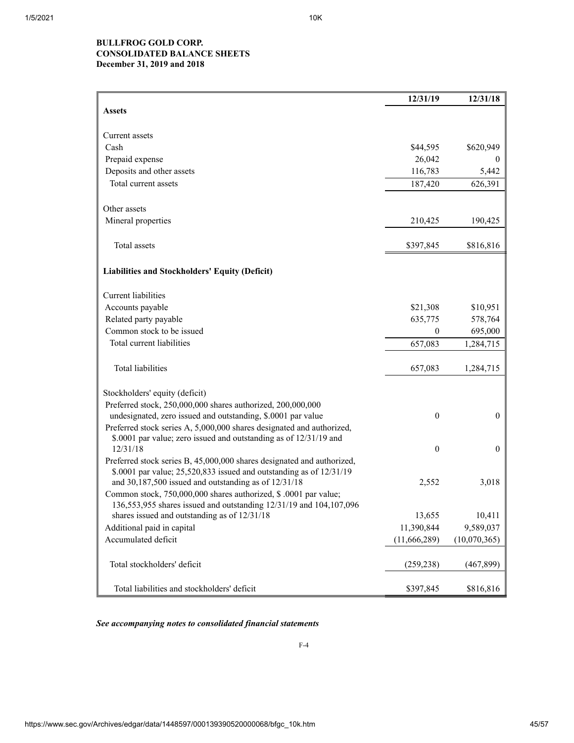**BULLFROG GOLD CORP.**
**CONSOLIDATED BALANCE SHEETS**
**December 31, 2019 and 2018**

| | 12/31/19 | 12/31/18 |
|---|---|---|
| **Assets** | | |
| | | |
| Current assets | | |
| Cash | $44,595 | $620,949 |
| Prepaid expense | 26,042 | 0 |
| Deposits and other assets | 116,783 | 5,442 |
| Total current assets | 187,420 | 626,391 |
| | | |
| Other assets | | |
| Mineral properties | 210,425 | 190,425 |
| | | |
| Total assets | $397,845 | $816,816 |
| | | |
| **Liabilities and Stockholders' Equity (Deficit)** | | |
| | | |
| Current liabilities | | |
| Accounts payable | $21,308 | $10,951 |
| Related party payable | 635,775 | 578,764 |
| Common stock to be issued | 0 | 695,000 |
| Total current liabilities | 657,083 | 1,284,715 |
| | | |
| Total liabilities | 657,083 | 1,284,715 |
| | | |
| Stockholders' equity (deficit) | | |
| Preferred stock, 250,000,000 shares authorized, 200,000,000 undesignated, zero issued and outstanding, $.0001 par value | 0 | 0 |
| Preferred stock series A, 5,000,000 shares designated and authorized, $.0001 par value; zero issued and outstanding as of 12/31/19 and 12/31/18 | 0 | 0 |
| Preferred stock series B, 45,000,000 shares designated and authorized, $.0001 par value; 25,520,833 issued and outstanding as of 12/31/19 and 30,187,500 issued and outstanding as of 12/31/18 | 2,552 | 3,018 |
| Common stock, 750,000,000 shares authorized, $ .0001 par value; 136,553,955 shares issued and outstanding 12/31/19 and 104,107,096 shares issued and outstanding as of 12/31/18 | 13,655 | 10,411 |
| Additional paid in capital | 11,390,844 | 9,589,037 |
| Accumulated deficit | (11,666,289) | (10,070,365) |
| | | |
| Total stockholders' deficit | (259,238) | (467,899) |
| | | |
| Total liabilities and stockholders' deficit | $397,845 | $816,816 |

***See accompanying notes to consolidated financial statements***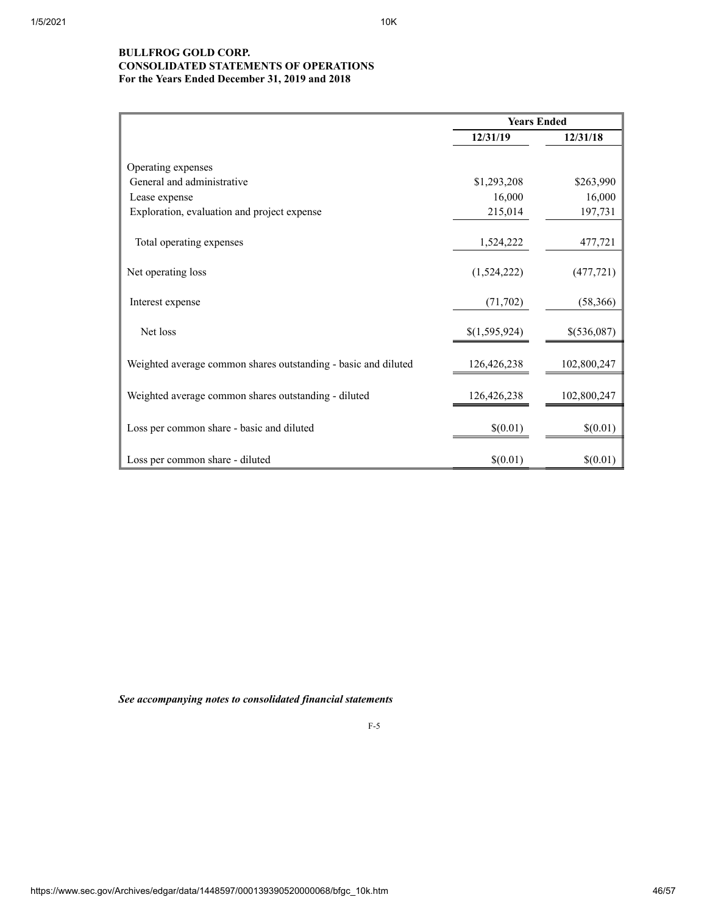**BULLFROG GOLD CORP.**
**CONSOLIDATED STATEMENTS OF OPERATIONS**
**For the Years Ended December 31, 2019 and 2018**

| | Years Ended | |
|---|---|---|
| | **12/31/19** | **12/31/18** |
| Operating expenses | | |
| General and administrative | $1,293,208 | $263,990 |
| Lease expense | 16,000 | 16,000 |
| Exploration, evaluation and project expense | 215,014 | 197,731 |
| Total operating expenses | 1,524,222 | 477,721 |
| Net operating loss | (1,524,222) | (477,721) |
| Interest expense | (71,702) | (58,366) |
| Net loss | $(1,595,924) | $(536,087) |
| Weighted average common shares outstanding - basic and diluted | 126,426,238 | 102,800,247 |
| Weighted average common shares outstanding - diluted | 126,426,238 | 102,800,247 |
| Loss per common share - basic and diluted | $(0.01) | $(0.01) |
| Loss per common share - diluted | $(0.01) | $(0.01) |

***See accompanying notes to consolidated financial statements***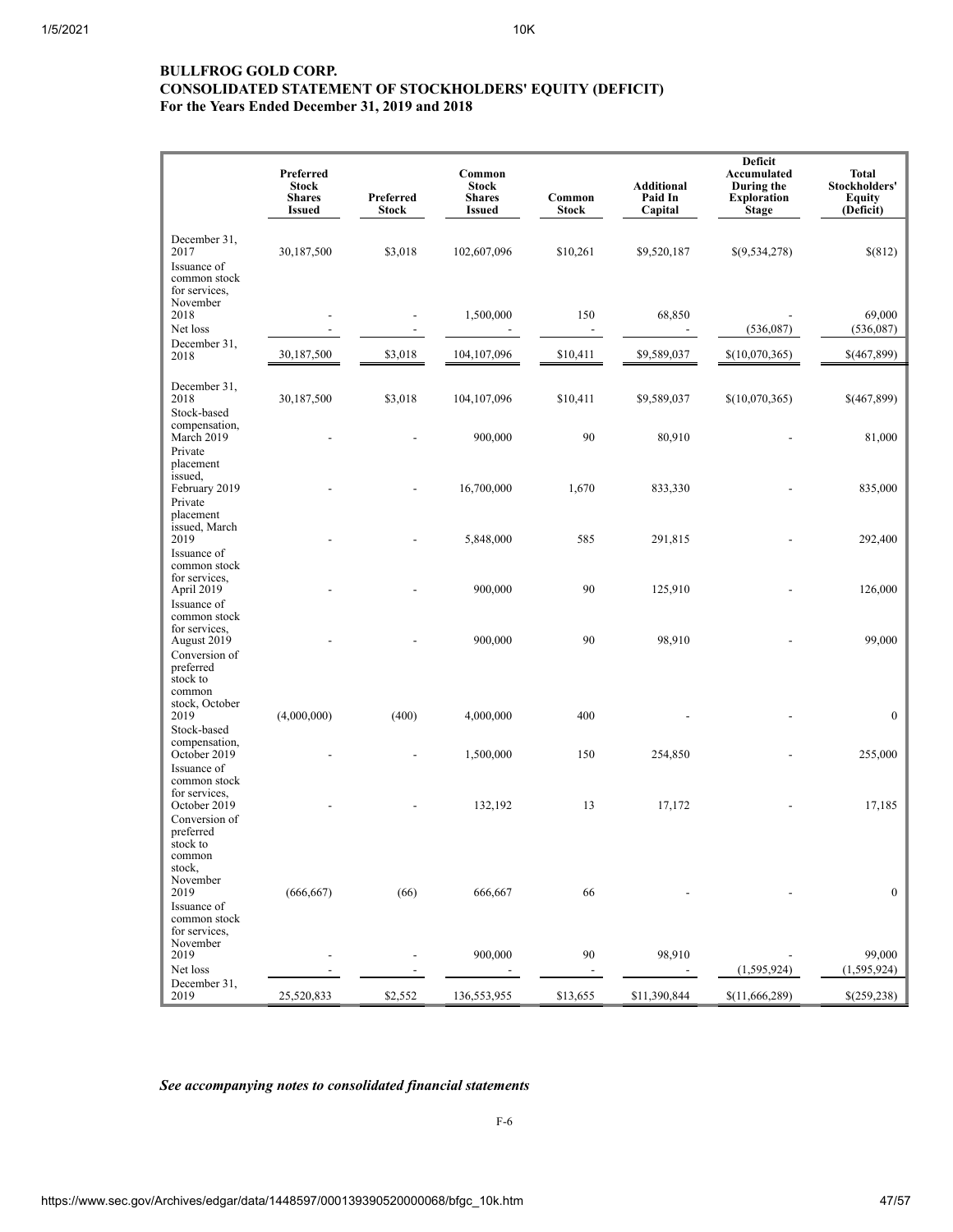**BULLFROG GOLD CORP.**
**CONSOLIDATED STATEMENT OF STOCKHOLDERS' EQUITY (DEFICIT)**
**For the Years Ended December 31, 2019 and 2018**

| | Preferred Stock Shares Issued | Preferred Stock | Common Stock Shares Issued | Common Stock | Additional Paid In Capital | Deficit Accumulated During the Exploration Stage | Total Stockholders' Equity (Deficit) |
|---|---|---|---|---|---|---|---|
| December 31, 2017 | 30,187,500 | $3,018 | 102,607,096 | $10,261 | $9,520,187 | $(9,534,278) | $(812) |
| Issuance of common stock for services, November 2018 | - | - | 1,500,000 | 150 | 68,850 | - | 69,000 |
| Net loss | - | - | - | - | - | (536,087) | (536,087) |
| December 31, 2018 | 30,187,500 | $3,018 | 104,107,096 | $10,411 | $9,589,037 | $(10,070,365) | $(467,899) |
| | | | | | | | |
| December 31, 2018 | 30,187,500 | $3,018 | 104,107,096 | $10,411 | $9,589,037 | $(10,070,365) | $(467,899) |
| Stock-based compensation, March 2019 | - | - | 900,000 | 90 | 80,910 | - | 81,000 |
| Private placement issued, February 2019 | - | - | 16,700,000 | 1,670 | 833,330 | - | 835,000 |
| Private placement issued, March 2019 | - | - | 5,848,000 | 585 | 291,815 | - | 292,400 |
| Issuance of common stock for services, April 2019 | - | - | 900,000 | 90 | 125,910 | - | 126,000 |
| Issuance of common stock for services, August 2019 | - | - | 900,000 | 90 | 98,910 | - | 99,000 |
| Conversion of preferred stock to common stock, October 2019 | (4,000,000) | (400) | 4,000,000 | 400 | - | - | 0 |
| Stock-based compensation, October 2019 | - | - | 1,500,000 | 150 | 254,850 | - | 255,000 |
| Issuance of common stock for services, October 2019 | - | - | 132,192 | 13 | 17,172 | - | 17,185 |
| Conversion of preferred stock to common stock, November 2019 | (666,667) | (66) | 666,667 | 66 | - | - | 0 |
| Issuance of common stock for services, November 2019 | - | - | 900,000 | 90 | 98,910 | - | 99,000 |
| Net loss | - | - | - | - | - | (1,595,924) | (1,595,924) |
| December 31, 2019 | 25,520,833 | $2,552 | 136,553,955 | $13,655 | $11,390,844 | $(11,666,289) | $(259,238) |

***See accompanying notes to consolidated financial statements***

F-6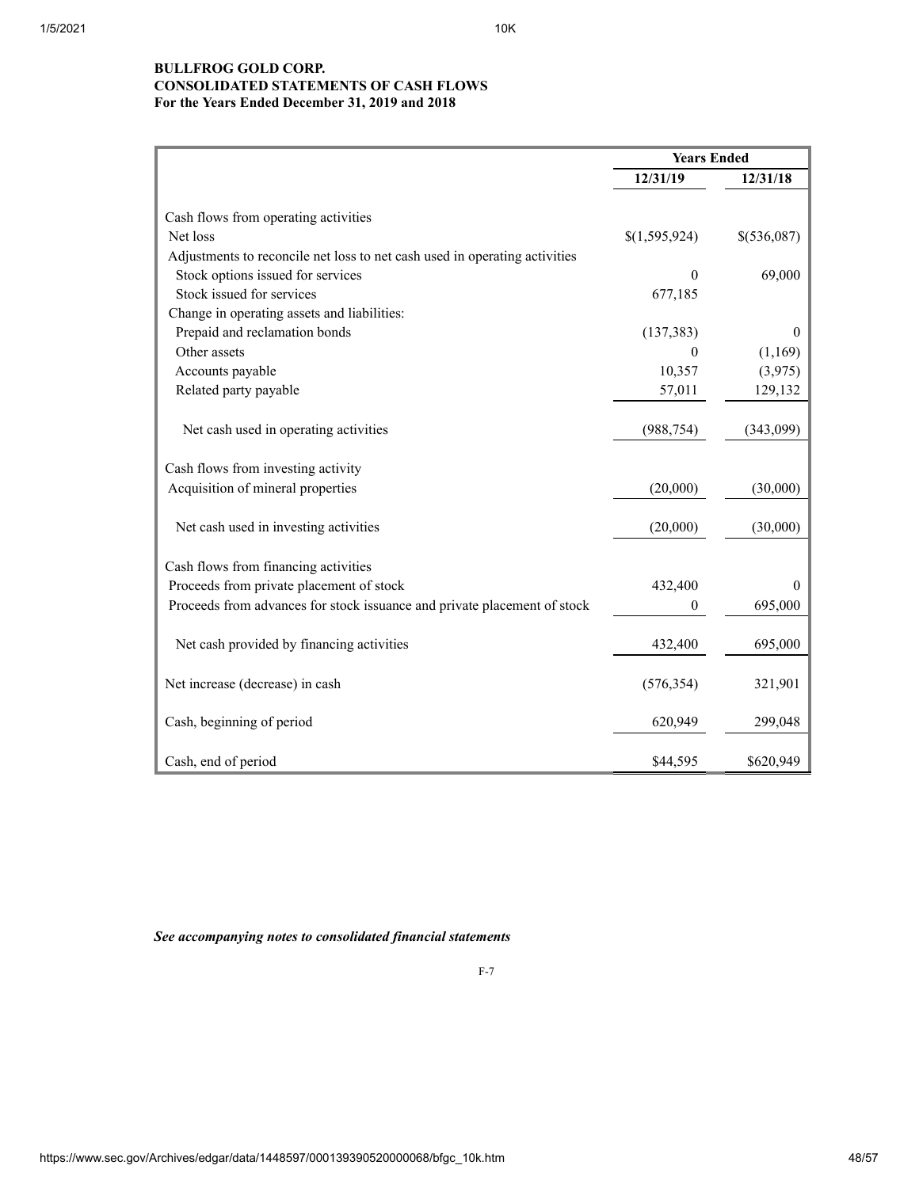**BULLFROG GOLD CORP.**
**CONSOLIDATED STATEMENTS OF CASH FLOWS**
**For the Years Ended December 31, 2019 and 2018**

| | Years Ended | |
|---|---|---|
| | 12/31/19 | 12/31/18 |
| Cash flows from operating activities | | |
| Net loss | $(1,595,924) | $(536,087) |
| Adjustments to reconcile net loss to net cash used in operating activities | | |
| Stock options issued for services | 0 | 69,000 |
| Stock issued for services | 677,185 | |
| Change in operating assets and liabilities: | | |
| Prepaid and reclamation bonds | (137,383) | 0 |
| Other assets | 0 | (1,169) |
| Accounts payable | 10,357 | (3,975) |
| Related party payable | 57,011 | 129,132 |
| Net cash used in operating activities | (988,754) | (343,099) |
| Cash flows from investing activity | | |
| Acquisition of mineral properties | (20,000) | (30,000) |
| Net cash used in investing activities | (20,000) | (30,000) |
| Cash flows from financing activities | | |
| Proceeds from private placement of stock | 432,400 | 0 |
| Proceeds from advances for stock issuance and private placement of stock | 0 | 695,000 |
| Net cash provided by financing activities | 432,400 | 695,000 |
| Net increase (decrease) in cash | (576,354) | 321,901 |
| Cash, beginning of period | 620,949 | 299,048 |
| Cash, end of period | $44,595 | $620,949 |

***See accompanying notes to consolidated financial statements***

F-7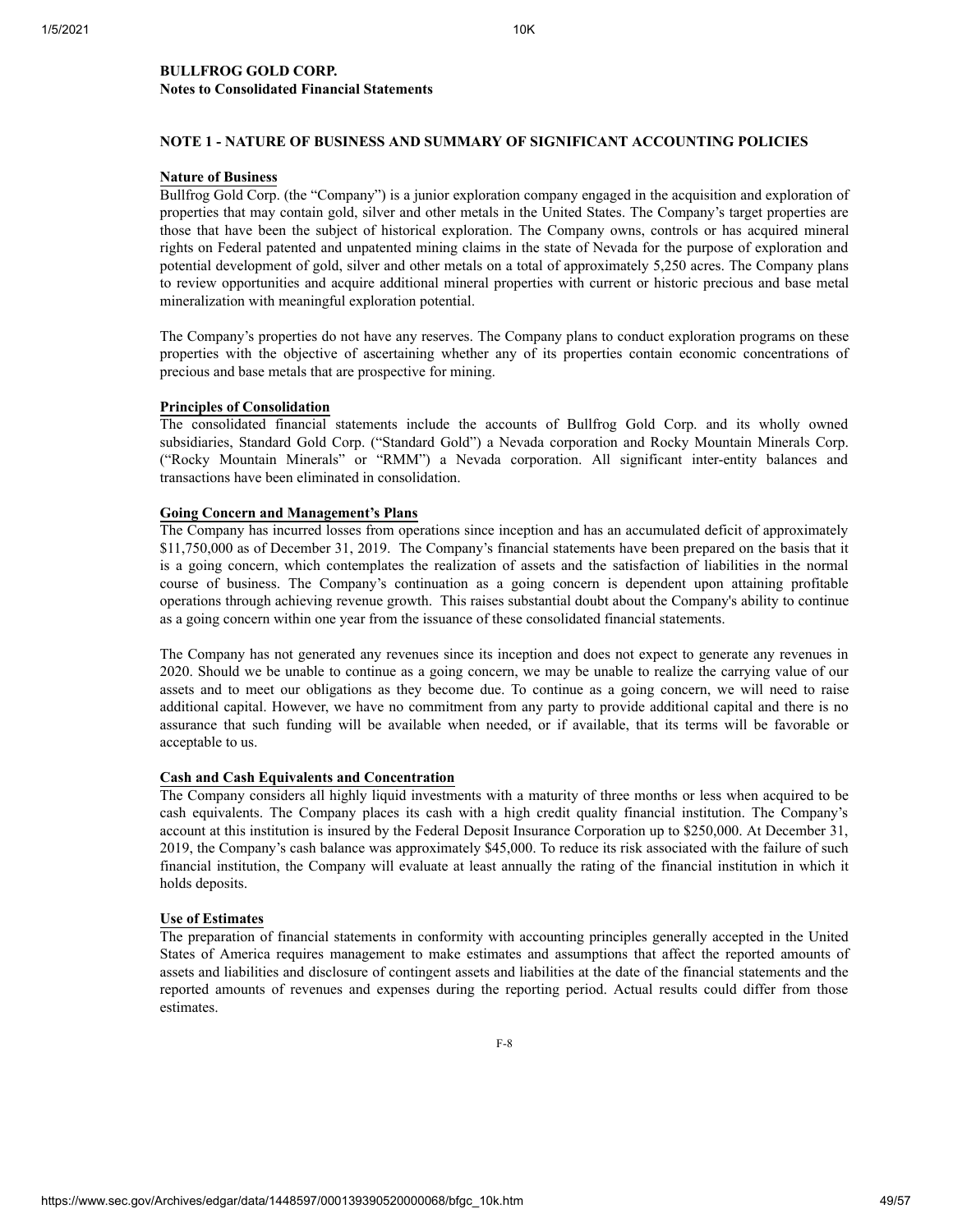**BULLFROG GOLD CORP.**
**Notes to Consolidated Financial Statements**

**NOTE 1 - NATURE OF BUSINESS AND SUMMARY OF SIGNIFICANT ACCOUNTING POLICIES**

**Nature of Business**

Bullfrog Gold Corp. (the "Company") is a junior exploration company engaged in the acquisition and exploration of properties that may contain gold, silver and other metals in the United States. The Company's target properties are those that have been the subject of historical exploration. The Company owns, controls or has acquired mineral rights on Federal patented and unpatented mining claims in the state of Nevada for the purpose of exploration and potential development of gold, silver and other metals on a total of approximately 5,250 acres. The Company plans to review opportunities and acquire additional mineral properties with current or historic precious and base metal mineralization with meaningful exploration potential.

The Company's properties do not have any reserves. The Company plans to conduct exploration programs on these properties with the objective of ascertaining whether any of its properties contain economic concentrations of precious and base metals that are prospective for mining.

**Principles of Consolidation**

The consolidated financial statements include the accounts of Bullfrog Gold Corp. and its wholly owned subsidiaries, Standard Gold Corp. ("Standard Gold") a Nevada corporation and Rocky Mountain Minerals Corp. ("Rocky Mountain Minerals" or "RMM") a Nevada corporation. All significant inter-entity balances and transactions have been eliminated in consolidation.

**Going Concern and Management's Plans**

The Company has incurred losses from operations since inception and has an accumulated deficit of approximately $11,750,000 as of December 31, 2019. The Company's financial statements have been prepared on the basis that it is a going concern, which contemplates the realization of assets and the satisfaction of liabilities in the normal course of business. The Company's continuation as a going concern is dependent upon attaining profitable operations through achieving revenue growth. This raises substantial doubt about the Company's ability to continue as a going concern within one year from the issuance of these consolidated financial statements.

The Company has not generated any revenues since its inception and does not expect to generate any revenues in 2020. Should we be unable to continue as a going concern, we may be unable to realize the carrying value of our assets and to meet our obligations as they become due. To continue as a going concern, we will need to raise additional capital. However, we have no commitment from any party to provide additional capital and there is no assurance that such funding will be available when needed, or if available, that its terms will be favorable or acceptable to us.

**Cash and Cash Equivalents and Concentration**

The Company considers all highly liquid investments with a maturity of three months or less when acquired to be cash equivalents. The Company places its cash with a high credit quality financial institution. The Company's account at this institution is insured by the Federal Deposit Insurance Corporation up to $250,000. At December 31, 2019, the Company's cash balance was approximately $45,000. To reduce its risk associated with the failure of such financial institution, the Company will evaluate at least annually the rating of the financial institution in which it holds deposits.

**Use of Estimates**

The preparation of financial statements in conformity with accounting principles generally accepted in the United States of America requires management to make estimates and assumptions that affect the reported amounts of assets and liabilities and disclosure of contingent assets and liabilities at the date of the financial statements and the reported amounts of revenues and expenses during the reporting period. Actual results could differ from those estimates.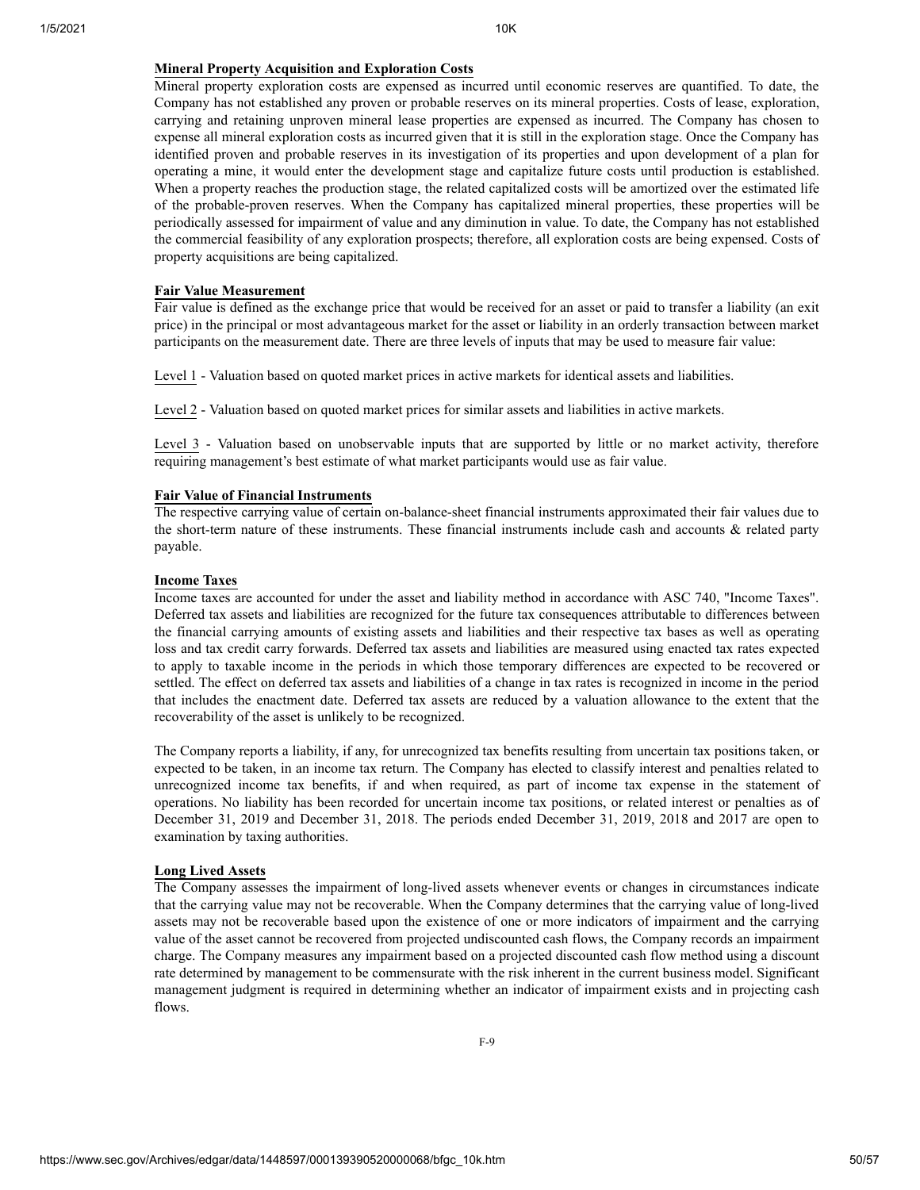**Mineral Property Acquisition and Exploration Costs**

Mineral property exploration costs are expensed as incurred until economic reserves are quantified. To date, the Company has not established any proven or probable reserves on its mineral properties. Costs of lease, exploration, carrying and retaining unproven mineral lease properties are expensed as incurred. The Company has chosen to expense all mineral exploration costs as incurred given that it is still in the exploration stage. Once the Company has identified proven and probable reserves in its investigation of its properties and upon development of a plan for operating a mine, it would enter the development stage and capitalize future costs until production is established. When a property reaches the production stage, the related capitalized costs will be amortized over the estimated life of the probable-proven reserves. When the Company has capitalized mineral properties, these properties will be periodically assessed for impairment of value and any diminution in value. To date, the Company has not established the commercial feasibility of any exploration prospects; therefore, all exploration costs are being expensed. Costs of property acquisitions are being capitalized.

**Fair Value Measurement**

Fair value is defined as the exchange price that would be received for an asset or paid to transfer a liability (an exit price) in the principal or most advantageous market for the asset or liability in an orderly transaction between market participants on the measurement date. There are three levels of inputs that may be used to measure fair value:

Level 1 - Valuation based on quoted market prices in active markets for identical assets and liabilities.

Level 2 - Valuation based on quoted market prices for similar assets and liabilities in active markets.

Level 3 - Valuation based on unobservable inputs that are supported by little or no market activity, therefore requiring management's best estimate of what market participants would use as fair value.

**Fair Value of Financial Instruments**

The respective carrying value of certain on-balance-sheet financial instruments approximated their fair values due to the short-term nature of these instruments. These financial instruments include cash and accounts & related party payable.

**Income Taxes**

Income taxes are accounted for under the asset and liability method in accordance with ASC 740, "Income Taxes". Deferred tax assets and liabilities are recognized for the future tax consequences attributable to differences between the financial carrying amounts of existing assets and liabilities and their respective tax bases as well as operating loss and tax credit carry forwards. Deferred tax assets and liabilities are measured using enacted tax rates expected to apply to taxable income in the periods in which those temporary differences are expected to be recovered or settled. The effect on deferred tax assets and liabilities of a change in tax rates is recognized in income in the period that includes the enactment date. Deferred tax assets are reduced by a valuation allowance to the extent that the recoverability of the asset is unlikely to be recognized.

The Company reports a liability, if any, for unrecognized tax benefits resulting from uncertain tax positions taken, or expected to be taken, in an income tax return. The Company has elected to classify interest and penalties related to unrecognized income tax benefits, if and when required, as part of income tax expense in the statement of operations. No liability has been recorded for uncertain income tax positions, or related interest or penalties as of December 31, 2019 and December 31, 2018. The periods ended December 31, 2019, 2018 and 2017 are open to examination by taxing authorities.

**Long Lived Assets**

The Company assesses the impairment of long-lived assets whenever events or changes in circumstances indicate that the carrying value may not be recoverable. When the Company determines that the carrying value of long-lived assets may not be recoverable based upon the existence of one or more indicators of impairment and the carrying value of the asset cannot be recovered from projected undiscounted cash flows, the Company records an impairment charge. The Company measures any impairment based on a projected discounted cash flow method using a discount rate determined by management to be commensurate with the risk inherent in the current business model. Significant management judgment is required in determining whether an indicator of impairment exists and in projecting cash flows.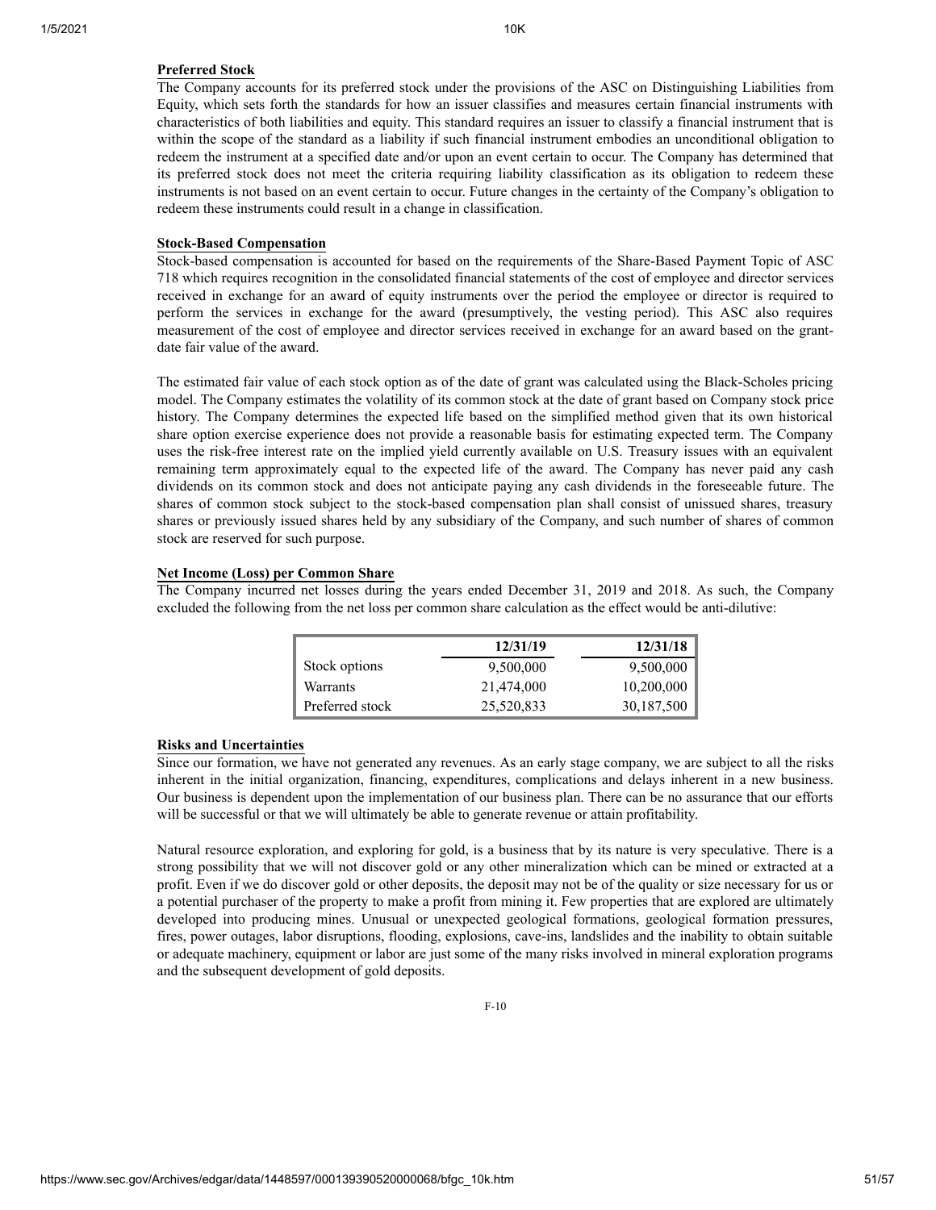**Preferred Stock**

The Company accounts for its preferred stock under the provisions of the ASC on Distinguishing Liabilities from Equity, which sets forth the standards for how an issuer classifies and measures certain financial instruments with characteristics of both liabilities and equity. This standard requires an issuer to classify a financial instrument that is within the scope of the standard as a liability if such financial instrument embodies an unconditional obligation to redeem the instrument at a specified date and/or upon an event certain to occur. The Company has determined that its preferred stock does not meet the criteria requiring liability classification as its obligation to redeem these instruments is not based on an event certain to occur. Future changes in the certainty of the Company's obligation to redeem these instruments could result in a change in classification.

**Stock-Based Compensation**

Stock-based compensation is accounted for based on the requirements of the Share-Based Payment Topic of ASC 718 which requires recognition in the consolidated financial statements of the cost of employee and director services received in exchange for an award of equity instruments over the period the employee or director is required to perform the services in exchange for the award (presumptively, the vesting period). This ASC also requires measurement of the cost of employee and director services received in exchange for an award based on the grant-date fair value of the award.

The estimated fair value of each stock option as of the date of grant was calculated using the Black-Scholes pricing model. The Company estimates the volatility of its common stock at the date of grant based on Company stock price history. The Company determines the expected life based on the simplified method given that its own historical share option exercise experience does not provide a reasonable basis for estimating expected term. The Company uses the risk-free interest rate on the implied yield currently available on U.S. Treasury issues with an equivalent remaining term approximately equal to the expected life of the award. The Company has never paid any cash dividends on its common stock and does not anticipate paying any cash dividends in the foreseeable future. The shares of common stock subject to the stock-based compensation plan shall consist of unissued shares, treasury shares or previously issued shares held by any subsidiary of the Company, and such number of shares of common stock are reserved for such purpose.

**Net Income (Loss) per Common Share**

The Company incurred net losses during the years ended December 31, 2019 and 2018. As such, the Company excluded the following from the net loss per common share calculation as the effect would be anti-dilutive:

| | 12/31/19 | 12/31/18 |
|---|---|---|
| Stock options | 9,500,000 | 9,500,000 |
| Warrants | 21,474,000 | 10,200,000 |
| Preferred stock | 25,520,833 | 30,187,500 |

**Risks and Uncertainties**

Since our formation, we have not generated any revenues. As an early stage company, we are subject to all the risks inherent in the initial organization, financing, expenditures, complications and delays inherent in a new business. Our business is dependent upon the implementation of our business plan. There can be no assurance that our efforts will be successful or that we will ultimately be able to generate revenue or attain profitability.

Natural resource exploration, and exploring for gold, is a business that by its nature is very speculative. There is a strong possibility that we will not discover gold or any other mineralization which can be mined or extracted at a profit. Even if we do discover gold or other deposits, the deposit may not be of the quality or size necessary for us or a potential purchaser of the property to make a profit from mining it. Few properties that are explored are ultimately developed into producing mines. Unusual or unexpected geological formations, geological formation pressures, fires, power outages, labor disruptions, flooding, explosions, cave-ins, landslides and the inability to obtain suitable or adequate machinery, equipment or labor are just some of the many risks involved in mineral exploration programs and the subsequent development of gold deposits.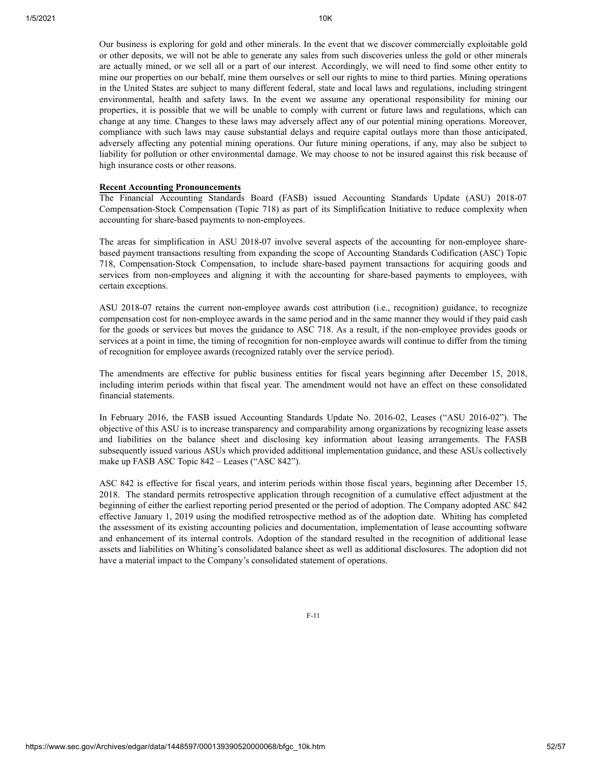Our business is exploring for gold and other minerals. In the event that we discover commercially exploitable gold or other deposits, we will not be able to generate any sales from such discoveries unless the gold or other minerals are actually mined, or we sell all or a part of our interest. Accordingly, we will need to find some other entity to mine our properties on our behalf, mine them ourselves or sell our rights to mine to third parties. Mining operations in the United States are subject to many different federal, state and local laws and regulations, including stringent environmental, health and safety laws. In the event we assume any operational responsibility for mining our properties, it is possible that we will be unable to comply with current or future laws and regulations, which can change at any time. Changes to these laws may adversely affect any of our potential mining operations. Moreover, compliance with such laws may cause substantial delays and require capital outlays more than those anticipated, adversely affecting any potential mining operations. Our future mining operations, if any, may also be subject to liability for pollution or other environmental damage. We may choose to not be insured against this risk because of high insurance costs or other reasons.

**Recent Accounting Pronouncements**

The Financial Accounting Standards Board (FASB) issued Accounting Standards Update (ASU) 2018-07 Compensation-Stock Compensation (Topic 718) as part of its Simplification Initiative to reduce complexity when accounting for share-based payments to non-employees.

The areas for simplification in ASU 2018-07 involve several aspects of the accounting for non-employee share-based payment transactions resulting from expanding the scope of Accounting Standards Codification (ASC) Topic 718, Compensation-Stock Compensation, to include share-based payment transactions for acquiring goods and services from non-employees and aligning it with the accounting for share-based payments to employees, with certain exceptions.

ASU 2018-07 retains the current non-employee awards cost attribution (i.e., recognition) guidance, to recognize compensation cost for non-employee awards in the same period and in the same manner they would if they paid cash for the goods or services but moves the guidance to ASC 718. As a result, if the non-employee provides goods or services at a point in time, the timing of recognition for non-employee awards will continue to differ from the timing of recognition for employee awards (recognized ratably over the service period).

The amendments are effective for public business entities for fiscal years beginning after December 15, 2018, including interim periods within that fiscal year. The amendment would not have an effect on these consolidated financial statements.

In February 2016, the FASB issued Accounting Standards Update No. 2016-02, Leases ("ASU 2016-02"). The objective of this ASU is to increase transparency and comparability among organizations by recognizing lease assets and liabilities on the balance sheet and disclosing key information about leasing arrangements. The FASB subsequently issued various ASUs which provided additional implementation guidance, and these ASUs collectively make up FASB ASC Topic 842 – Leases ("ASC 842").

ASC 842 is effective for fiscal years, and interim periods within those fiscal years, beginning after December 15, 2018. The standard permits retrospective application through recognition of a cumulative effect adjustment at the beginning of either the earliest reporting period presented or the period of adoption. The Company adopted ASC 842 effective January 1, 2019 using the modified retrospective method as of the adoption date. Whiting has completed the assessment of its existing accounting policies and documentation, implementation of lease accounting software and enhancement of its internal controls. Adoption of the standard resulted in the recognition of additional lease assets and liabilities on Whiting's consolidated balance sheet as well as additional disclosures. The adoption did not have a material impact to the Company's consolidated statement of operations.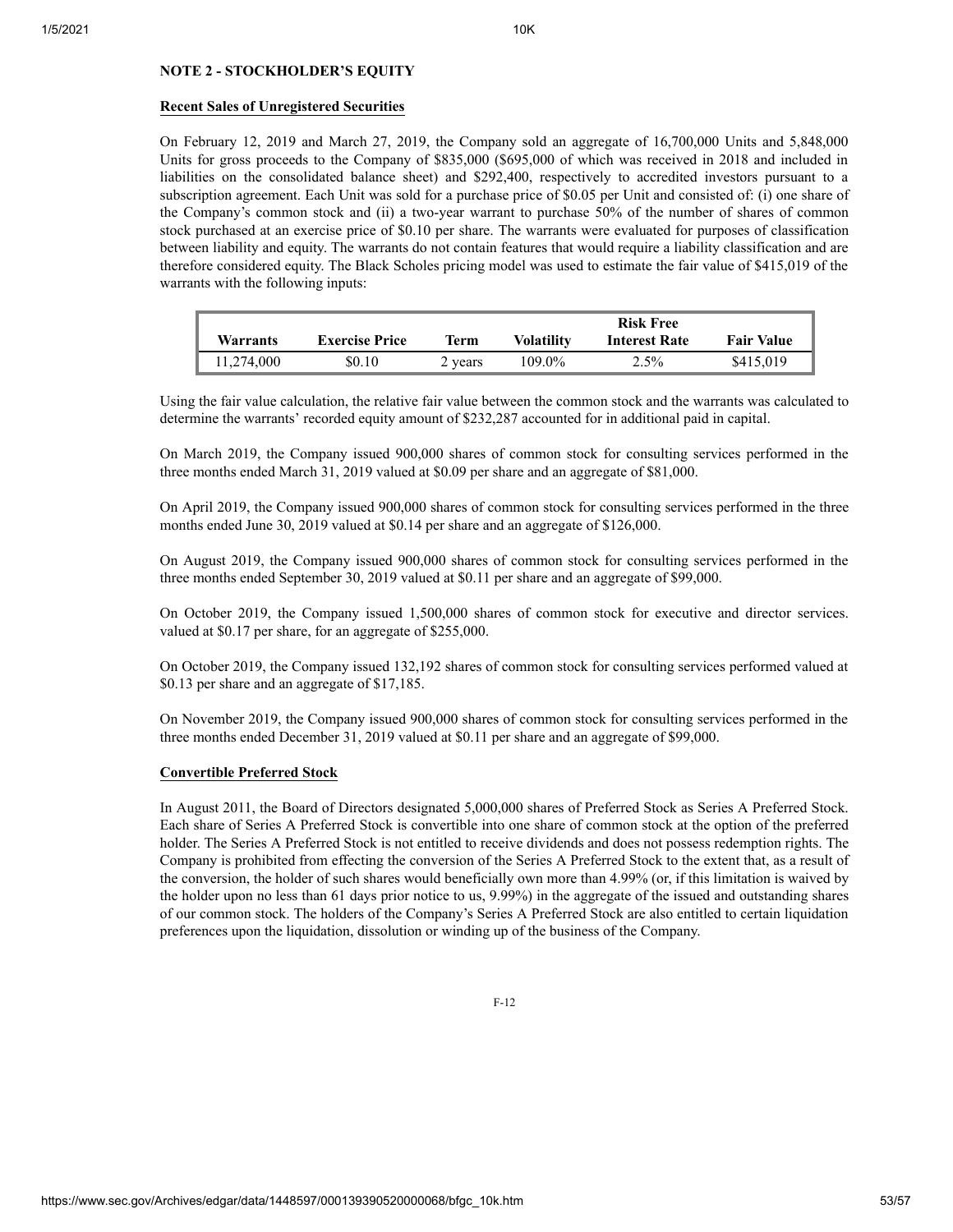## NOTE 2 - STOCKHOLDER'S EQUITY

**Recent Sales of Unregistered Securities**

On February 12, 2019 and March 27, 2019, the Company sold an aggregate of 16,700,000 Units and 5,848,000 Units for gross proceeds to the Company of $835,000 ($695,000 of which was received in 2018 and included in liabilities on the consolidated balance sheet) and $292,400, respectively to accredited investors pursuant to a subscription agreement. Each Unit was sold for a purchase price of $0.05 per Unit and consisted of: (i) one share of the Company's common stock and (ii) a two-year warrant to purchase 50% of the number of shares of common stock purchased at an exercise price of $0.10 per share. The warrants were evaluated for purposes of classification between liability and equity. The warrants do not contain features that would require a liability classification and are therefore considered equity. The Black Scholes pricing model was used to estimate the fair value of $415,019 of the warrants with the following inputs:

| Warrants | Exercise Price | Term | Volatility | Risk Free Interest Rate | Fair Value |
|---|---|---|---|---|---|
| 11,274,000 | $0.10 | 2 years | 109.0% | 2.5% | $415,019 |

Using the fair value calculation, the relative fair value between the common stock and the warrants was calculated to determine the warrants' recorded equity amount of $232,287 accounted for in additional paid in capital.

On March 2019, the Company issued 900,000 shares of common stock for consulting services performed in the three months ended March 31, 2019 valued at $0.09 per share and an aggregate of $81,000.

On April 2019, the Company issued 900,000 shares of common stock for consulting services performed in the three months ended June 30, 2019 valued at $0.14 per share and an aggregate of $126,000.

On August 2019, the Company issued 900,000 shares of common stock for consulting services performed in the three months ended September 30, 2019 valued at $0.11 per share and an aggregate of $99,000.

On October 2019, the Company issued 1,500,000 shares of common stock for executive and director services. valued at $0.17 per share, for an aggregate of $255,000.

On October 2019, the Company issued 132,192 shares of common stock for consulting services performed valued at $0.13 per share and an aggregate of $17,185.

On November 2019, the Company issued 900,000 shares of common stock for consulting services performed in the three months ended December 31, 2019 valued at $0.11 per share and an aggregate of $99,000.

**Convertible Preferred Stock**

In August 2011, the Board of Directors designated 5,000,000 shares of Preferred Stock as Series A Preferred Stock. Each share of Series A Preferred Stock is convertible into one share of common stock at the option of the preferred holder. The Series A Preferred Stock is not entitled to receive dividends and does not possess redemption rights. The Company is prohibited from effecting the conversion of the Series A Preferred Stock to the extent that, as a result of the conversion, the holder of such shares would beneficially own more than 4.99% (or, if this limitation is waived by the holder upon no less than 61 days prior notice to us, 9.99%) in the aggregate of the issued and outstanding shares of our common stock. The holders of the Company's Series A Preferred Stock are also entitled to certain liquidation preferences upon the liquidation, dissolution or winding up of the business of the Company.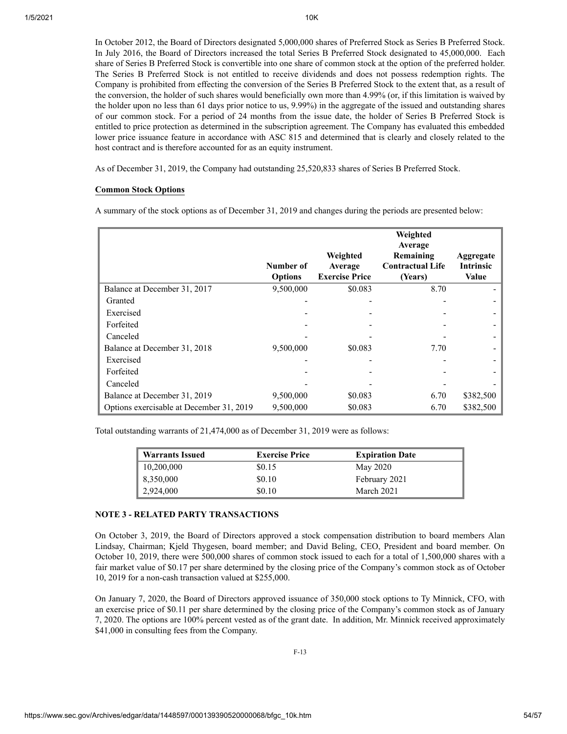In October 2012, the Board of Directors designated 5,000,000 shares of Preferred Stock as Series B Preferred Stock. In July 2016, the Board of Directors increased the total Series B Preferred Stock designated to 45,000,000. Each share of Series B Preferred Stock is convertible into one share of common stock at the option of the preferred holder. The Series B Preferred Stock is not entitled to receive dividends and does not possess redemption rights. The Company is prohibited from effecting the conversion of the Series B Preferred Stock to the extent that, as a result of the conversion, the holder of such shares would beneficially own more than 4.99% (or, if this limitation is waived by the holder upon no less than 61 days prior notice to us, 9.99%) in the aggregate of the issued and outstanding shares of our common stock. For a period of 24 months from the issue date, the holder of Series B Preferred Stock is entitled to price protection as determined in the subscription agreement. The Company has evaluated this embedded lower price issuance feature in accordance with ASC 815 and determined that is clearly and closely related to the host contract and is therefore accounted for as an equity instrument.

As of December 31, 2019, the Company had outstanding 25,520,833 shares of Series B Preferred Stock.

**Common Stock Options**

A summary of the stock options as of December 31, 2019 and changes during the periods are presented below:

| | Number of Options | Weighted Average Exercise Price | Weighted Average Remaining Contractual Life (Years) | Aggregate Intrinsic Value |
|---|---|---|---|---|
| Balance at December 31, 2017 | 9,500,000 | $0.083 | 8.70 | - |
| Granted | - | - | - | - |
| Exercised | - | - | - | - |
| Forfeited | - | - | - | - |
| Canceled | - | - | - | - |
| Balance at December 31, 2018 | 9,500,000 | $0.083 | 7.70 | - |
| Exercised | - | - | - | - |
| Forfeited | - | - | - | - |
| Canceled | - | - | - | - |
| Balance at December 31, 2019 | 9,500,000 | $0.083 | 6.70 | $382,500 |
| Options exercisable at December 31, 2019 | 9,500,000 | $0.083 | 6.70 | $382,500 |

Total outstanding warrants of 21,474,000 as of December 31, 2019 were as follows:

| Warrants Issued | Exercise Price | Expiration Date |
|---|---|---|
| 10,200,000 | $0.15 | May 2020 |
| 8,350,000 | $0.10 | February 2021 |
| 2,924,000 | $0.10 | March 2021 |

**NOTE 3 - RELATED PARTY TRANSACTIONS**

On October 3, 2019, the Board of Directors approved a stock compensation distribution to board members Alan Lindsay, Chairman; Kjeld Thygesen, board member; and David Beling, CEO, President and board member. On October 10, 2019, there were 500,000 shares of common stock issued to each for a total of 1,500,000 shares with a fair market value of $0.17 per share determined by the closing price of the Company's common stock as of October 10, 2019 for a non-cash transaction valued at $255,000.

On January 7, 2020, the Board of Directors approved issuance of 350,000 stock options to Ty Minnick, CFO, with an exercise price of $0.11 per share determined by the closing price of the Company's common stock as of January 7, 2020. The options are 100% percent vested as of the grant date. In addition, Mr. Minnick received approximately $41,000 in consulting fees from the Company.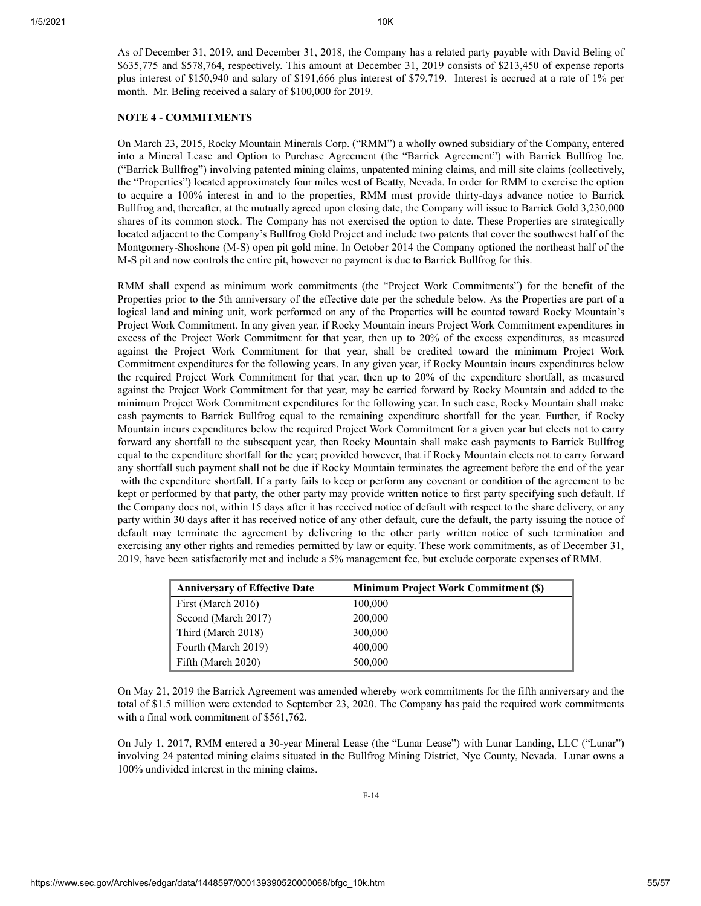As of December 31, 2019, and December 31, 2018, the Company has a related party payable with David Beling of $635,775 and $578,764, respectively. This amount at December 31, 2019 consists of $213,450 of expense reports plus interest of $150,940 and salary of $191,666 plus interest of $79,719. Interest is accrued at a rate of 1% per month. Mr. Beling received a salary of $100,000 for 2019.

**NOTE 4 - COMMITMENTS**

On March 23, 2015, Rocky Mountain Minerals Corp. ("RMM") a wholly owned subsidiary of the Company, entered into a Mineral Lease and Option to Purchase Agreement (the "Barrick Agreement") with Barrick Bullfrog Inc. ("Barrick Bullfrog") involving patented mining claims, unpatented mining claims, and mill site claims (collectively, the "Properties") located approximately four miles west of Beatty, Nevada. In order for RMM to exercise the option to acquire a 100% interest in and to the properties, RMM must provide thirty-days advance notice to Barrick Bullfrog and, thereafter, at the mutually agreed upon closing date, the Company will issue to Barrick Gold 3,230,000 shares of its common stock. The Company has not exercised the option to date. These Properties are strategically located adjacent to the Company's Bullfrog Gold Project and include two patents that cover the southwest half of the Montgomery-Shoshone (M-S) open pit gold mine. In October 2014 the Company optioned the northeast half of the M-S pit and now controls the entire pit, however no payment is due to Barrick Bullfrog for this.

RMM shall expend as minimum work commitments (the "Project Work Commitments") for the benefit of the Properties prior to the 5th anniversary of the effective date per the schedule below. As the Properties are part of a logical land and mining unit, work performed on any of the Properties will be counted toward Rocky Mountain's Project Work Commitment. In any given year, if Rocky Mountain incurs Project Work Commitment expenditures in excess of the Project Work Commitment for that year, then up to 20% of the excess expenditures, as measured against the Project Work Commitment for that year, shall be credited toward the minimum Project Work Commitment expenditures for the following years. In any given year, if Rocky Mountain incurs expenditures below the required Project Work Commitment for that year, then up to 20% of the expenditure shortfall, as measured against the Project Work Commitment for that year, may be carried forward by Rocky Mountain and added to the minimum Project Work Commitment expenditures for the following year. In such case, Rocky Mountain shall make cash payments to Barrick Bullfrog equal to the remaining expenditure shortfall for the year. Further, if Rocky Mountain incurs expenditures below the required Project Work Commitment for a given year but elects not to carry forward any shortfall to the subsequent year, then Rocky Mountain shall make cash payments to Barrick Bullfrog equal to the expenditure shortfall for the year; provided however, that if Rocky Mountain elects not to carry forward any shortfall such payment shall not be due if Rocky Mountain terminates the agreement before the end of the year with the expenditure shortfall. If a party fails to keep or perform any covenant or condition of the agreement to be kept or performed by that party, the other party may provide written notice to first party specifying such default. If the Company does not, within 15 days after it has received notice of default with respect to the share delivery, or any party within 30 days after it has received notice of any other default, cure the default, the party issuing the notice of default may terminate the agreement by delivering to the other party written notice of such termination and exercising any other rights and remedies permitted by law or equity. These work commitments, as of December 31, 2019, have been satisfactorily met and include a 5% management fee, but exclude corporate expenses of RMM.

| Anniversary of Effective Date | Minimum Project Work Commitment ($) |
|---|---|
| First (March 2016) | 100,000 |
| Second (March 2017) | 200,000 |
| Third (March 2018) | 300,000 |
| Fourth (March 2019) | 400,000 |
| Fifth (March 2020) | 500,000 |

On May 21, 2019 the Barrick Agreement was amended whereby work commitments for the fifth anniversary and the total of $1.5 million were extended to September 23, 2020. The Company has paid the required work commitments with a final work commitment of $561,762.

On July 1, 2017, RMM entered a 30-year Mineral Lease (the "Lunar Lease") with Lunar Landing, LLC ("Lunar") involving 24 patented mining claims situated in the Bullfrog Mining District, Nye County, Nevada. Lunar owns a 100% undivided interest in the mining claims.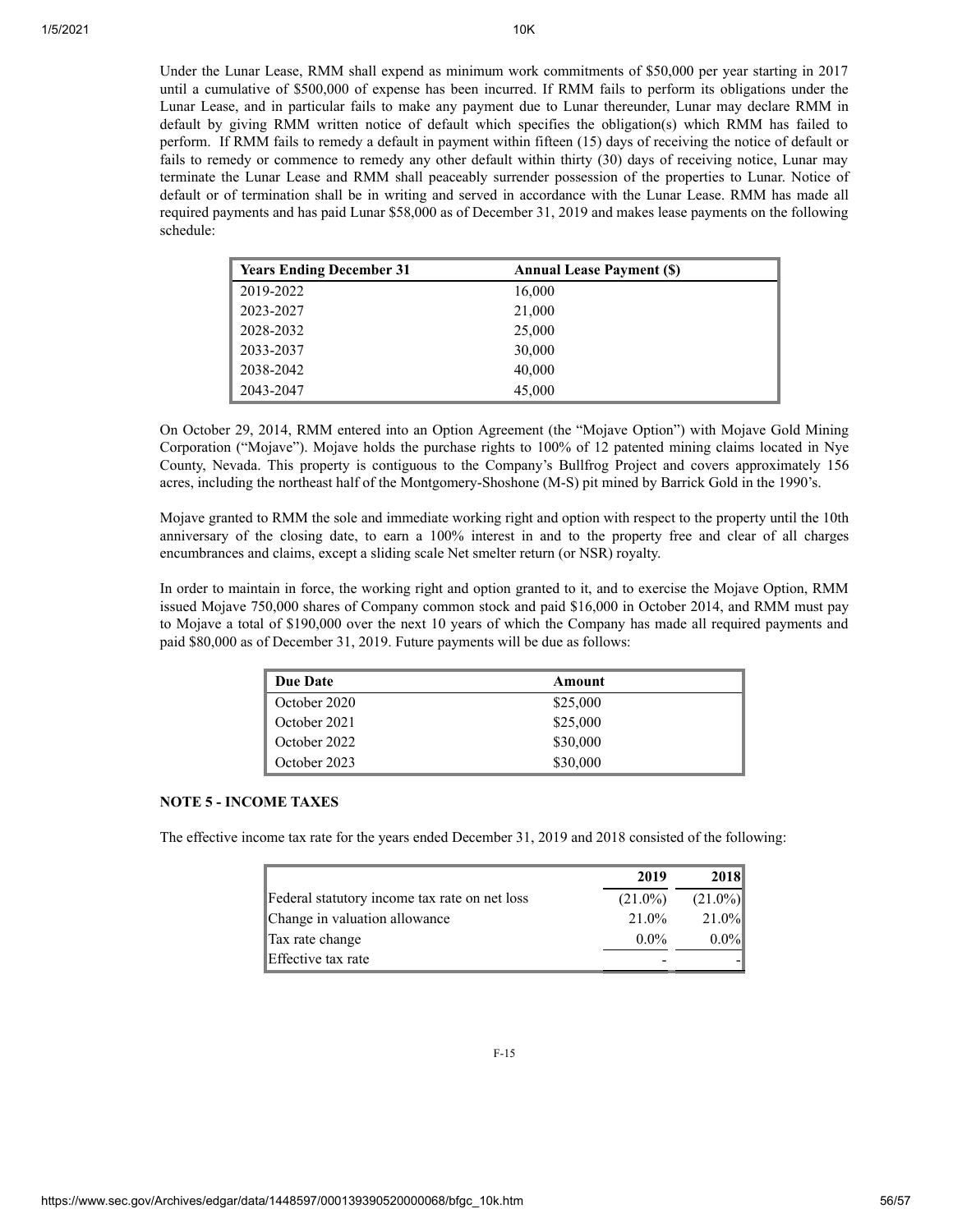Under the Lunar Lease, RMM shall expend as minimum work commitments of $50,000 per year starting in 2017 until a cumulative of $500,000 of expense has been incurred. If RMM fails to perform its obligations under the Lunar Lease, and in particular fails to make any payment due to Lunar thereunder, Lunar may declare RMM in default by giving RMM written notice of default which specifies the obligation(s) which RMM has failed to perform. If RMM fails to remedy a default in payment within fifteen (15) days of receiving the notice of default or fails to remedy or commence to remedy any other default within thirty (30) days of receiving notice, Lunar may terminate the Lunar Lease and RMM shall peaceably surrender possession of the properties to Lunar. Notice of default or of termination shall be in writing and served in accordance with the Lunar Lease. RMM has made all required payments and has paid Lunar $58,000 as of December 31, 2019 and makes lease payments on the following schedule:

| Years Ending December 31 | Annual Lease Payment ($) |
|---|---|
| 2019-2022 | 16,000 |
| 2023-2027 | 21,000 |
| 2028-2032 | 25,000 |
| 2033-2037 | 30,000 |
| 2038-2042 | 40,000 |
| 2043-2047 | 45,000 |

On October 29, 2014, RMM entered into an Option Agreement (the "Mojave Option") with Mojave Gold Mining Corporation ("Mojave"). Mojave holds the purchase rights to 100% of 12 patented mining claims located in Nye County, Nevada. This property is contiguous to the Company's Bullfrog Project and covers approximately 156 acres, including the northeast half of the Montgomery-Shoshone (M-S) pit mined by Barrick Gold in the 1990's.

Mojave granted to RMM the sole and immediate working right and option with respect to the property until the 10th anniversary of the closing date, to earn a 100% interest in and to the property free and clear of all charges encumbrances and claims, except a sliding scale Net smelter return (or NSR) royalty.

In order to maintain in force, the working right and option granted to it, and to exercise the Mojave Option, RMM issued Mojave 750,000 shares of Company common stock and paid $16,000 in October 2014, and RMM must pay to Mojave a total of $190,000 over the next 10 years of which the Company has made all required payments and paid $80,000 as of December 31, 2019. Future payments will be due as follows:

| Due Date | Amount |
|---|---|
| October 2020 | $25,000 |
| October 2021 | $25,000 |
| October 2022 | $30,000 |
| October 2023 | $30,000 |

**NOTE 5 - INCOME TAXES**

The effective income tax rate for the years ended December 31, 2019 and 2018 consisted of the following:

| | 2019 | 2018 |
|---|---|---|
| Federal statutory income tax rate on net loss | (21.0%) | (21.0%) |
| Change in valuation allowance | 21.0% | 21.0% |
| Tax rate change | 0.0% | 0.0% |
| Effective tax rate | - | - |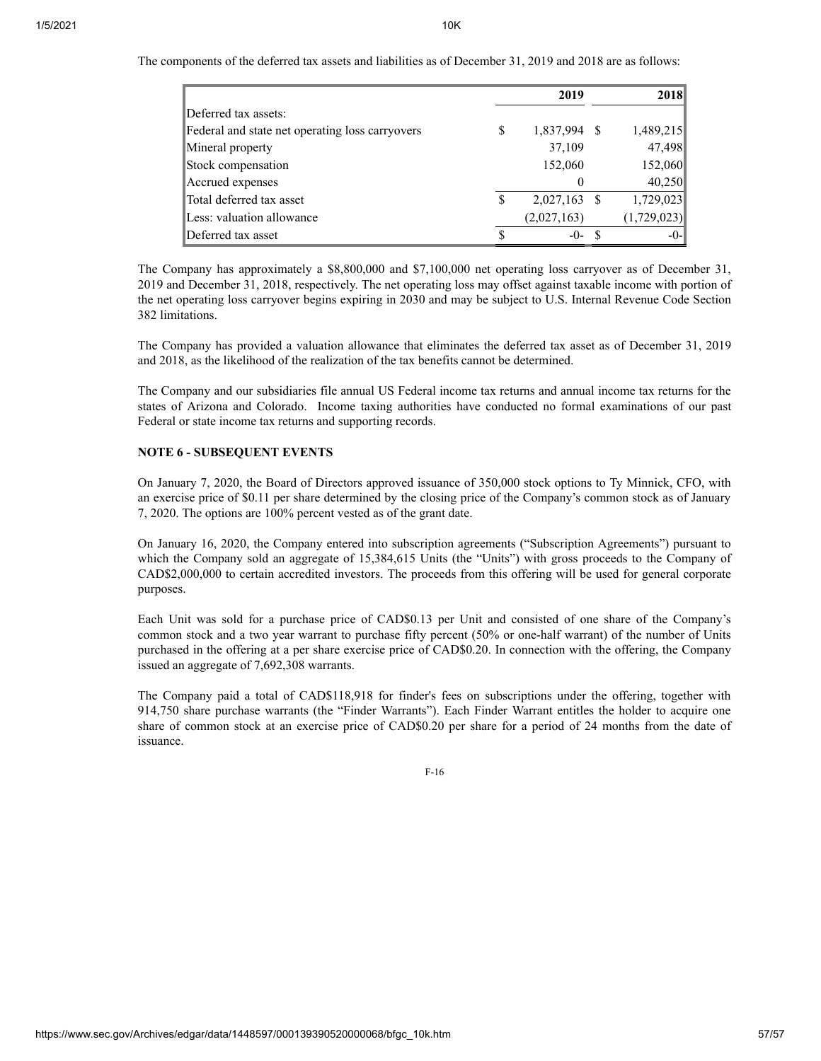The components of the deferred tax assets and liabilities as of December 31, 2019 and 2018 are as follows:

| | 2019 | 2018 |
|---|---|---|
| Deferred tax assets: | | |
| Federal and state net operating loss carryovers | $ 1,837,994 | $ 1,489,215 |
| Mineral property | 37,109 | 47,498 |
| Stock compensation | 152,060 | 152,060 |
| Accrued expenses | 0 | 40,250 |
| Total deferred tax asset | $ 2,027,163 | $ 1,729,023 |
| Less: valuation allowance | (2,027,163) | (1,729,023) |
| Deferred tax asset | $ -0- | $ -0- |

The Company has approximately a $8,800,000 and $7,100,000 net operating loss carryover as of December 31, 2019 and December 31, 2018, respectively. The net operating loss may offset against taxable income with portion of the net operating loss carryover begins expiring in 2030 and may be subject to U.S. Internal Revenue Code Section 382 limitations.

The Company has provided a valuation allowance that eliminates the deferred tax asset as of December 31, 2019 and 2018, as the likelihood of the realization of the tax benefits cannot be determined.

The Company and our subsidiaries file annual US Federal income tax returns and annual income tax returns for the states of Arizona and Colorado. Income taxing authorities have conducted no formal examinations of our past Federal or state income tax returns and supporting records.

**NOTE 6 - SUBSEQUENT EVENTS**

On January 7, 2020, the Board of Directors approved issuance of 350,000 stock options to Ty Minnick, CFO, with an exercise price of $0.11 per share determined by the closing price of the Company's common stock as of January 7, 2020. The options are 100% percent vested as of the grant date.

On January 16, 2020, the Company entered into subscription agreements ("Subscription Agreements") pursuant to which the Company sold an aggregate of 15,384,615 Units (the "Units") with gross proceeds to the Company of CAD$2,000,000 to certain accredited investors. The proceeds from this offering will be used for general corporate purposes.

Each Unit was sold for a purchase price of CAD$0.13 per Unit and consisted of one share of the Company's common stock and a two year warrant to purchase fifty percent (50% or one-half warrant) of the number of Units purchased in the offering at a per share exercise price of CAD$0.20. In connection with the offering, the Company issued an aggregate of 7,692,308 warrants.

The Company paid a total of CAD$118,918 for finder's fees on subscriptions under the offering, together with 914,750 share purchase warrants (the "Finder Warrants"). Each Finder Warrant entitles the holder to acquire one share of common stock at an exercise price of CAD$0.20 per share for a period of 24 months from the date of issuance.